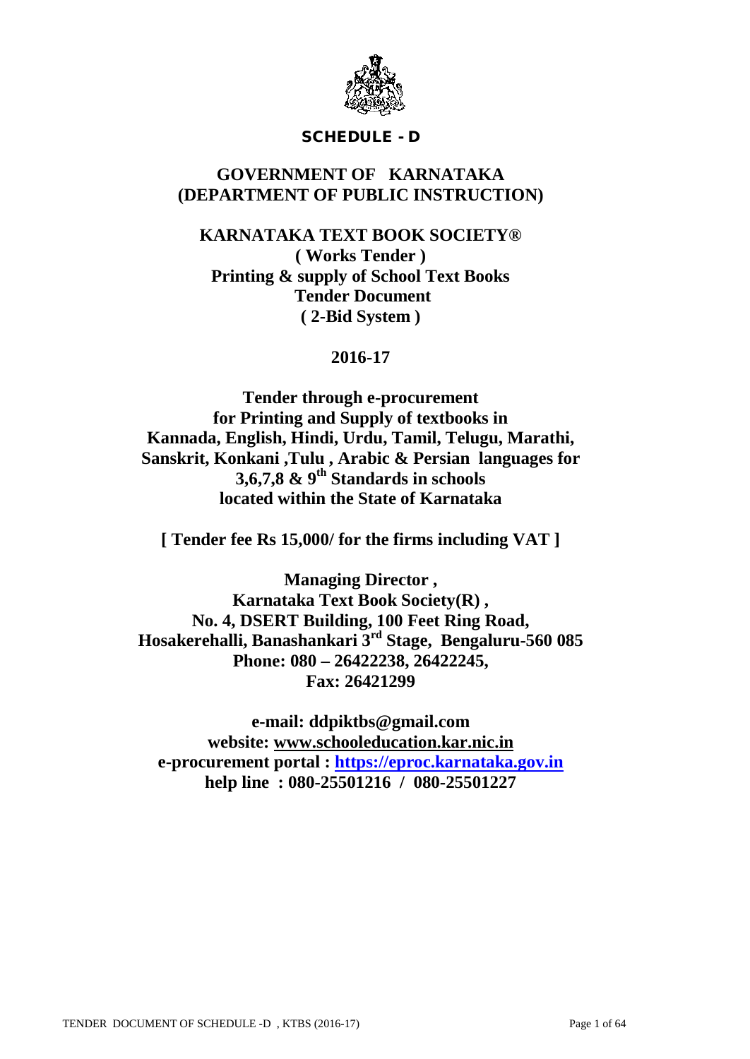**SCHEDULE - D**

# GOVERNMENT OF KARNATAKA
# (DEPARTMENT OF PUBLIC INSTRUCTION)

## KARNATAKA TEXT BOOK SOCIETY®

**( Works Tender )**
**Printing & supply of School Text Books**
**Tender Document**
**( 2-Bid System )**

**2016-17**

**Tender through e-procurement for Printing and Supply of textbooks in Kannada, English, Hindi, Urdu, Tamil, Telugu, Marathi, Sanskrit, Konkani ,Tulu , Arabic & Persian languages for 3,6,7,8 & 9th Standards in schools located within the State of Karnataka**

**[ Tender fee Rs 15,000/ for the firms including VAT ]**

**Managing Director ,**
**Karnataka Text Book Society(R) ,**
**No. 4, DSERT Building, 100 Feet Ring Road,**
**Hosakerehalli, Banashankari 3rd Stage, Bengaluru-560 085**
**Phone: 080 – 26422238, 26422245,**
**Fax: 26421299**

**e-mail: ddpiktbs@gmail.com**
**website: www.schooleducation.kar.nic.in**
**e-procurement portal : https://eproc.karnataka.gov.in**
**help line : 080-25501216 / 080-25501227**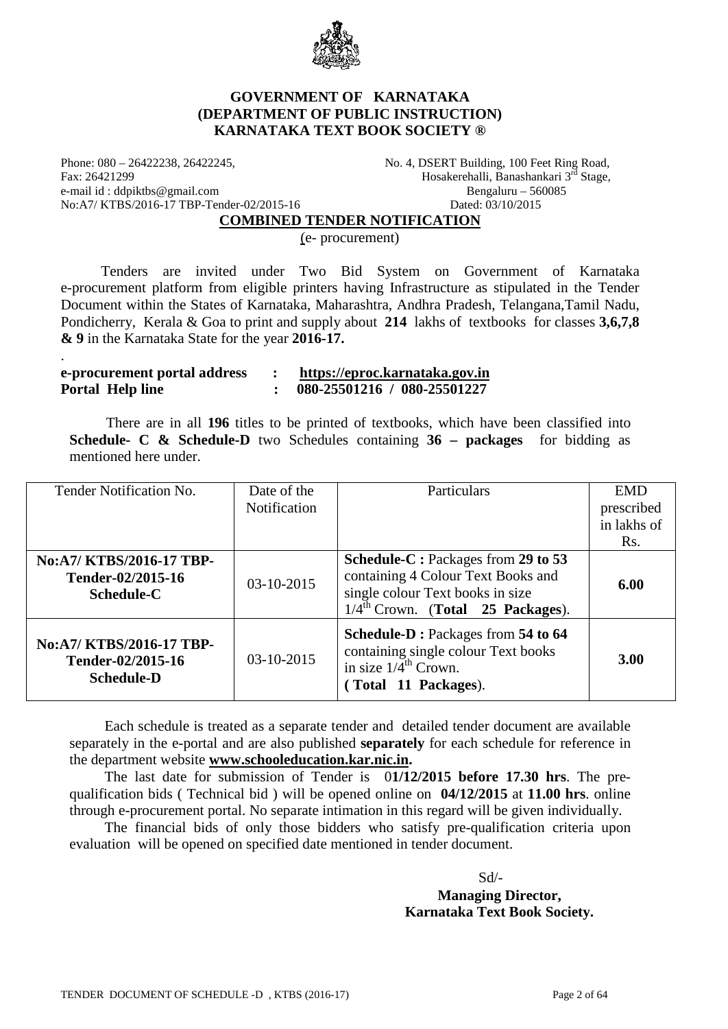# GOVERNMENT OF KARNATAKA
## (DEPARTMENT OF PUBLIC INSTRUCTION)
## KARNATAKA TEXT BOOK SOCIETY ®

Phone: 080 – 26422238, 26422245,
Fax: 26421299
e-mail id : ddpiktbs@gmail.com
No:A7/ KTBS/2016-17 TBP-Tender-02/2015-16

No. 4, DSERT Building, 100 Feet Ring Road,
Hosakerehalli, Banashankari 3rd Stage,
Bengaluru – 560085
Dated: 03/10/2015

### COMBINED TENDER NOTIFICATION

(e- procurement)

Tenders are invited under Two Bid System on Government of Karnataka e-procurement platform from eligible printers having Infrastructure as stipulated in the Tender Document within the States of Karnataka, Maharashtra, Andhra Pradesh, Telangana,Tamil Nadu, Pondicherry, Kerala & Goa to print and supply about **214** lakhs of textbooks for classes **3,6,7,8 & 9** in the Karnataka State for the year **2016-17.**

.

**e-procurement portal address : https://eproc.karnataka.gov.in**
**Portal Help line : 080-25501216 / 080-25501227**

There are in all **196** titles to be printed of textbooks, which have been classified into **Schedule- C & Schedule-D** two Schedules containing **36 – packages** for bidding as mentioned here under.

| Tender Notification No. | Date of the Notification | Particulars | EMD prescribed in lakhs of Rs. |
|---|---|---|---|
| **No:A7/ KTBS/2016-17 TBP-Tender-02/2015-16 Schedule-C** | 03-10-2015 | **Schedule-C :** Packages from **29 to 53** containing 4 Colour Text Books and single colour Text books in size 1/4th Crown. (**Total 25 Packages**). | **6.00** |
| **No:A7/ KTBS/2016-17 TBP-Tender-02/2015-16 Schedule-D** | 03-10-2015 | **Schedule-D :** Packages from **54 to 64** containing single colour Text books in size 1/4th Crown. (**Total 11 Packages**). | **3.00** |

Each schedule is treated as a separate tender and detailed tender document are available separately in the e-portal and are also published **separately** for each schedule for reference in the department website **www.schooleducation.kar.nic.in.**

The last date for submission of Tender is 0**1/12/2015 before 17.30 hrs**. The pre-qualification bids ( Technical bid ) will be opened online on **04/12/2015** at **11.00 hrs**. online through e-procurement portal. No separate intimation in this regard will be given individually.

The financial bids of only those bidders who satisfy pre-qualification criteria upon evaluation will be opened on specified date mentioned in tender document.

Sd/-
**Managing Director,**
**Karnataka Text Book Society.**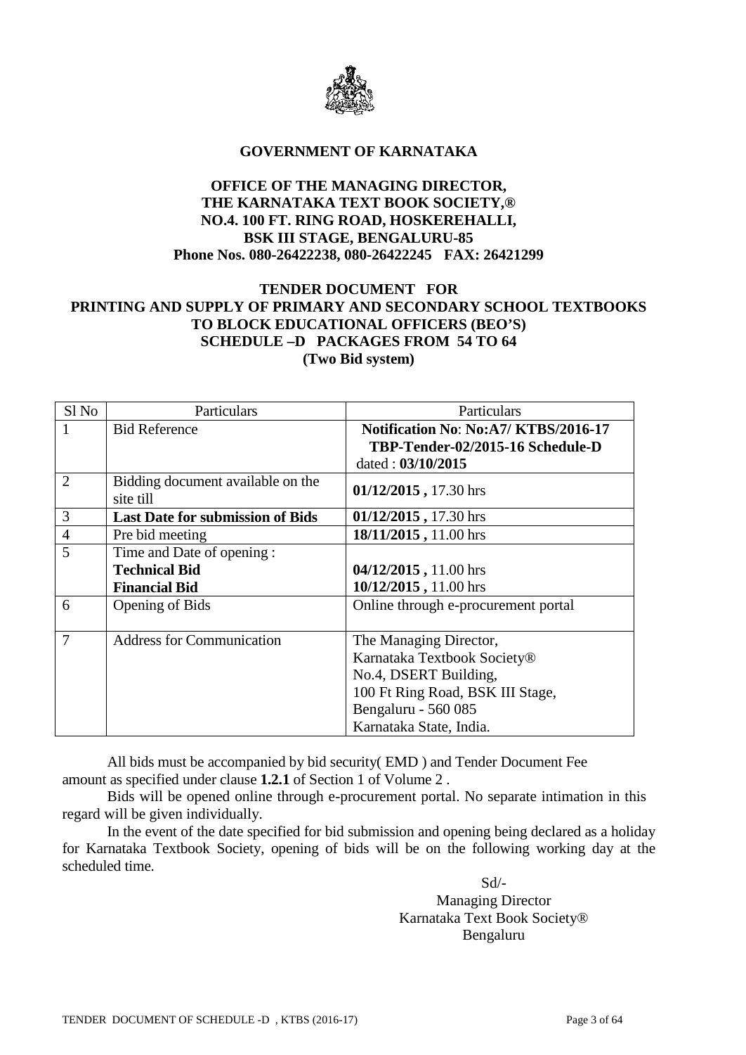**GOVERNMENT OF KARNATAKA**

**OFFICE OF THE MANAGING DIRECTOR,**
**THE KARNATAKA TEXT BOOK SOCIETY,®**
**NO.4. 100 FT. RING ROAD, HOSKEREHALLI,**
**BSK III STAGE, BENGALURU-85**
**Phone Nos. 080-26422238, 080-26422245 FAX: 26421299**

**TENDER DOCUMENT FOR**
**PRINTING AND SUPPLY OF PRIMARY AND SECONDARY SCHOOL TEXTBOOKS TO BLOCK EDUCATIONAL OFFICERS (BEO'S)**
**SCHEDULE –D PACKAGES FROM 54 TO 64**
**(Two Bid system)**

| Sl No | Particulars | Particulars |
|---|---|---|
| 1 | Bid Reference | **Notification No: No:A7/ KTBS/2016-17 TBP-Tender-02/2015-16 Schedule-D** dated : **03/10/2015** |
| 2 | Bidding document available on the site till | **01/12/2015 ,** 17.30 hrs |
| 3 | **Last Date for submission of Bids** | **01/12/2015 ,** 17.30 hrs |
| 4 | Pre bid meeting | **18/11/2015 ,** 11.00 hrs |
| 5 | Time and Date of opening : **Technical Bid** **Financial Bid** | **04/12/2015 ,** 11.00 hrs **10/12/2015 ,** 11.00 hrs |
| 6 | Opening of Bids | Online through e-procurement portal |
| 7 | Address for Communication | The Managing Director, Karnataka Textbook Society® No.4, DSERT Building, 100 Ft Ring Road, BSK III Stage, Bengaluru - 560 085 Karnataka State, India. |

All bids must be accompanied by bid security( EMD ) and Tender Document Fee amount as specified under clause **1.2.1** of Section 1 of Volume 2 .

Bids will be opened online through e-procurement portal. No separate intimation in this regard will be given individually.

In the event of the date specified for bid submission and opening being declared as a holiday for Karnataka Textbook Society, opening of bids will be on the following working day at the scheduled time.

Sd/-
Managing Director
Karnataka Text Book Society®
Bengaluru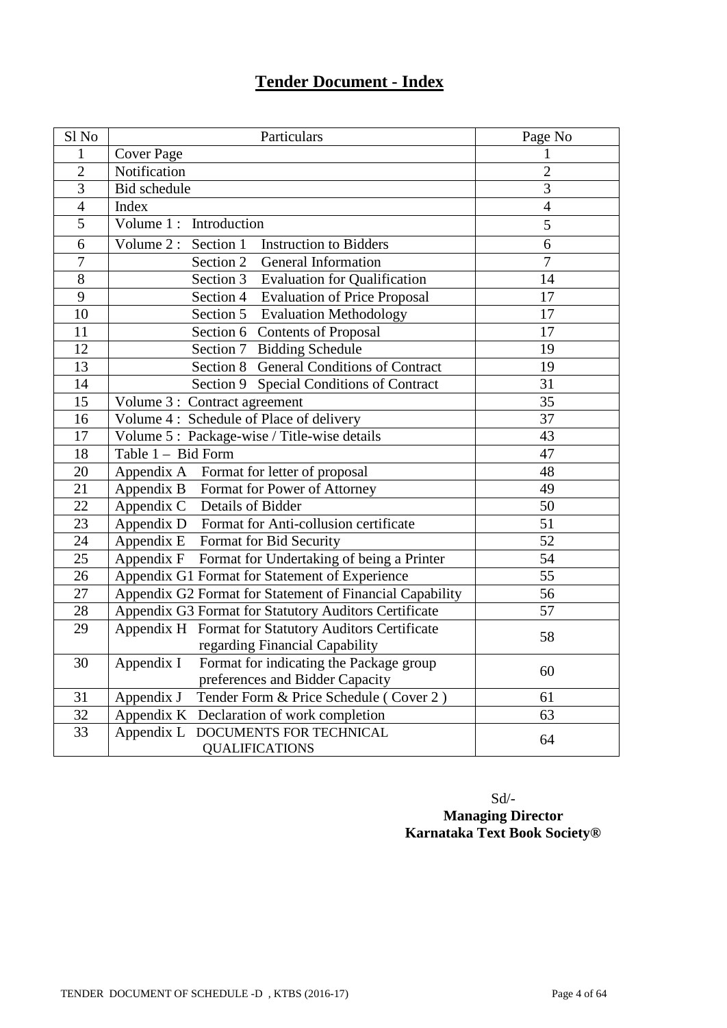# Tender Document - Index

| Sl No | Particulars | Page No |
|---|---|---|
| 1 | Cover Page | 1 |
| 2 | Notification | 2 |
| 3 | Bid schedule | 3 |
| 4 | Index | 4 |
| 5 | Volume 1 : Introduction | 5 |
| 6 | Volume 2 : Section 1 Instruction to Bidders | 6 |
| 7 | Section 2 General Information | 7 |
| 8 | Section 3 Evaluation for Qualification | 14 |
| 9 | Section 4 Evaluation of Price Proposal | 17 |
| 10 | Section 5 Evaluation Methodology | 17 |
| 11 | Section 6 Contents of Proposal | 17 |
| 12 | Section 7 Bidding Schedule | 19 |
| 13 | Section 8 General Conditions of Contract | 19 |
| 14 | Section 9 Special Conditions of Contract | 31 |
| 15 | Volume 3 : Contract agreement | 35 |
| 16 | Volume 4 : Schedule of Place of delivery | 37 |
| 17 | Volume 5 : Package-wise / Title-wise details | 43 |
| 18 | Table 1 – Bid Form | 47 |
| 20 | Appendix A Format for letter of proposal | 48 |
| 21 | Appendix B Format for Power of Attorney | 49 |
| 22 | Appendix C Details of Bidder | 50 |
| 23 | Appendix D Format for Anti-collusion certificate | 51 |
| 24 | Appendix E Format for Bid Security | 52 |
| 25 | Appendix F Format for Undertaking of being a Printer | 54 |
| 26 | Appendix G1 Format for Statement of Experience | 55 |
| 27 | Appendix G2 Format for Statement of Financial Capability | 56 |
| 28 | Appendix G3 Format for Statutory Auditors Certificate | 57 |
| 29 | Appendix H Format for Statutory Auditors Certificate regarding Financial Capability | 58 |
| 30 | Appendix I Format for indicating the Package group preferences and Bidder Capacity | 60 |
| 31 | Appendix J Tender Form & Price Schedule ( Cover 2 ) | 61 |
| 32 | Appendix K Declaration of work completion | 63 |
| 33 | Appendix L DOCUMENTS FOR TECHNICAL QUALIFICATIONS | 64 |

Sd/-
**Managing Director**
**Karnataka Text Book Society®**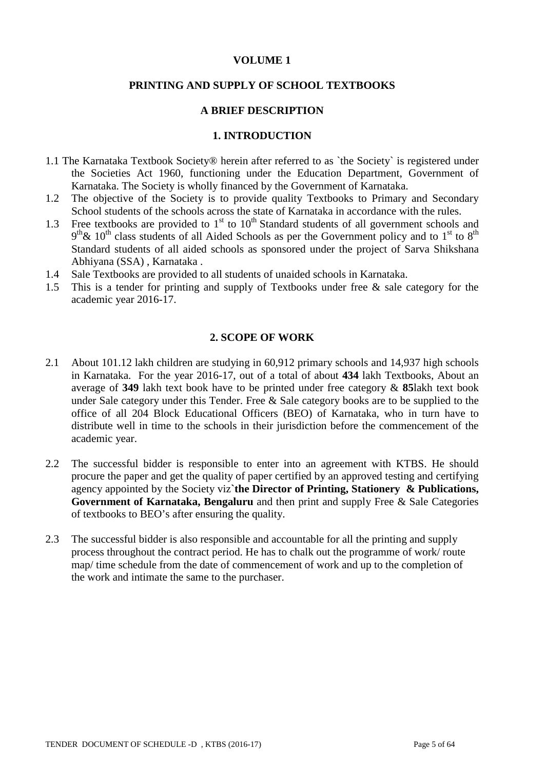# VOLUME 1

## PRINTING AND SUPPLY OF SCHOOL TEXTBOOKS

## A BRIEF DESCRIPTION

### 1. INTRODUCTION

1.1 The Karnataka Textbook Society® herein after referred to as `the Society` is registered under the Societies Act 1960, functioning under the Education Department, Government of Karnataka. The Society is wholly financed by the Government of Karnataka.

1.2 The objective of the Society is to provide quality Textbooks to Primary and Secondary School students of the schools across the state of Karnataka in accordance with the rules.

1.3 Free textbooks are provided to 1st to 10th Standard students of all government schools and 9th& 10th class students of all Aided Schools as per the Government policy and to 1st to 8th Standard students of all aided schools as sponsored under the project of Sarva Shikshana Abhiyana (SSA) , Karnataka .

1.4 Sale Textbooks are provided to all students of unaided schools in Karnataka.

1.5 This is a tender for printing and supply of Textbooks under free & sale category for the academic year 2016-17.

### 2. SCOPE OF WORK

2.1 About 101.12 lakh children are studying in 60,912 primary schools and 14,937 high schools in Karnataka. For the year 2016-17, out of a total of about **434** lakh Textbooks, About an average of **349** lakh text book have to be printed under free category & **85**lakh text book under Sale category under this Tender. Free & Sale category books are to be supplied to the office of all 204 Block Educational Officers (BEO) of Karnataka, who in turn have to distribute well in time to the schools in their jurisdiction before the commencement of the academic year.

2.2 The successful bidder is responsible to enter into an agreement with KTBS. He should procure the paper and get the quality of paper certified by an approved testing and certifying agency appointed by the Society viz`**the Director of Printing, Stationery & Publications, Government of Karnataka, Bengaluru** and then print and supply Free & Sale Categories of textbooks to BEO's after ensuring the quality.

2.3 The successful bidder is also responsible and accountable for all the printing and supply process throughout the contract period. He has to chalk out the programme of work/ route map/ time schedule from the date of commencement of work and up to the completion of the work and intimate the same to the purchaser.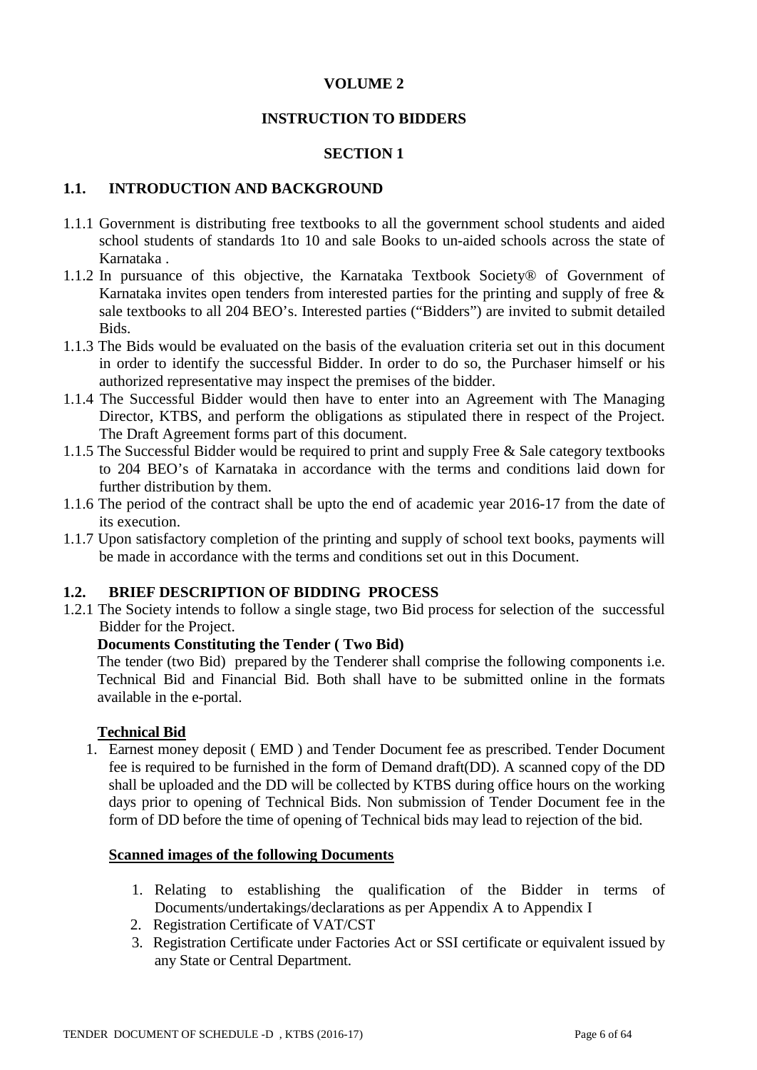## VOLUME 2

## INSTRUCTION TO BIDDERS

## SECTION 1

### 1.1. INTRODUCTION AND BACKGROUND

1.1.1 Government is distributing free textbooks to all the government school students and aided school students of standards 1to 10 and sale Books to un-aided schools across the state of Karnataka .

1.1.2 In pursuance of this objective, the Karnataka Textbook Society® of Government of Karnataka invites open tenders from interested parties for the printing and supply of free & sale textbooks to all 204 BEO's. Interested parties ("Bidders") are invited to submit detailed Bids.

1.1.3 The Bids would be evaluated on the basis of the evaluation criteria set out in this document in order to identify the successful Bidder. In order to do so, the Purchaser himself or his authorized representative may inspect the premises of the bidder.

1.1.4 The Successful Bidder would then have to enter into an Agreement with The Managing Director, KTBS, and perform the obligations as stipulated there in respect of the Project. The Draft Agreement forms part of this document.

1.1.5 The Successful Bidder would be required to print and supply Free & Sale category textbooks to 204 BEO's of Karnataka in accordance with the terms and conditions laid down for further distribution by them.

1.1.6 The period of the contract shall be upto the end of academic year 2016-17 from the date of its execution.

1.1.7 Upon satisfactory completion of the printing and supply of school text books, payments will be made in accordance with the terms and conditions set out in this Document.

### 1.2. BRIEF DESCRIPTION OF BIDDING PROCESS

1.2.1 The Society intends to follow a single stage, two Bid process for selection of the successful Bidder for the Project.

**Documents Constituting the Tender ( Two Bid)**

The tender (two Bid) prepared by the Tenderer shall comprise the following components i.e. Technical Bid and Financial Bid. Both shall have to be submitted online in the formats available in the e-portal.

**<u>Technical Bid</u>**

1. Earnest money deposit ( EMD ) and Tender Document fee as prescribed. Tender Document fee is required to be furnished in the form of Demand draft(DD). A scanned copy of the DD shall be uploaded and the DD will be collected by KTBS during office hours on the working days prior to opening of Technical Bids. Non submission of Tender Document fee in the form of DD before the time of opening of Technical bids may lead to rejection of the bid.

**<u>Scanned images of the following Documents</u>**

1. Relating to establishing the qualification of the Bidder in terms of Documents/undertakings/declarations as per Appendix A to Appendix I
2. Registration Certificate of VAT/CST
3. Registration Certificate under Factories Act or SSI certificate or equivalent issued by any State or Central Department.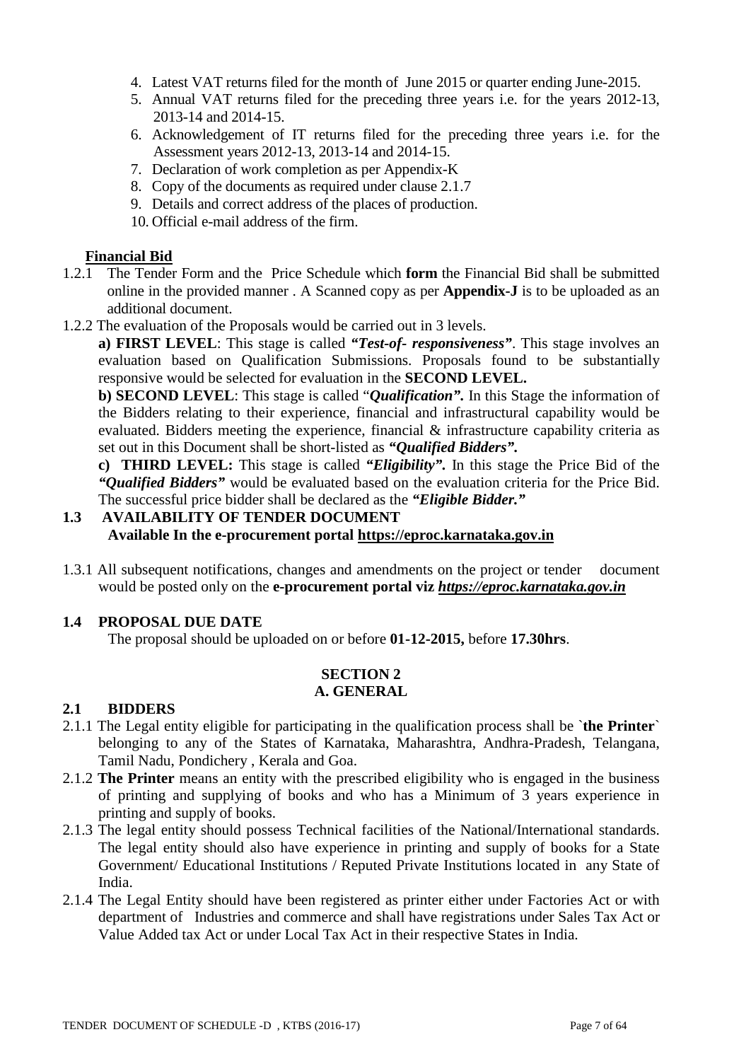4. Latest VAT returns filed for the month of June 2015 or quarter ending June-2015.
5. Annual VAT returns filed for the preceding three years i.e. for the years 2012-13, 2013-14 and 2014-15.
6. Acknowledgement of IT returns filed for the preceding three years i.e. for the Assessment years 2012-13, 2013-14 and 2014-15.
7. Declaration of work completion as per Appendix-K
8. Copy of the documents as required under clause 2.1.7
9. Details and correct address of the places of production.
10. Official e-mail address of the firm.

**Financial Bid**

1.2.1 The Tender Form and the Price Schedule which **form** the Financial Bid shall be submitted online in the provided manner . A Scanned copy as per **Appendix-J** is to be uploaded as an additional document.

1.2.2 The evaluation of the Proposals would be carried out in 3 levels.

**a) FIRST LEVEL**: This stage is called ***"Test-of- responsiveness"***. This stage involves an evaluation based on Qualification Submissions. Proposals found to be substantially responsive would be selected for evaluation in the **SECOND LEVEL.**

**b) SECOND LEVEL**: This stage is called "***Qualification".*** In this Stage the information of the Bidders relating to their experience, financial and infrastructural capability would be evaluated. Bidders meeting the experience, financial & infrastructure capability criteria as set out in this Document shall be short-listed as ***"Qualified Bidders".***

**c) THIRD LEVEL:** This stage is called ***"Eligibility".*** In this stage the Price Bid of the ***"Qualified Bidders"*** would be evaluated based on the evaluation criteria for the Price Bid. The successful price bidder shall be declared as the ***"Eligible Bidder."***

## 1.3 AVAILABILITY OF TENDER DOCUMENT

**Available In the e-procurement portal https://eproc.karnataka.gov.in**

1.3.1 All subsequent notifications, changes and amendments on the project or tender document would be posted only on the **e-procurement portal viz *https://eproc.karnataka.gov.in***

## 1.4 PROPOSAL DUE DATE

The proposal should be uploaded on or before **01-12-2015,** before **17.30hrs**.

# SECTION 2
## A. GENERAL

## 2.1 BIDDERS

2.1.1 The Legal entity eligible for participating in the qualification process shall be `**the Printer**` belonging to any of the States of Karnataka, Maharashtra, Andhra-Pradesh, Telangana, Tamil Nadu, Pondichery , Kerala and Goa.

2.1.2 **The Printer** means an entity with the prescribed eligibility who is engaged in the business of printing and supplying of books and who has a Minimum of 3 years experience in printing and supply of books.

2.1.3 The legal entity should possess Technical facilities of the National/International standards. The legal entity should also have experience in printing and supply of books for a State Government/ Educational Institutions / Reputed Private Institutions located in any State of India.

2.1.4 The Legal Entity should have been registered as printer either under Factories Act or with department of Industries and commerce and shall have registrations under Sales Tax Act or Value Added tax Act or under Local Tax Act in their respective States in India.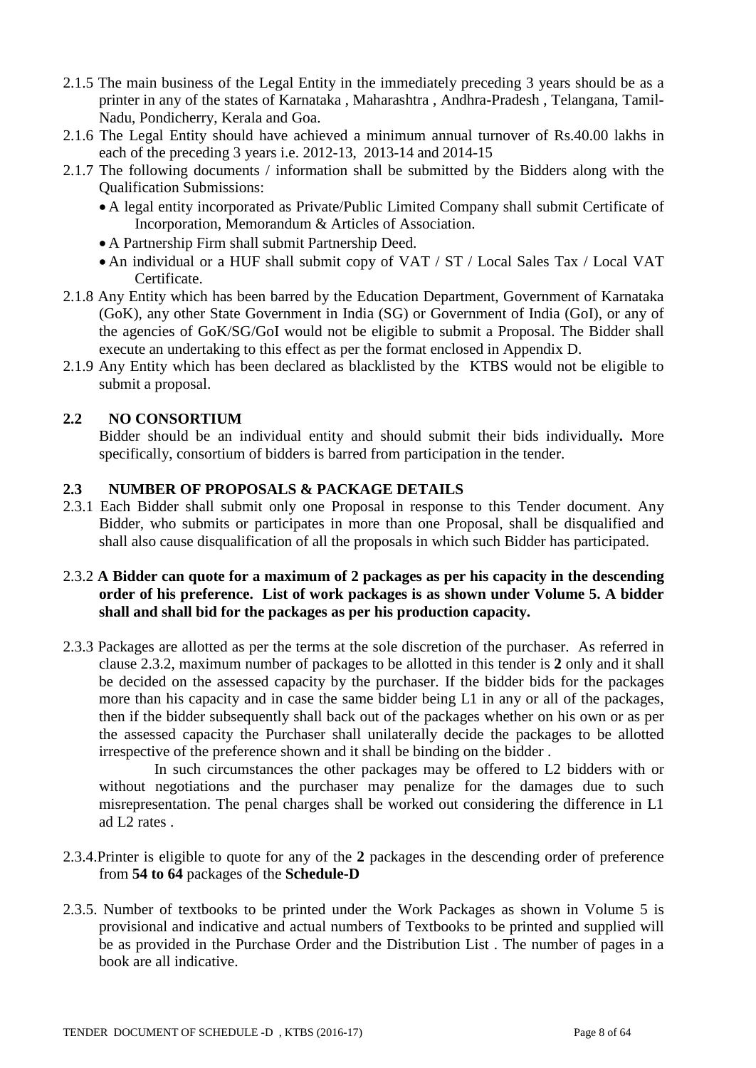2.1.5 The main business of the Legal Entity in the immediately preceding 3 years should be as a printer in any of the states of Karnataka , Maharashtra , Andhra-Pradesh , Telangana, Tamil-Nadu, Pondicherry, Kerala and Goa.

2.1.6 The Legal Entity should have achieved a minimum annual turnover of Rs.40.00 lakhs in each of the preceding 3 years i.e. 2012-13, 2013-14 and 2014-15

2.1.7 The following documents / information shall be submitted by the Bidders along with the Qualification Submissions:

- A legal entity incorporated as Private/Public Limited Company shall submit Certificate of Incorporation, Memorandum & Articles of Association.
- A Partnership Firm shall submit Partnership Deed.
- An individual or a HUF shall submit copy of VAT / ST / Local Sales Tax / Local VAT Certificate.

2.1.8 Any Entity which has been barred by the Education Department, Government of Karnataka (GoK), any other State Government in India (SG) or Government of India (GoI), or any of the agencies of GoK/SG/GoI would not be eligible to submit a Proposal. The Bidder shall execute an undertaking to this effect as per the format enclosed in Appendix D.

2.1.9 Any Entity which has been declared as blacklisted by the KTBS would not be eligible to submit a proposal.

## 2.2 NO CONSORTIUM

Bidder should be an individual entity and should submit their bids individually**.** More specifically, consortium of bidders is barred from participation in the tender.

## 2.3 NUMBER OF PROPOSALS & PACKAGE DETAILS

2.3.1 Each Bidder shall submit only one Proposal in response to this Tender document. Any Bidder, who submits or participates in more than one Proposal, shall be disqualified and shall also cause disqualification of all the proposals in which such Bidder has participated.

2.3.2 **A Bidder can quote for a maximum of 2 packages as per his capacity in the descending order of his preference. List of work packages is as shown under Volume 5. A bidder shall and shall bid for the packages as per his production capacity.**

2.3.3 Packages are allotted as per the terms at the sole discretion of the purchaser. As referred in clause 2.3.2, maximum number of packages to be allotted in this tender is **2** only and it shall be decided on the assessed capacity by the purchaser. If the bidder bids for the packages more than his capacity and in case the same bidder being L1 in any or all of the packages, then if the bidder subsequently shall back out of the packages whether on his own or as per the assessed capacity the Purchaser shall unilaterally decide the packages to be allotted irrespective of the preference shown and it shall be binding on the bidder .

In such circumstances the other packages may be offered to L2 bidders with or without negotiations and the purchaser may penalize for the damages due to such misrepresentation. The penal charges shall be worked out considering the difference in L1 ad L2 rates .

2.3.4.Printer is eligible to quote for any of the **2** packages in the descending order of preference from **54 to 64** packages of the **Schedule-D**

2.3.5. Number of textbooks to be printed under the Work Packages as shown in Volume 5 is provisional and indicative and actual numbers of Textbooks to be printed and supplied will be as provided in the Purchase Order and the Distribution List . The number of pages in a book are all indicative.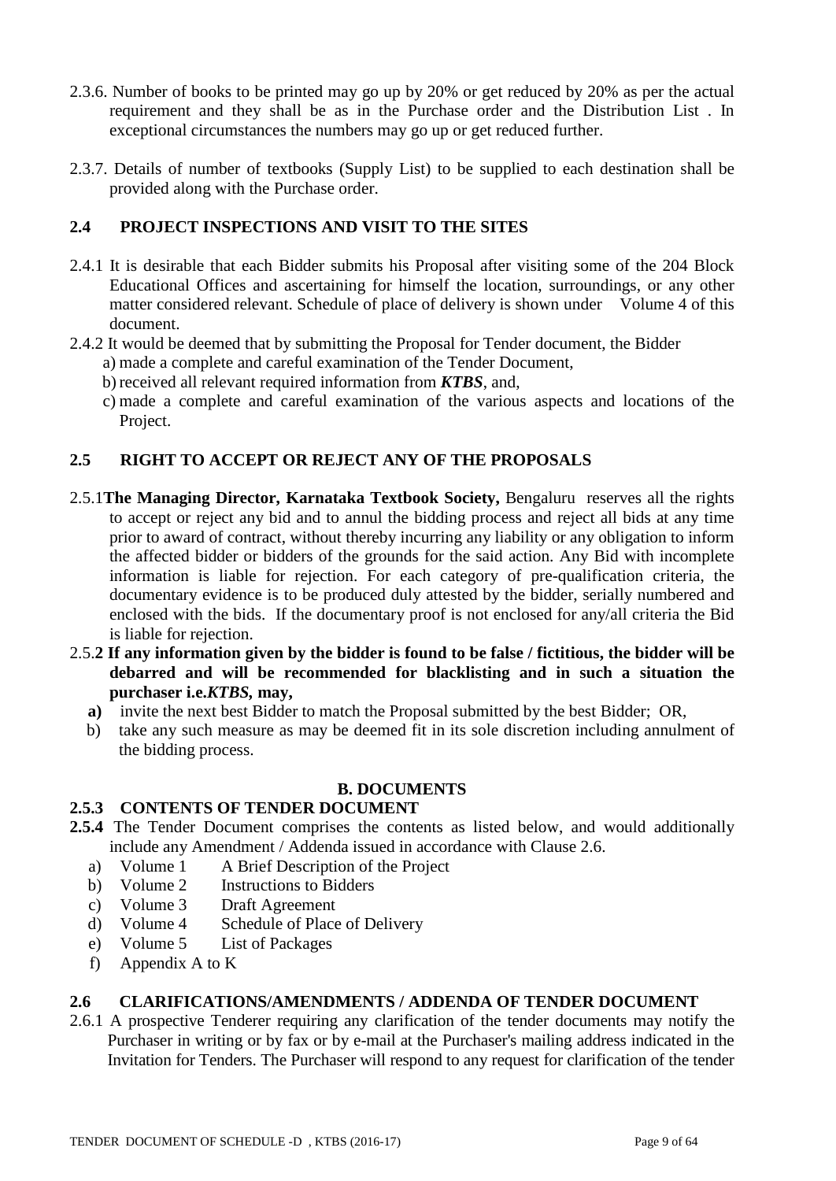2.3.6. Number of books to be printed may go up by 20% or get reduced by 20% as per the actual requirement and they shall be as in the Purchase order and the Distribution List . In exceptional circumstances the numbers may go up or get reduced further.

2.3.7. Details of number of textbooks (Supply List) to be supplied to each destination shall be provided along with the Purchase order.

## 2.4 PROJECT INSPECTIONS AND VISIT TO THE SITES

2.4.1 It is desirable that each Bidder submits his Proposal after visiting some of the 204 Block Educational Offices and ascertaining for himself the location, surroundings, or any other matter considered relevant. Schedule of place of delivery is shown under Volume 4 of this document.

2.4.2 It would be deemed that by submitting the Proposal for Tender document, the Bidder

a) made a complete and careful examination of the Tender Document,

b) received all relevant required information from ***KTBS***, and,

c) made a complete and careful examination of the various aspects and locations of the Project.

## 2.5 RIGHT TO ACCEPT OR REJECT ANY OF THE PROPOSALS

2.5.1**The Managing Director, Karnataka Textbook Society,** Bengaluru reserves all the rights to accept or reject any bid and to annul the bidding process and reject all bids at any time prior to award of contract, without thereby incurring any liability or any obligation to inform the affected bidder or bidders of the grounds for the said action. Any Bid with incomplete information is liable for rejection. For each category of pre-qualification criteria, the documentary evidence is to be produced duly attested by the bidder, serially numbered and enclosed with the bids. If the documentary proof is not enclosed for any/all criteria the Bid is liable for rejection.

2.5.**2 If any information given by the bidder is found to be false / fictitious, the bidder will be debarred and will be recommended for blacklisting and in such a situation the purchaser i.e.*KTBS*, may,**

**a)** invite the next best Bidder to match the Proposal submitted by the best Bidder; OR,

b) take any such measure as may be deemed fit in its sole discretion including annulment of the bidding process.

## B. DOCUMENTS

### 2.5.3 CONTENTS OF TENDER DOCUMENT

**2.5.4** The Tender Document comprises the contents as listed below, and would additionally include any Amendment / Addenda issued in accordance with Clause 2.6.

a) Volume 1 A Brief Description of the Project
b) Volume 2 Instructions to Bidders
c) Volume 3 Draft Agreement
d) Volume 4 Schedule of Place of Delivery
e) Volume 5 List of Packages
f) Appendix A to K

## 2.6 CLARIFICATIONS/AMENDMENTS / ADDENDA OF TENDER DOCUMENT

2.6.1 A prospective Tenderer requiring any clarification of the tender documents may notify the Purchaser in writing or by fax or by e-mail at the Purchaser's mailing address indicated in the Invitation for Tenders. The Purchaser will respond to any request for clarification of the tender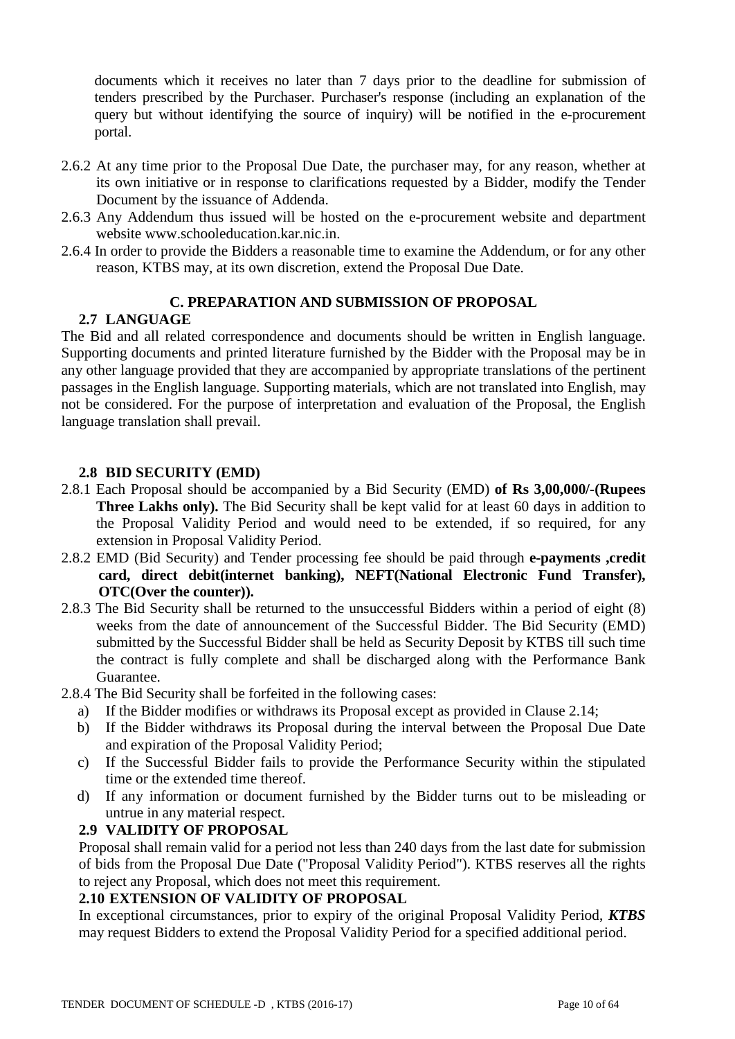documents which it receives no later than 7 days prior to the deadline for submission of tenders prescribed by the Purchaser. Purchaser's response (including an explanation of the query but without identifying the source of inquiry) will be notified in the e-procurement portal.

2.6.2 At any time prior to the Proposal Due Date, the purchaser may, for any reason, whether at its own initiative or in response to clarifications requested by a Bidder, modify the Tender Document by the issuance of Addenda.

2.6.3 Any Addendum thus issued will be hosted on the e-procurement website and department website www.schooleducation.kar.nic.in.

2.6.4 In order to provide the Bidders a reasonable time to examine the Addendum, or for any other reason, KTBS may, at its own discretion, extend the Proposal Due Date.

## C. PREPARATION AND SUBMISSION OF PROPOSAL

### 2.7 LANGUAGE

The Bid and all related correspondence and documents should be written in English language. Supporting documents and printed literature furnished by the Bidder with the Proposal may be in any other language provided that they are accompanied by appropriate translations of the pertinent passages in the English language. Supporting materials, which are not translated into English, may not be considered. For the purpose of interpretation and evaluation of the Proposal, the English language translation shall prevail.

### 2.8 BID SECURITY (EMD)

2.8.1 Each Proposal should be accompanied by a Bid Security (EMD) **of Rs 3,00,000/-(Rupees Three Lakhs only).** The Bid Security shall be kept valid for at least 60 days in addition to the Proposal Validity Period and would need to be extended, if so required, for any extension in Proposal Validity Period.

2.8.2 EMD (Bid Security) and Tender processing fee should be paid through **e-payments ,credit card, direct debit(internet banking), NEFT(National Electronic Fund Transfer), OTC(Over the counter)).**

2.8.3 The Bid Security shall be returned to the unsuccessful Bidders within a period of eight (8) weeks from the date of announcement of the Successful Bidder. The Bid Security (EMD) submitted by the Successful Bidder shall be held as Security Deposit by KTBS till such time the contract is fully complete and shall be discharged along with the Performance Bank Guarantee.

2.8.4 The Bid Security shall be forfeited in the following cases:

a) If the Bidder modifies or withdraws its Proposal except as provided in Clause 2.14;
b) If the Bidder withdraws its Proposal during the interval between the Proposal Due Date and expiration of the Proposal Validity Period;
c) If the Successful Bidder fails to provide the Performance Security within the stipulated time or the extended time thereof.
d) If any information or document furnished by the Bidder turns out to be misleading or untrue in any material respect.

### 2.9 VALIDITY OF PROPOSAL

Proposal shall remain valid for a period not less than 240 days from the last date for submission of bids from the Proposal Due Date ("Proposal Validity Period"). KTBS reserves all the rights to reject any Proposal, which does not meet this requirement.

### 2.10 EXTENSION OF VALIDITY OF PROPOSAL

In exceptional circumstances, prior to expiry of the original Proposal Validity Period, ***KTBS*** may request Bidders to extend the Proposal Validity Period for a specified additional period.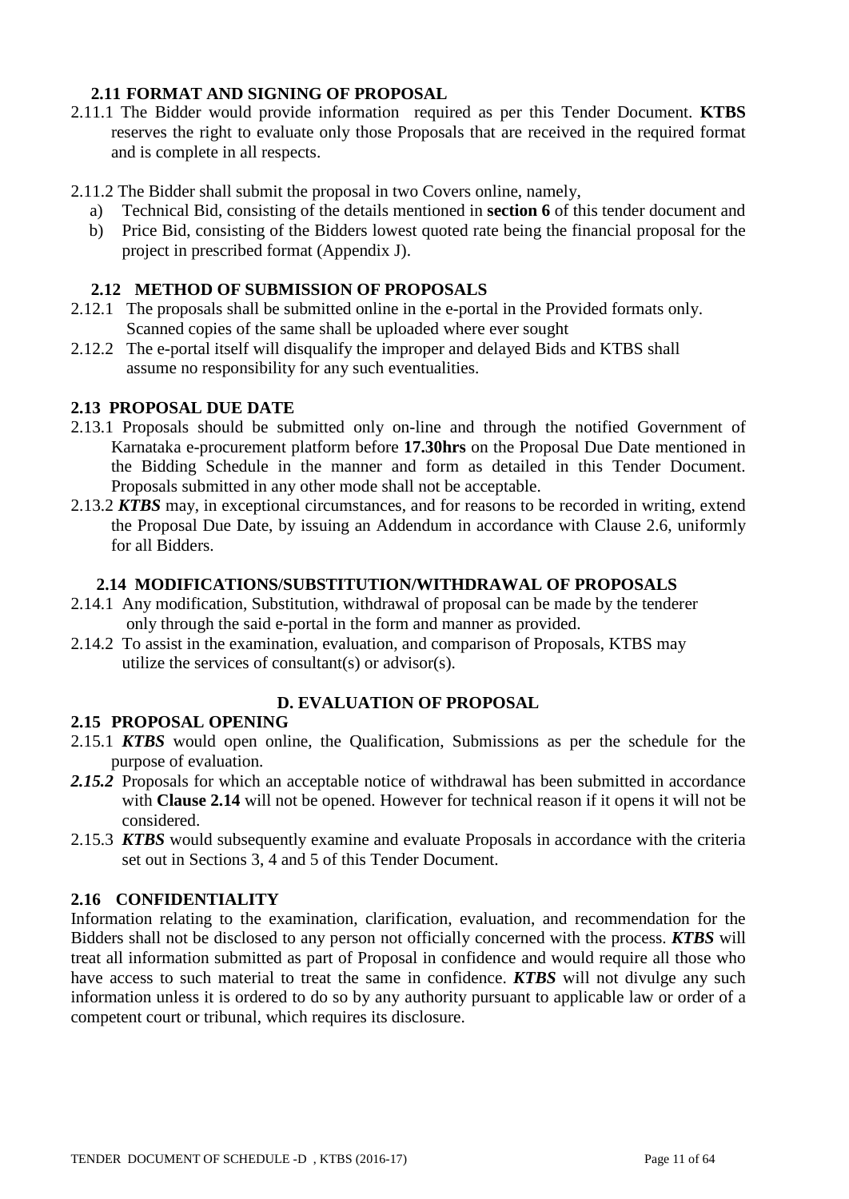## 2.11 FORMAT AND SIGNING OF PROPOSAL

2.11.1 The Bidder would provide information required as per this Tender Document. **KTBS** reserves the right to evaluate only those Proposals that are received in the required format and is complete in all respects.

2.11.2 The Bidder shall submit the proposal in two Covers online, namely,

a) Technical Bid, consisting of the details mentioned in **section 6** of this tender document and
b) Price Bid, consisting of the Bidders lowest quoted rate being the financial proposal for the project in prescribed format (Appendix J).

## 2.12 METHOD OF SUBMISSION OF PROPOSALS

2.12.1 The proposals shall be submitted online in the e-portal in the Provided formats only. Scanned copies of the same shall be uploaded where ever sought

2.12.2 The e-portal itself will disqualify the improper and delayed Bids and KTBS shall assume no responsibility for any such eventualities.

## 2.13 PROPOSAL DUE DATE

2.13.1 Proposals should be submitted only on-line and through the notified Government of Karnataka e-procurement platform before **17.30hrs** on the Proposal Due Date mentioned in the Bidding Schedule in the manner and form as detailed in this Tender Document. Proposals submitted in any other mode shall not be acceptable.

2.13.2 ***KTBS*** may, in exceptional circumstances, and for reasons to be recorded in writing, extend the Proposal Due Date, by issuing an Addendum in accordance with Clause 2.6, uniformly for all Bidders.

## 2.14 MODIFICATIONS/SUBSTITUTION/WITHDRAWAL OF PROPOSALS

2.14.1 Any modification, Substitution, withdrawal of proposal can be made by the tenderer only through the said e-portal in the form and manner as provided.

2.14.2 To assist in the examination, evaluation, and comparison of Proposals, KTBS may utilize the services of consultant(s) or advisor(s).

# D. EVALUATION OF PROPOSAL

## 2.15 PROPOSAL OPENING

2.15.1 ***KTBS*** would open online, the Qualification, Submissions as per the schedule for the purpose of evaluation.

***2.15.2*** Proposals for which an acceptable notice of withdrawal has been submitted in accordance with **Clause 2.14** will not be opened. However for technical reason if it opens it will not be considered.

2.15.3 ***KTBS*** would subsequently examine and evaluate Proposals in accordance with the criteria set out in Sections 3, 4 and 5 of this Tender Document.

## 2.16 CONFIDENTIALITY

Information relating to the examination, clarification, evaluation, and recommendation for the Bidders shall not be disclosed to any person not officially concerned with the process. ***KTBS*** will treat all information submitted as part of Proposal in confidence and would require all those who have access to such material to treat the same in confidence. ***KTBS*** will not divulge any such information unless it is ordered to do so by any authority pursuant to applicable law or order of a competent court or tribunal, which requires its disclosure.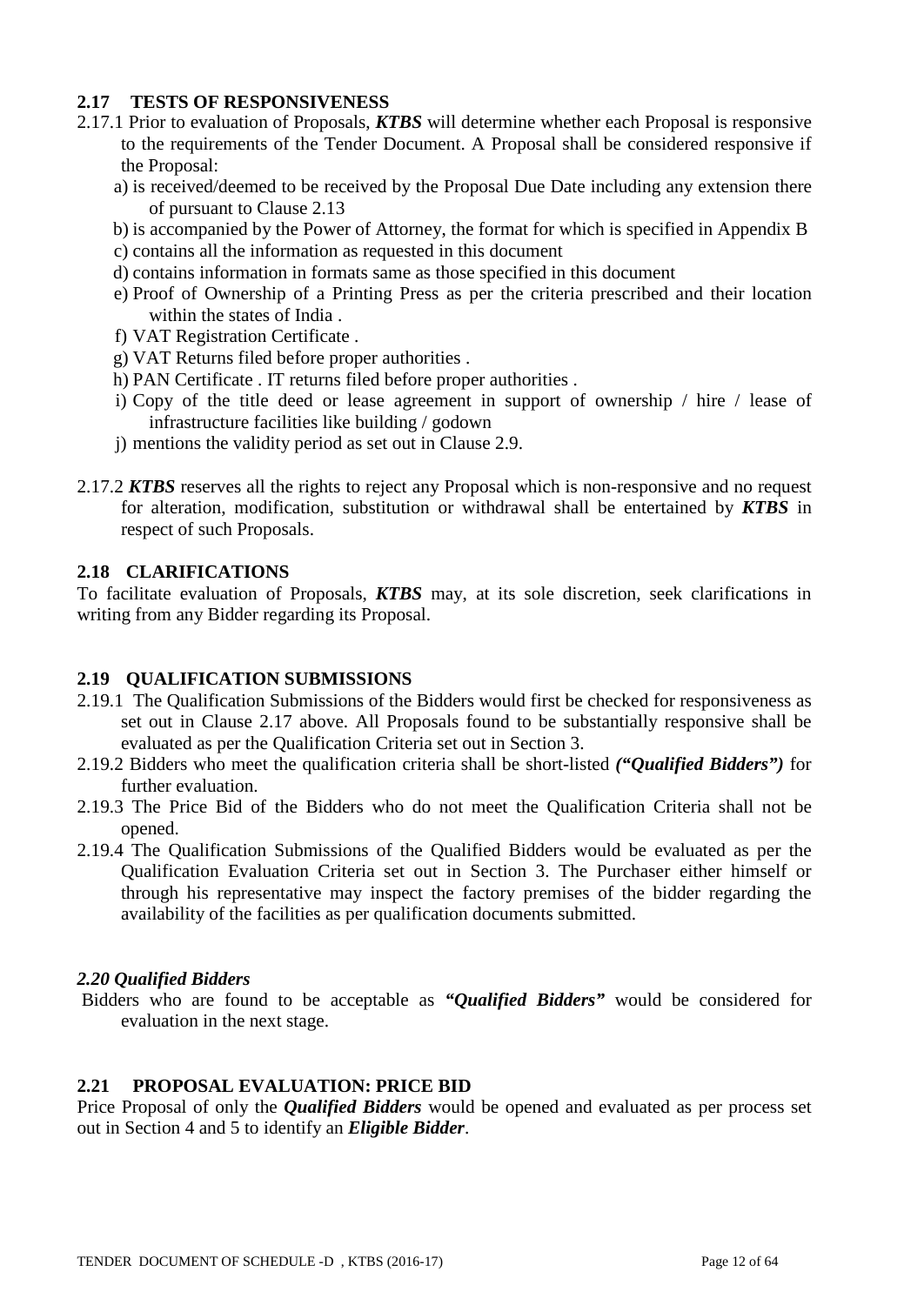### 2.17 TESTS OF RESPONSIVENESS

2.17.1 Prior to evaluation of Proposals, ***KTBS*** will determine whether each Proposal is responsive to the requirements of the Tender Document. A Proposal shall be considered responsive if the Proposal:

a) is received/deemed to be received by the Proposal Due Date including any extension there of pursuant to Clause 2.13

b) is accompanied by the Power of Attorney, the format for which is specified in Appendix B

c) contains all the information as requested in this document

d) contains information in formats same as those specified in this document

e) Proof of Ownership of a Printing Press as per the criteria prescribed and their location within the states of India .

f) VAT Registration Certificate .

g) VAT Returns filed before proper authorities .

h) PAN Certificate . IT returns filed before proper authorities .

i) Copy of the title deed or lease agreement in support of ownership / hire / lease of infrastructure facilities like building / godown

j) mentions the validity period as set out in Clause 2.9.

2.17.2 ***KTBS*** reserves all the rights to reject any Proposal which is non-responsive and no request for alteration, modification, substitution or withdrawal shall be entertained by ***KTBS*** in respect of such Proposals.

### 2.18 CLARIFICATIONS

To facilitate evaluation of Proposals, ***KTBS*** may, at its sole discretion, seek clarifications in writing from any Bidder regarding its Proposal.

### 2.19 QUALIFICATION SUBMISSIONS

2.19.1 The Qualification Submissions of the Bidders would first be checked for responsiveness as set out in Clause 2.17 above. All Proposals found to be substantially responsive shall be evaluated as per the Qualification Criteria set out in Section 3.

2.19.2 Bidders who meet the qualification criteria shall be short-listed ***("Qualified Bidders")*** for further evaluation.

2.19.3 The Price Bid of the Bidders who do not meet the Qualification Criteria shall not be opened.

2.19.4 The Qualification Submissions of the Qualified Bidders would be evaluated as per the Qualification Evaluation Criteria set out in Section 3. The Purchaser either himself or through his representative may inspect the factory premises of the bidder regarding the availability of the facilities as per qualification documents submitted.

### *2.20 Qualified Bidders*

Bidders who are found to be acceptable as ***"Qualified Bidders"*** would be considered for evaluation in the next stage.

### 2.21 PROPOSAL EVALUATION: PRICE BID

Price Proposal of only the ***Qualified Bidders*** would be opened and evaluated as per process set out in Section 4 and 5 to identify an ***Eligible Bidder***.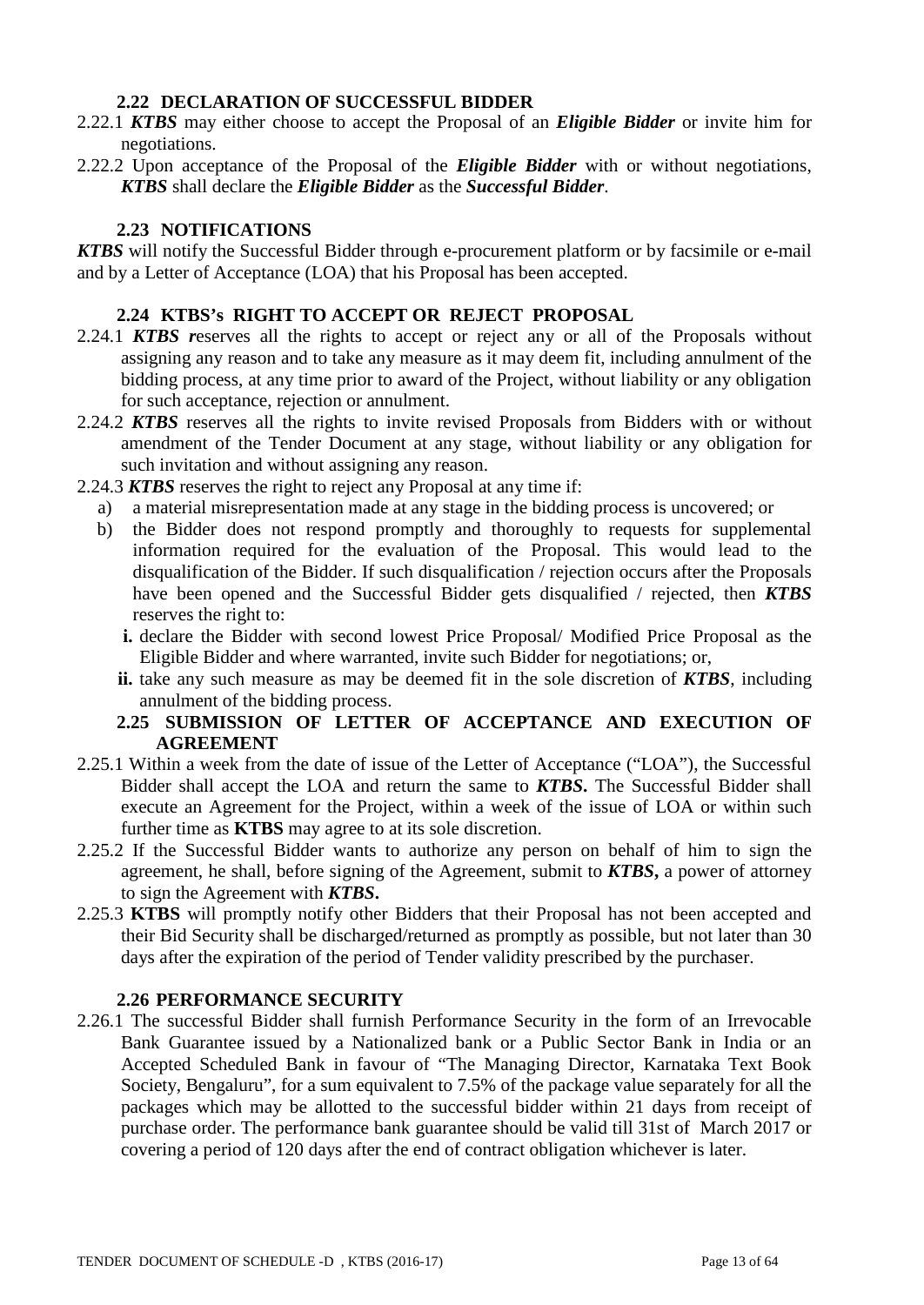### 2.22 DECLARATION OF SUCCESSFUL BIDDER

2.22.1 ***KTBS*** may either choose to accept the Proposal of an ***Eligible Bidder*** or invite him for negotiations.

2.22.2 Upon acceptance of the Proposal of the ***Eligible Bidder*** with or without negotiations, ***KTBS*** shall declare the ***Eligible Bidder*** as the ***Successful Bidder***.

### 2.23 NOTIFICATIONS

***KTBS*** will notify the Successful Bidder through e-procurement platform or by facsimile or e-mail and by a Letter of Acceptance (LOA) that his Proposal has been accepted.

### 2.24 KTBS's RIGHT TO ACCEPT OR REJECT PROPOSAL

2.24.1 ***KTBS r***eserves all the rights to accept or reject any or all of the Proposals without assigning any reason and to take any measure as it may deem fit, including annulment of the bidding process, at any time prior to award of the Project, without liability or any obligation for such acceptance, rejection or annulment.

2.24.2 ***KTBS*** reserves all the rights to invite revised Proposals from Bidders with or without amendment of the Tender Document at any stage, without liability or any obligation for such invitation and without assigning any reason.

2.24.3 ***KTBS*** reserves the right to reject any Proposal at any time if:

a) a material misrepresentation made at any stage in the bidding process is uncovered; or

b) the Bidder does not respond promptly and thoroughly to requests for supplemental information required for the evaluation of the Proposal. This would lead to the disqualification of the Bidder. If such disqualification / rejection occurs after the Proposals have been opened and the Successful Bidder gets disqualified / rejected, then ***KTBS*** reserves the right to:

**i.** declare the Bidder with second lowest Price Proposal/ Modified Price Proposal as the Eligible Bidder and where warranted, invite such Bidder for negotiations; or,

**ii.** take any such measure as may be deemed fit in the sole discretion of ***KTBS***, including annulment of the bidding process.

### 2.25 SUBMISSION OF LETTER OF ACCEPTANCE AND EXECUTION OF AGREEMENT

2.25.1 Within a week from the date of issue of the Letter of Acceptance ("LOA"), the Successful Bidder shall accept the LOA and return the same to ***KTBS*****.** The Successful Bidder shall execute an Agreement for the Project, within a week of the issue of LOA or within such further time as **KTBS** may agree to at its sole discretion.

2.25.2 If the Successful Bidder wants to authorize any person on behalf of him to sign the agreement, he shall, before signing of the Agreement, submit to ***KTBS*****,** a power of attorney to sign the Agreement with ***KTBS*****.**

2.25.3 **KTBS** will promptly notify other Bidders that their Proposal has not been accepted and their Bid Security shall be discharged/returned as promptly as possible, but not later than 30 days after the expiration of the period of Tender validity prescribed by the purchaser.

### 2.26 PERFORMANCE SECURITY

2.26.1 The successful Bidder shall furnish Performance Security in the form of an Irrevocable Bank Guarantee issued by a Nationalized bank or a Public Sector Bank in India or an Accepted Scheduled Bank in favour of "The Managing Director, Karnataka Text Book Society, Bengaluru", for a sum equivalent to 7.5% of the package value separately for all the packages which may be allotted to the successful bidder within 21 days from receipt of purchase order. The performance bank guarantee should be valid till 31st of March 2017 or covering a period of 120 days after the end of contract obligation whichever is later.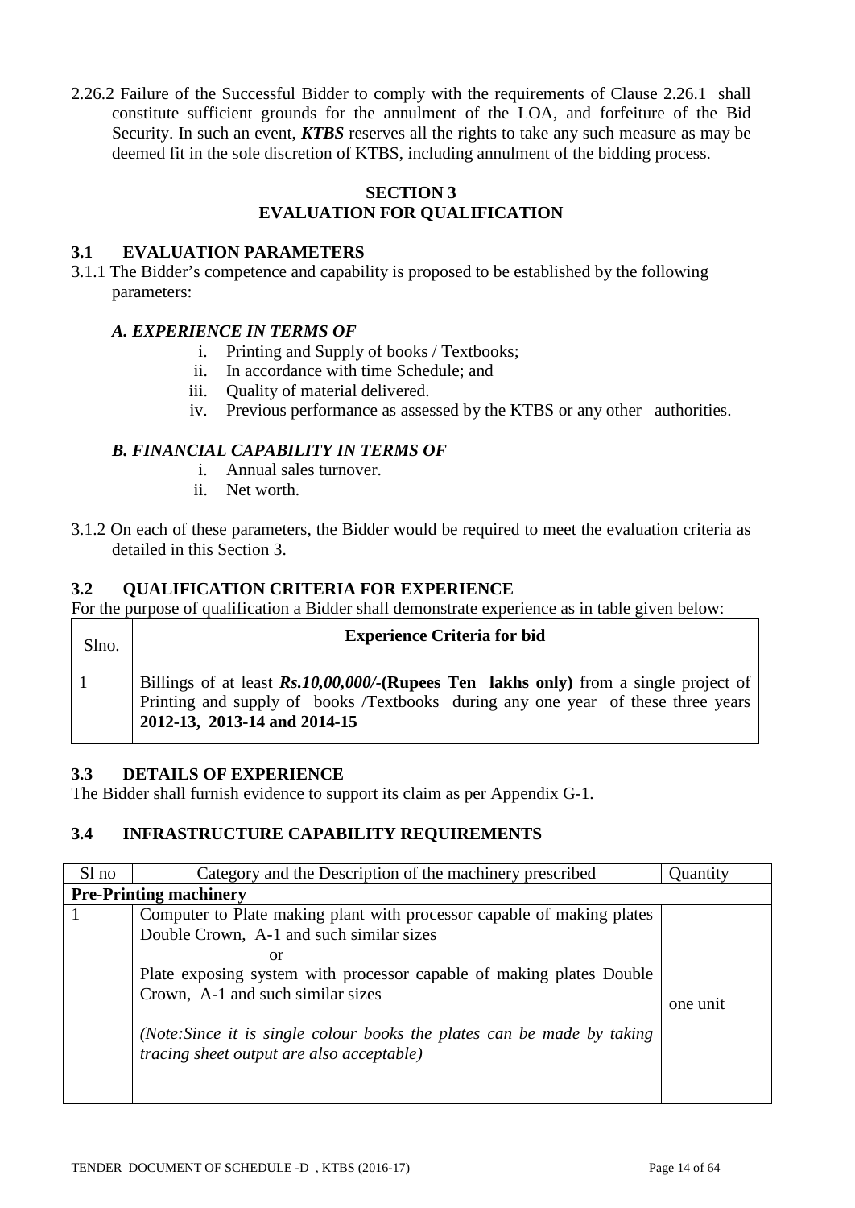2.26.2 Failure of the Successful Bidder to comply with the requirements of Clause 2.26.1 shall constitute sufficient grounds for the annulment of the LOA, and forfeiture of the Bid Security. In such an event, ***KTBS*** reserves all the rights to take any such measure as may be deemed fit in the sole discretion of KTBS, including annulment of the bidding process.

## SECTION 3
## EVALUATION FOR QUALIFICATION

### 3.1 EVALUATION PARAMETERS

3.1.1 The Bidder's competence and capability is proposed to be established by the following parameters:

***A. EXPERIENCE IN TERMS OF***

i. Printing and Supply of books / Textbooks;
ii. In accordance with time Schedule; and
iii. Quality of material delivered.
iv. Previous performance as assessed by the KTBS or any other authorities.

***B. FINANCIAL CAPABILITY IN TERMS OF***

i. Annual sales turnover.
ii. Net worth.

3.1.2 On each of these parameters, the Bidder would be required to meet the evaluation criteria as detailed in this Section 3.

### 3.2 QUALIFICATION CRITERIA FOR EXPERIENCE

For the purpose of qualification a Bidder shall demonstrate experience as in table given below:

| Slno. | **Experience Criteria for bid** |
|---|---|
| 1 | Billings of at least ***Rs.10,00,000/-*****(Rupees Ten lakhs only)** from a single project of Printing and supply of books /Textbooks during any one year of these three years **2012-13, 2013-14 and 2014-15** |

### 3.3 DETAILS OF EXPERIENCE

The Bidder shall furnish evidence to support its claim as per Appendix G-1.

### 3.4 INFRASTRUCTURE CAPABILITY REQUIREMENTS

| Sl no | Category and the Description of the machinery prescribed | Quantity |
|---|---|---|
| **Pre-Printing machinery** | | |
| 1 | Computer to Plate making plant with processor capable of making plates Double Crown, A-1 and such similar sizes<br>or<br>Plate exposing system with processor capable of making plates Double Crown, A-1 and such similar sizes<br><br>*(Note:Since it is single colour books the plates can be made by taking tracing sheet output are also acceptable)* | one unit |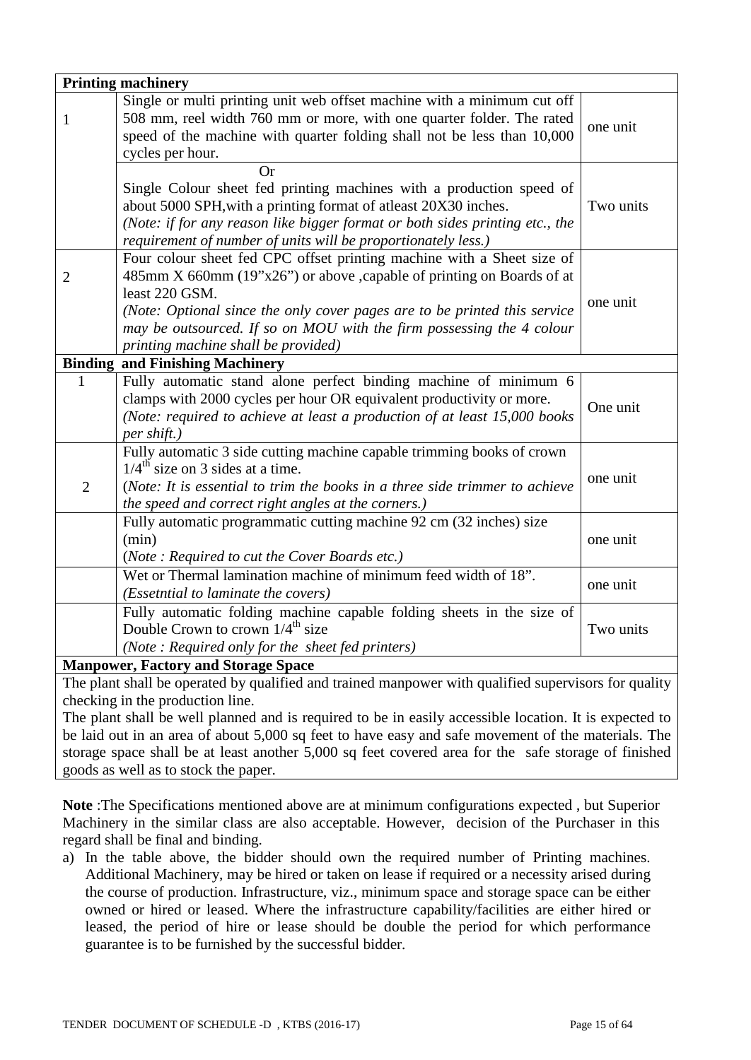| **Printing machinery** | | |
|---|---|---|
| 1 | Single or multi printing unit web offset machine with a minimum cut off 508 mm, reel width 760 mm or more, with one quarter folder. The rated speed of the machine with quarter folding shall not be less than 10,000 cycles per hour. | one unit |
| | Or<br>Single Colour sheet fed printing machines with a production speed of about 5000 SPH,with a printing format of atleast 20X30 inches.<br>*(Note: if for any reason like bigger format or both sides printing etc., the requirement of number of units will be proportionately less.)* | Two units |
| 2 | Four colour sheet fed CPC offset printing machine with a Sheet size of 485mm X 660mm (19”x26”) or above ,capable of printing on Boards of at least 220 GSM.<br>*(Note: Optional since the only cover pages are to be printed this service may be outsourced. If so on MOU with the firm possessing the 4 colour printing machine shall be provided)* | one unit |
| **Binding and Finishing Machinery** | | |
| 1 | Fully automatic stand alone perfect binding machine of minimum 6 clamps with 2000 cycles per hour OR equivalent productivity or more.<br>*(Note: required to achieve at least a production of at least 15,000 books per shift.)* | One unit |
| 2 | Fully automatic 3 side cutting machine capable trimming books of crown $1/4^{th}$ size on 3 sides at a time.<br>(*Note: It is essential to trim the books in a three side trimmer to achieve the speed and correct right angles at the corners.)* | one unit |
| | Fully automatic programmatic cutting machine 92 cm (32 inches) size (min)<br>(*Note : Required to cut the Cover Boards etc.)* | one unit |
| | Wet or Thermal lamination machine of minimum feed width of 18”.<br>*(Essetntial to laminate the covers)* | one unit |
| | Fully automatic folding machine capable folding sheets in the size of Double Crown to crown $1/4^{th}$ size<br>*(Note : Required only for the sheet fed printers)* | Two units |
| **Manpower, Factory and Storage Space** | | |
| The plant shall be operated by qualified and trained manpower with qualified supervisors for quality checking in the production line.<br>The plant shall be well planned and is required to be in easily accessible location. It is expected to be laid out in an area of about 5,000 sq feet to have easy and safe movement of the materials. The storage space shall be at least another 5,000 sq feet covered area for the safe storage of finished goods as well as to stock the paper. | | |

**Note** :The Specifications mentioned above are at minimum configurations expected , but Superior Machinery in the similar class are also acceptable. However, decision of the Purchaser in this regard shall be final and binding.

a) In the table above, the bidder should own the required number of Printing machines. Additional Machinery, may be hired or taken on lease if required or a necessity arised during the course of production. Infrastructure, viz., minimum space and storage space can be either owned or hired or leased. Where the infrastructure capability/facilities are either hired or leased, the period of hire or lease should be double the period for which performance guarantee is to be furnished by the successful bidder.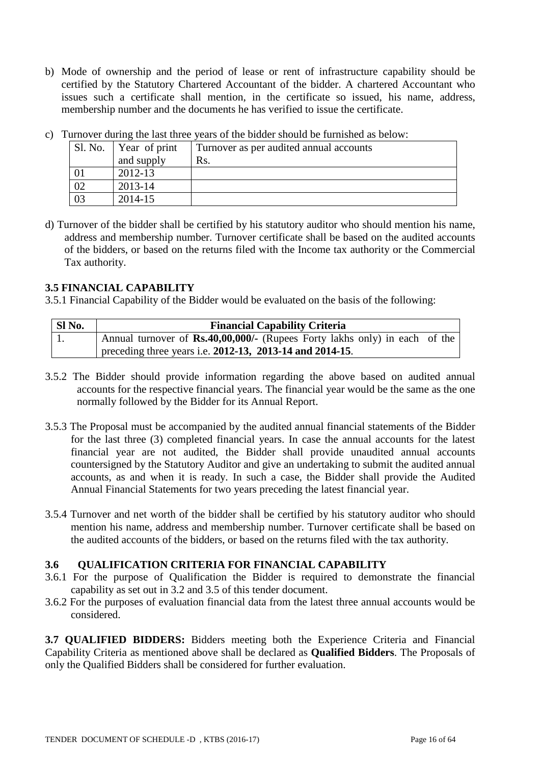b) Mode of ownership and the period of lease or rent of infrastructure capability should be certified by the Statutory Chartered Accountant of the bidder. A chartered Accountant who issues such a certificate shall mention, in the certificate so issued, his name, address, membership number and the documents he has verified to issue the certificate.

c) Turnover during the last three years of the bidder should be furnished as below:

| Sl. No. | Year of print and supply | Turnover as per audited annual accounts Rs. |
|---|---|---|
| 01 | 2012-13 | |
| 02 | 2013-14 | |
| 03 | 2014-15 | |

d) Turnover of the bidder shall be certified by his statutory auditor who should mention his name, address and membership number. Turnover certificate shall be based on the audited accounts of the bidders, or based on the returns filed with the Income tax authority or the Commercial Tax authority.

### 3.5 FINANCIAL CAPABILITY

3.5.1 Financial Capability of the Bidder would be evaluated on the basis of the following:

| Sl No. | Financial Capability Criteria |
|---|---|
| 1. | Annual turnover of **Rs.40,00,000/-** (Rupees Forty lakhs only) in each of the preceding three years i.e. **2012-13, 2013-14 and 2014-15**. |

3.5.2 The Bidder should provide information regarding the above based on audited annual accounts for the respective financial years. The financial year would be the same as the one normally followed by the Bidder for its Annual Report.

3.5.3 The Proposal must be accompanied by the audited annual financial statements of the Bidder for the last three (3) completed financial years. In case the annual accounts for the latest financial year are not audited, the Bidder shall provide unaudited annual accounts countersigned by the Statutory Auditor and give an undertaking to submit the audited annual accounts, as and when it is ready. In such a case, the Bidder shall provide the Audited Annual Financial Statements for two years preceding the latest financial year.

3.5.4 Turnover and net worth of the bidder shall be certified by his statutory auditor who should mention his name, address and membership number. Turnover certificate shall be based on the audited accounts of the bidders, or based on the returns filed with the tax authority.

### 3.6 QUALIFICATION CRITERIA FOR FINANCIAL CAPABILITY

3.6.1 For the purpose of Qualification the Bidder is required to demonstrate the financial capability as set out in 3.2 and 3.5 of this tender document.

3.6.2 For the purposes of evaluation financial data from the latest three annual accounts would be considered.

**3.7 QUALIFIED BIDDERS:** Bidders meeting both the Experience Criteria and Financial Capability Criteria as mentioned above shall be declared as **Qualified Bidders**. The Proposals of only the Qualified Bidders shall be considered for further evaluation.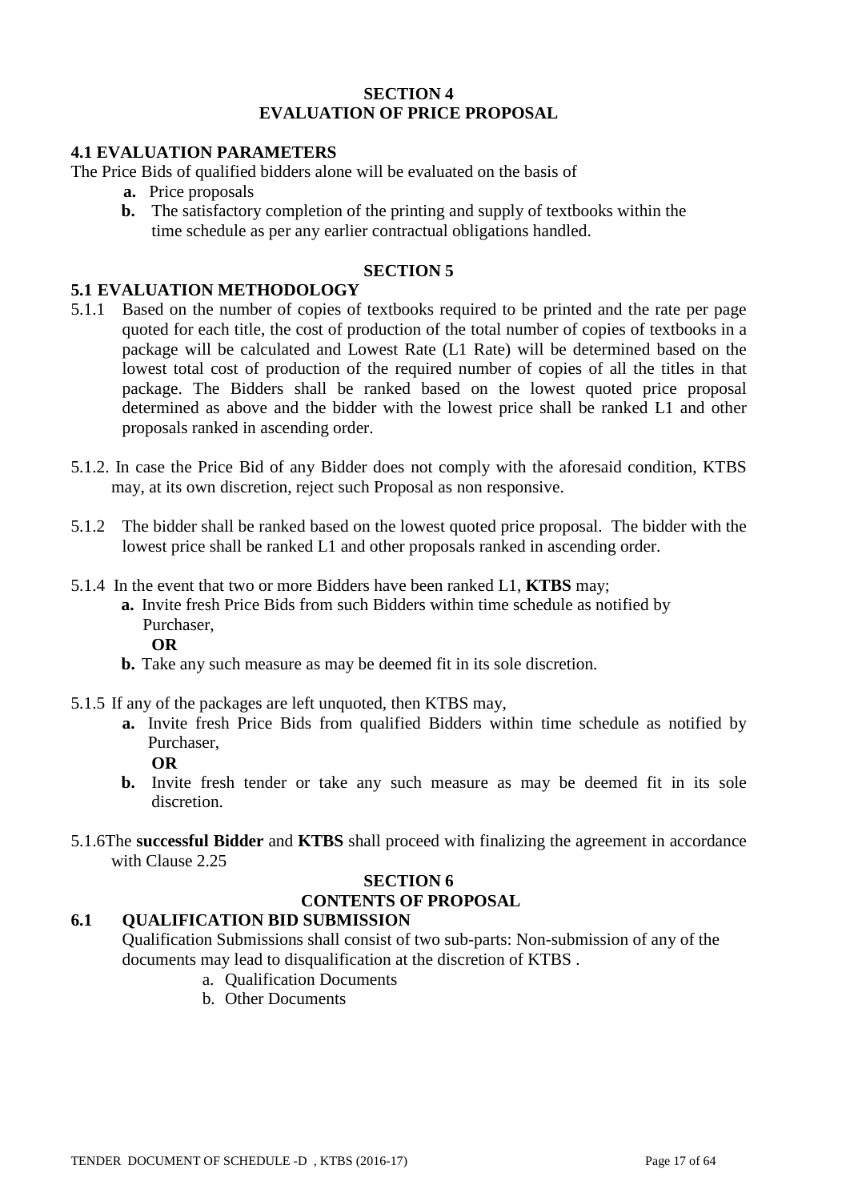## SECTION 4
## EVALUATION OF PRICE PROPOSAL

### 4.1 EVALUATION PARAMETERS

The Price Bids of qualified bidders alone will be evaluated on the basis of

- **a.** Price proposals
- **b.** The satisfactory completion of the printing and supply of textbooks within the time schedule as per any earlier contractual obligations handled.

## SECTION 5

### 5.1 EVALUATION METHODOLOGY

5.1.1 Based on the number of copies of textbooks required to be printed and the rate per page quoted for each title, the cost of production of the total number of copies of textbooks in a package will be calculated and Lowest Rate (L1 Rate) will be determined based on the lowest total cost of production of the required number of copies of all the titles in that package. The Bidders shall be ranked based on the lowest quoted price proposal determined as above and the bidder with the lowest price shall be ranked L1 and other proposals ranked in ascending order.

5.1.2. In case the Price Bid of any Bidder does not comply with the aforesaid condition, KTBS may, at its own discretion, reject such Proposal as non responsive.

5.1.2 The bidder shall be ranked based on the lowest quoted price proposal. The bidder with the lowest price shall be ranked L1 and other proposals ranked in ascending order.

5.1.4 In the event that two or more Bidders have been ranked L1, **KTBS** may;

- **a.** Invite fresh Price Bids from such Bidders within time schedule as notified by Purchaser,

  **OR**

- **b.** Take any such measure as may be deemed fit in its sole discretion.

5.1.5 If any of the packages are left unquoted, then KTBS may,

- **a.** Invite fresh Price Bids from qualified Bidders within time schedule as notified by Purchaser,

  **OR**

- **b.** Invite fresh tender or take any such measure as may be deemed fit in its sole discretion.

5.1.6The **successful Bidder** and **KTBS** shall proceed with finalizing the agreement in accordance with Clause 2.25

## SECTION 6
## CONTENTS OF PROPOSAL

### 6.1 QUALIFICATION BID SUBMISSION

Qualification Submissions shall consist of two sub-parts: Non-submission of any of the documents may lead to disqualification at the discretion of KTBS .

a. Qualification Documents
b. Other Documents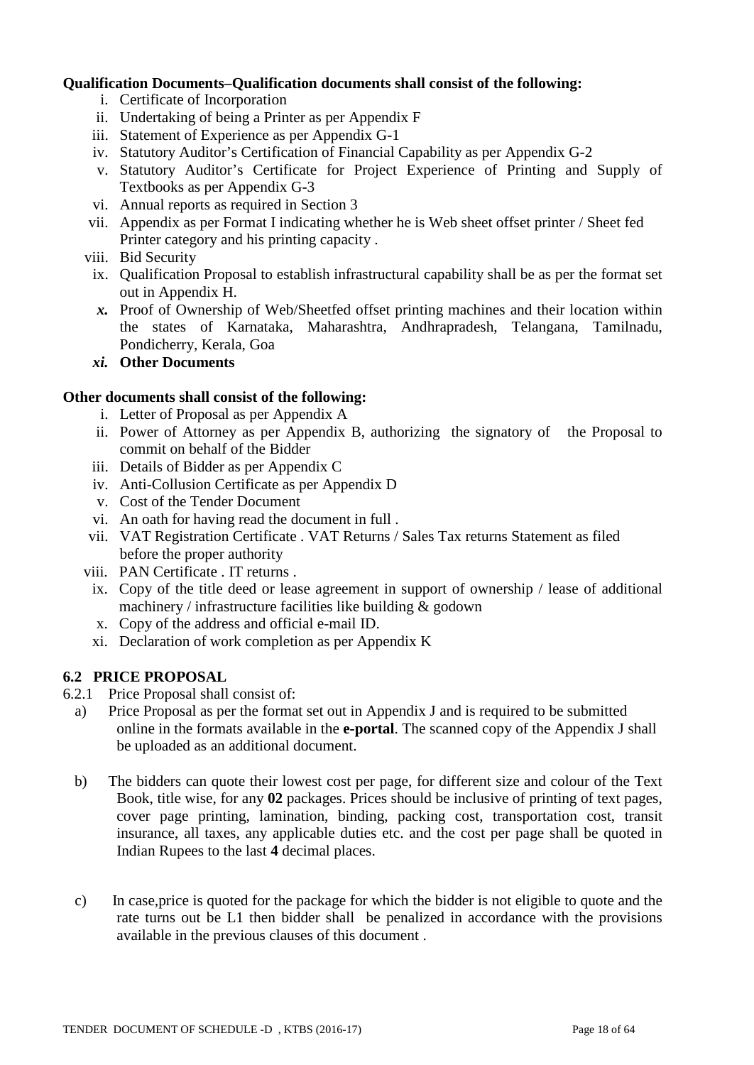**Qualification Documents–Qualification documents shall consist of the following:**

i. Certificate of Incorporation
ii. Undertaking of being a Printer as per Appendix F
iii. Statement of Experience as per Appendix G-1
iv. Statutory Auditor's Certification of Financial Capability as per Appendix G-2
v. Statutory Auditor's Certificate for Project Experience of Printing and Supply of Textbooks as per Appendix G-3
vi. Annual reports as required in Section 3
vii. Appendix as per Format I indicating whether he is Web sheet offset printer / Sheet fed Printer category and his printing capacity .
viii. Bid Security
ix. Qualification Proposal to establish infrastructural capability shall be as per the format set out in Appendix H.
***x.*** Proof of Ownership of Web/Sheetfed offset printing machines and their location within the states of Karnataka, Maharashtra, Andhrapradesh, Telangana, Tamilnadu, Pondicherry, Kerala, Goa
***xi.*** **Other Documents**

**Other documents shall consist of the following:**

i. Letter of Proposal as per Appendix A
ii. Power of Attorney as per Appendix B, authorizing the signatory of the Proposal to commit on behalf of the Bidder
iii. Details of Bidder as per Appendix C
iv. Anti-Collusion Certificate as per Appendix D
v. Cost of the Tender Document
vi. An oath for having read the document in full .
vii. VAT Registration Certificate . VAT Returns / Sales Tax returns Statement as filed before the proper authority
viii. PAN Certificate . IT returns .
ix. Copy of the title deed or lease agreement in support of ownership / lease of additional machinery / infrastructure facilities like building & godown
x. Copy of the address and official e-mail ID.
xi. Declaration of work completion as per Appendix K

## 6.2 PRICE PROPOSAL

6.2.1 Price Proposal shall consist of:

a) Price Proposal as per the format set out in Appendix J and is required to be submitted online in the formats available in the **e-portal**. The scanned copy of the Appendix J shall be uploaded as an additional document.

b) The bidders can quote their lowest cost per page, for different size and colour of the Text Book, title wise, for any **02** packages. Prices should be inclusive of printing of text pages, cover page printing, lamination, binding, packing cost, transportation cost, transit insurance, all taxes, any applicable duties etc. and the cost per page shall be quoted in Indian Rupees to the last **4** decimal places.

c) In case,price is quoted for the package for which the bidder is not eligible to quote and the rate turns out be L1 then bidder shall be penalized in accordance with the provisions available in the previous clauses of this document .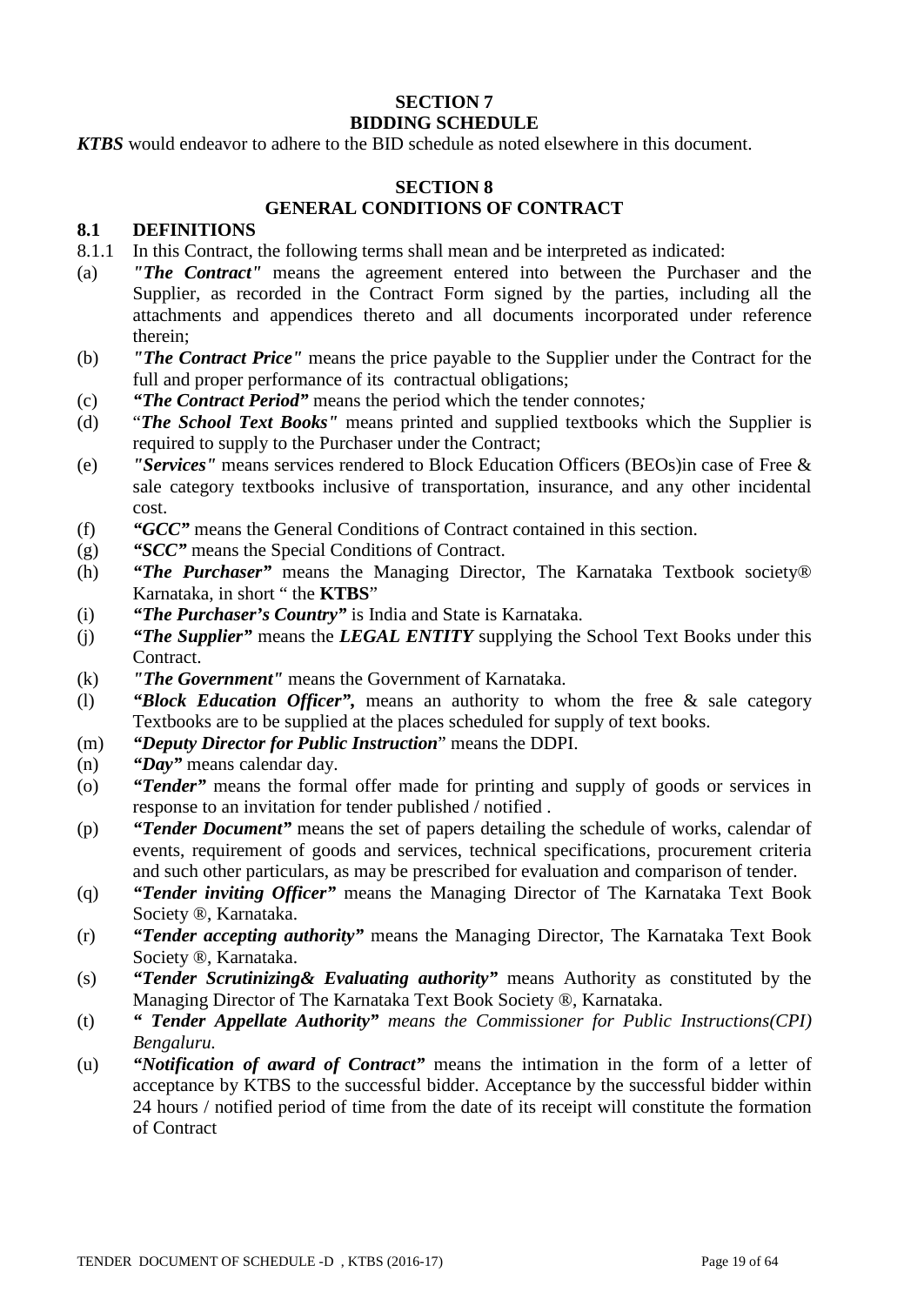## SECTION 7
## BIDDING SCHEDULE

***KTBS*** would endeavor to adhere to the BID schedule as noted elsewhere in this document.

## SECTION 8
## GENERAL CONDITIONS OF CONTRACT

### 8.1 DEFINITIONS

8.1.1 In this Contract, the following terms shall mean and be interpreted as indicated:

(a) ***"The Contract"*** means the agreement entered into between the Purchaser and the Supplier, as recorded in the Contract Form signed by the parties, including all the attachments and appendices thereto and all documents incorporated under reference therein;

(b) ***"The Contract Price"*** means the price payable to the Supplier under the Contract for the full and proper performance of its contractual obligations;

(c) ***"The Contract Period"*** means the period which the tender connotes*;*

(d) "***The School Text Books"*** means printed and supplied textbooks which the Supplier is required to supply to the Purchaser under the Contract;

(e) ***"Services"*** means services rendered to Block Education Officers (BEOs)in case of Free & sale category textbooks inclusive of transportation, insurance, and any other incidental cost.

(f) ***"GCC"*** means the General Conditions of Contract contained in this section.

(g) ***"SCC"*** means the Special Conditions of Contract.

(h) ***"The Purchaser"*** means the Managing Director, The Karnataka Textbook society® Karnataka, in short " the **KTBS**"

(i) ***"The Purchaser's Country"*** is India and State is Karnataka.

(j) ***"The Supplier"*** means the ***LEGAL ENTITY*** supplying the School Text Books under this Contract.

(k) ***"The Government"*** means the Government of Karnataka.

(l) ***"Block Education Officer",*** means an authority to whom the free & sale category Textbooks are to be supplied at the places scheduled for supply of text books.

(m) ***"Deputy Director for Public Instruction***" means the DDPI.

(n) ***"Day"*** means calendar day.

(o) ***"Tender"*** means the formal offer made for printing and supply of goods or services in response to an invitation for tender published / notified .

(p) ***"Tender Document"*** means the set of papers detailing the schedule of works, calendar of events, requirement of goods and services, technical specifications, procurement criteria and such other particulars, as may be prescribed for evaluation and comparison of tender.

(q) ***"Tender inviting Officer"*** means the Managing Director of The Karnataka Text Book Society ®, Karnataka.

(r) ***"Tender accepting authority"*** means the Managing Director, The Karnataka Text Book Society ®, Karnataka.

(s) ***"Tender Scrutinizing& Evaluating authority"*** means Authority as constituted by the Managing Director of The Karnataka Text Book Society ®, Karnataka.

(t) ***" Tender Appellate Authority"*** *means the Commissioner for Public Instructions(CPI) Bengaluru.*

(u) ***"Notification of award of Contract"*** means the intimation in the form of a letter of acceptance by KTBS to the successful bidder. Acceptance by the successful bidder within 24 hours / notified period of time from the date of its receipt will constitute the formation of Contract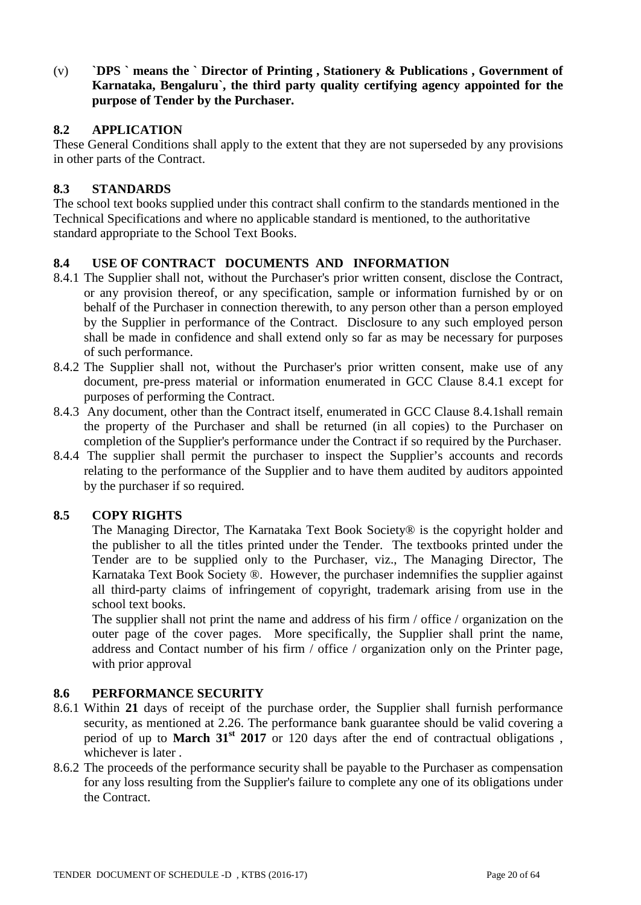(v) **`DPS ` means the ` Director of Printing , Stationery & Publications , Government of Karnataka, Bengaluru`, the third party quality certifying agency appointed for the purpose of Tender by the Purchaser.**

### 8.2 APPLICATION

These General Conditions shall apply to the extent that they are not superseded by any provisions in other parts of the Contract.

### 8.3 STANDARDS

The school text books supplied under this contract shall confirm to the standards mentioned in the Technical Specifications and where no applicable standard is mentioned, to the authoritative standard appropriate to the School Text Books.

### 8.4 USE OF CONTRACT DOCUMENTS AND INFORMATION

8.4.1 The Supplier shall not, without the Purchaser's prior written consent, disclose the Contract, or any provision thereof, or any specification, sample or information furnished by or on behalf of the Purchaser in connection therewith, to any person other than a person employed by the Supplier in performance of the Contract. Disclosure to any such employed person shall be made in confidence and shall extend only so far as may be necessary for purposes of such performance.

8.4.2 The Supplier shall not, without the Purchaser's prior written consent, make use of any document, pre-press material or information enumerated in GCC Clause 8.4.1 except for purposes of performing the Contract.

8.4.3 Any document, other than the Contract itself, enumerated in GCC Clause 8.4.1shall remain the property of the Purchaser and shall be returned (in all copies) to the Purchaser on completion of the Supplier's performance under the Contract if so required by the Purchaser.

8.4.4 The supplier shall permit the purchaser to inspect the Supplier's accounts and records relating to the performance of the Supplier and to have them audited by auditors appointed by the purchaser if so required.

### 8.5 COPY RIGHTS

The Managing Director, The Karnataka Text Book Society® is the copyright holder and the publisher to all the titles printed under the Tender. The textbooks printed under the Tender are to be supplied only to the Purchaser, viz., The Managing Director, The Karnataka Text Book Society ®. However, the purchaser indemnifies the supplier against all third-party claims of infringement of copyright, trademark arising from use in the school text books.

The supplier shall not print the name and address of his firm / office / organization on the outer page of the cover pages. More specifically, the Supplier shall print the name, address and Contact number of his firm / office / organization only on the Printer page, with prior approval

### 8.6 PERFORMANCE SECURITY

8.6.1 Within **21** days of receipt of the purchase order, the Supplier shall furnish performance security, as mentioned at 2.26. The performance bank guarantee should be valid covering a period of up to **March 31st 2017** or 120 days after the end of contractual obligations , whichever is later .

8.6.2 The proceeds of the performance security shall be payable to the Purchaser as compensation for any loss resulting from the Supplier's failure to complete any one of its obligations under the Contract.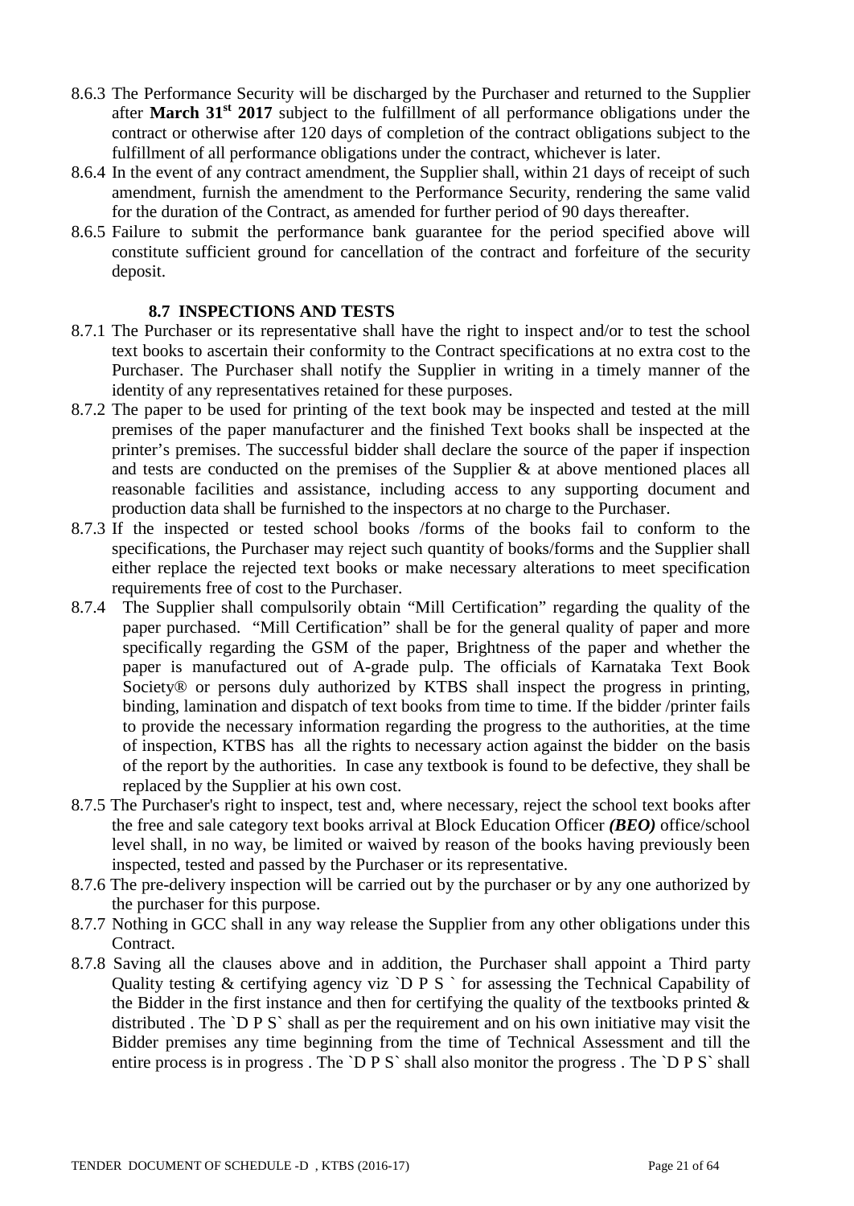8.6.3 The Performance Security will be discharged by the Purchaser and returned to the Supplier after **March 31st 2017** subject to the fulfillment of all performance obligations under the contract or otherwise after 120 days of completion of the contract obligations subject to the fulfillment of all performance obligations under the contract, whichever is later.

8.6.4 In the event of any contract amendment, the Supplier shall, within 21 days of receipt of such amendment, furnish the amendment to the Performance Security, rendering the same valid for the duration of the Contract, as amended for further period of 90 days thereafter.

8.6.5 Failure to submit the performance bank guarantee for the period specified above will constitute sufficient ground for cancellation of the contract and forfeiture of the security deposit.

### 8.7 INSPECTIONS AND TESTS

8.7.1 The Purchaser or its representative shall have the right to inspect and/or to test the school text books to ascertain their conformity to the Contract specifications at no extra cost to the Purchaser. The Purchaser shall notify the Supplier in writing in a timely manner of the identity of any representatives retained for these purposes.

8.7.2 The paper to be used for printing of the text book may be inspected and tested at the mill premises of the paper manufacturer and the finished Text books shall be inspected at the printer's premises. The successful bidder shall declare the source of the paper if inspection and tests are conducted on the premises of the Supplier & at above mentioned places all reasonable facilities and assistance, including access to any supporting document and production data shall be furnished to the inspectors at no charge to the Purchaser.

8.7.3 If the inspected or tested school books /forms of the books fail to conform to the specifications, the Purchaser may reject such quantity of books/forms and the Supplier shall either replace the rejected text books or make necessary alterations to meet specification requirements free of cost to the Purchaser.

8.7.4 The Supplier shall compulsorily obtain "Mill Certification" regarding the quality of the paper purchased. "Mill Certification" shall be for the general quality of paper and more specifically regarding the GSM of the paper, Brightness of the paper and whether the paper is manufactured out of A-grade pulp. The officials of Karnataka Text Book Society® or persons duly authorized by KTBS shall inspect the progress in printing, binding, lamination and dispatch of text books from time to time. If the bidder /printer fails to provide the necessary information regarding the progress to the authorities, at the time of inspection, KTBS has all the rights to necessary action against the bidder on the basis of the report by the authorities. In case any textbook is found to be defective, they shall be replaced by the Supplier at his own cost.

8.7.5 The Purchaser's right to inspect, test and, where necessary, reject the school text books after the free and sale category text books arrival at Block Education Officer ***(BEO)*** office/school level shall, in no way, be limited or waived by reason of the books having previously been inspected, tested and passed by the Purchaser or its representative.

8.7.6 The pre-delivery inspection will be carried out by the purchaser or by any one authorized by the purchaser for this purpose.

8.7.7 Nothing in GCC shall in any way release the Supplier from any other obligations under this Contract.

8.7.8 Saving all the clauses above and in addition, the Purchaser shall appoint a Third party Quality testing & certifying agency viz `D P S ` for assessing the Technical Capability of the Bidder in the first instance and then for certifying the quality of the textbooks printed & distributed . The `D P S` shall as per the requirement and on his own initiative may visit the Bidder premises any time beginning from the time of Technical Assessment and till the entire process is in progress . The `D P S` shall also monitor the progress . The `D P S` shall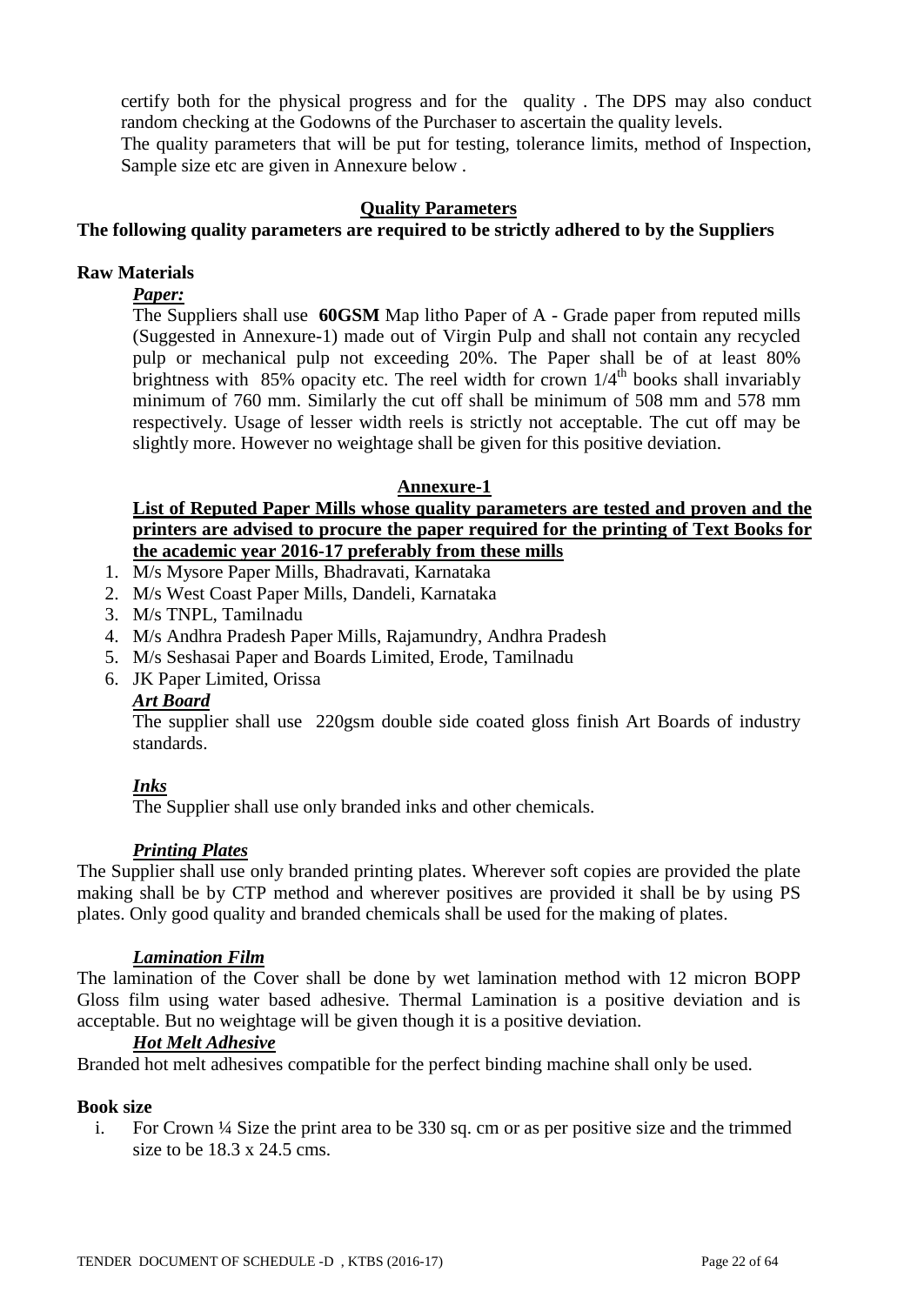certify both for the physical progress and for the quality . The DPS may also conduct random checking at the Godowns of the Purchaser to ascertain the quality levels.

The quality parameters that will be put for testing, tolerance limits, method of Inspection, Sample size etc are given in Annexure below .

## Quality Parameters

**The following quality parameters are required to be strictly adhered to by the Suppliers**

### Raw Materials

***Paper:***

The Suppliers shall use **60GSM** Map litho Paper of A - Grade paper from reputed mills (Suggested in Annexure-1) made out of Virgin Pulp and shall not contain any recycled pulp or mechanical pulp not exceeding 20%. The Paper shall be of at least 80% brightness with 85% opacity etc. The reel width for crown $1/4^{th}$ books shall invariably minimum of 760 mm. Similarly the cut off shall be minimum of 508 mm and 578 mm respectively. Usage of lesser width reels is strictly not acceptable. The cut off may be slightly more. However no weightage shall be given for this positive deviation.

## Annexure-1

**List of Reputed Paper Mills whose quality parameters are tested and proven and the printers are advised to procure the paper required for the printing of Text Books for the academic year 2016-17 preferably from these mills**

1. M/s Mysore Paper Mills, Bhadravati, Karnataka
2. M/s West Coast Paper Mills, Dandeli, Karnataka
3. M/s TNPL, Tamilnadu
4. M/s Andhra Pradesh Paper Mills, Rajamundry, Andhra Pradesh
5. M/s Seshasai Paper and Boards Limited, Erode, Tamilnadu
6. JK Paper Limited, Orissa

***Art Board***

The supplier shall use 220gsm double side coated gloss finish Art Boards of industry standards.

***Inks***

The Supplier shall use only branded inks and other chemicals.

***Printing Plates***

The Supplier shall use only branded printing plates. Wherever soft copies are provided the plate making shall be by CTP method and wherever positives are provided it shall be by using PS plates. Only good quality and branded chemicals shall be used for the making of plates.

***Lamination Film***

The lamination of the Cover shall be done by wet lamination method with 12 micron BOPP Gloss film using water based adhesive. Thermal Lamination is a positive deviation and is acceptable. But no weightage will be given though it is a positive deviation.

***Hot Melt Adhesive***

Branded hot melt adhesives compatible for the perfect binding machine shall only be used.

### Book size

i. For Crown ¼ Size the print area to be 330 sq. cm or as per positive size and the trimmed size to be 18.3 x 24.5 cms.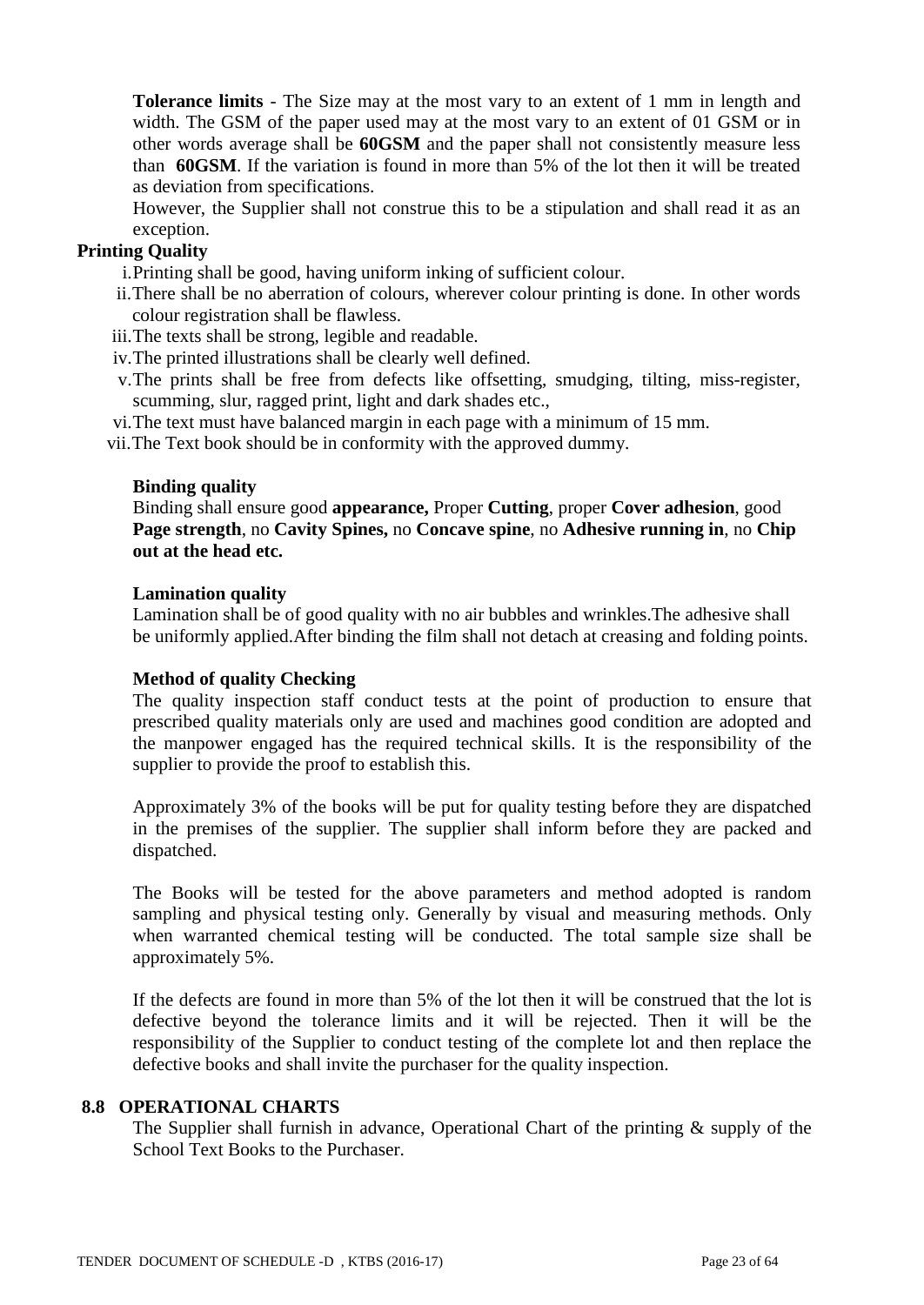**Tolerance limits** - The Size may at the most vary to an extent of 1 mm in length and width. The GSM of the paper used may at the most vary to an extent of 01 GSM or in other words average shall be **60GSM** and the paper shall not consistently measure less than **60GSM**. If the variation is found in more than 5% of the lot then it will be treated as deviation from specifications.

However, the Supplier shall not construe this to be a stipulation and shall read it as an exception.

**Printing Quality**

i. Printing shall be good, having uniform inking of sufficient colour.
ii. There shall be no aberration of colours, wherever colour printing is done. In other words colour registration shall be flawless.
iii. The texts shall be strong, legible and readable.
iv. The printed illustrations shall be clearly well defined.
v. The prints shall be free from defects like offsetting, smudging, tilting, miss-register, scumming, slur, ragged print, light and dark shades etc.,
vi. The text must have balanced margin in each page with a minimum of 15 mm.
vii. The Text book should be in conformity with the approved dummy.

**Binding quality**

Binding shall ensure good **appearance,** Proper **Cutting**, proper **Cover adhesion**, good **Page strength**, no **Cavity Spines,** no **Concave spine**, no **Adhesive running in**, no **Chip out at the head etc.**

**Lamination quality**

Lamination shall be of good quality with no air bubbles and wrinkles.The adhesive shall be uniformly applied.After binding the film shall not detach at creasing and folding points.

**Method of quality Checking**

The quality inspection staff conduct tests at the point of production to ensure that prescribed quality materials only are used and machines good condition are adopted and the manpower engaged has the required technical skills. It is the responsibility of the supplier to provide the proof to establish this.

Approximately 3% of the books will be put for quality testing before they are dispatched in the premises of the supplier. The supplier shall inform before they are packed and dispatched.

The Books will be tested for the above parameters and method adopted is random sampling and physical testing only. Generally by visual and measuring methods. Only when warranted chemical testing will be conducted. The total sample size shall be approximately 5%.

If the defects are found in more than 5% of the lot then it will be construed that the lot is defective beyond the tolerance limits and it will be rejected. Then it will be the responsibility of the Supplier to conduct testing of the complete lot and then replace the defective books and shall invite the purchaser for the quality inspection.

## 8.8 OPERATIONAL CHARTS

The Supplier shall furnish in advance, Operational Chart of the printing & supply of the School Text Books to the Purchaser.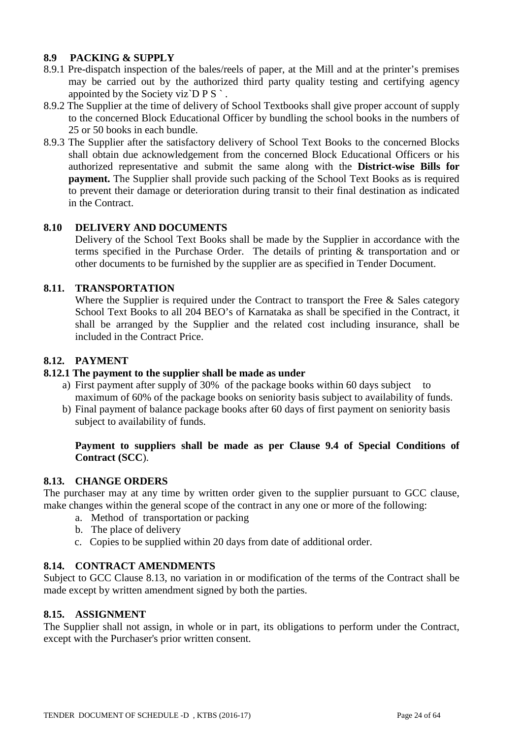### 8.9 PACKING & SUPPLY

8.9.1 Pre-dispatch inspection of the bales/reels of paper, at the Mill and at the printer's premises may be carried out by the authorized third party quality testing and certifying agency appointed by the Society viz`D P S ` .

8.9.2 The Supplier at the time of delivery of School Textbooks shall give proper account of supply to the concerned Block Educational Officer by bundling the school books in the numbers of 25 or 50 books in each bundle.

8.9.3 The Supplier after the satisfactory delivery of School Text Books to the concerned Blocks shall obtain due acknowledgement from the concerned Block Educational Officers or his authorized representative and submit the same along with the **District-wise Bills for payment.** The Supplier shall provide such packing of the School Text Books as is required to prevent their damage or deterioration during transit to their final destination as indicated in the Contract.

### 8.10 DELIVERY AND DOCUMENTS

Delivery of the School Text Books shall be made by the Supplier in accordance with the terms specified in the Purchase Order. The details of printing & transportation and or other documents to be furnished by the supplier are as specified in Tender Document.

### 8.11. TRANSPORTATION

Where the Supplier is required under the Contract to transport the Free & Sales category School Text Books to all 204 BEO's of Karnataka as shall be specified in the Contract, it shall be arranged by the Supplier and the related cost including insurance, shall be included in the Contract Price.

### 8.12. PAYMENT

**8.12.1 The payment to the supplier shall be made as under**

a) First payment after supply of 30% of the package books within 60 days subject to maximum of 60% of the package books on seniority basis subject to availability of funds.
b) Final payment of balance package books after 60 days of first payment on seniority basis subject to availability of funds.

**Payment to suppliers shall be made as per Clause 9.4 of Special Conditions of Contract (SCC**).

### 8.13. CHANGE ORDERS

The purchaser may at any time by written order given to the supplier pursuant to GCC clause, make changes within the general scope of the contract in any one or more of the following:

a. Method of transportation or packing
b. The place of delivery
c. Copies to be supplied within 20 days from date of additional order.

### 8.14. CONTRACT AMENDMENTS

Subject to GCC Clause 8.13, no variation in or modification of the terms of the Contract shall be made except by written amendment signed by both the parties.

### 8.15. ASSIGNMENT

The Supplier shall not assign, in whole or in part, its obligations to perform under the Contract, except with the Purchaser's prior written consent.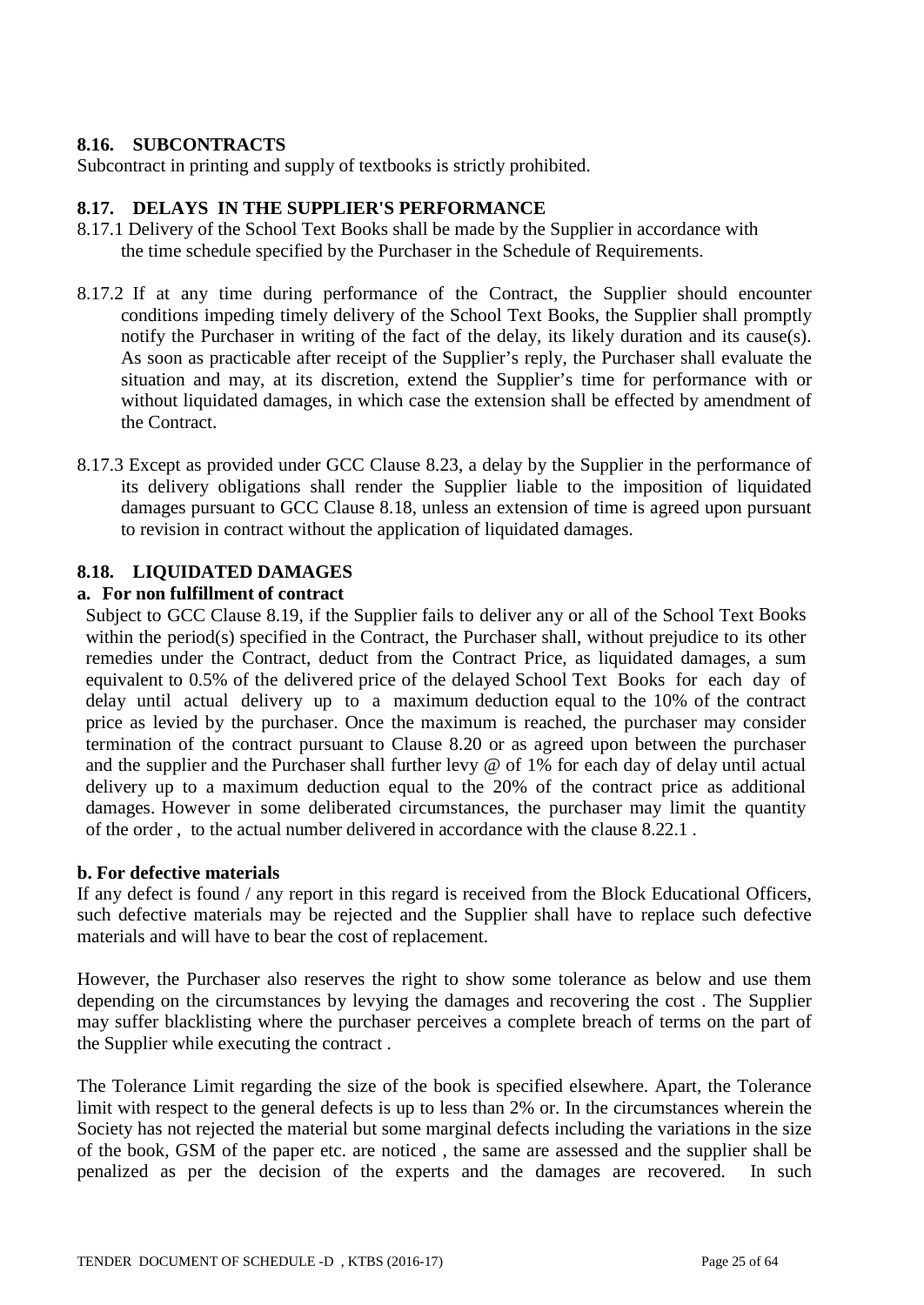### 8.16. SUBCONTRACTS

Subcontract in printing and supply of textbooks is strictly prohibited.

### 8.17. DELAYS IN THE SUPPLIER'S PERFORMANCE

8.17.1 Delivery of the School Text Books shall be made by the Supplier in accordance with the time schedule specified by the Purchaser in the Schedule of Requirements.

8.17.2 If at any time during performance of the Contract, the Supplier should encounter conditions impeding timely delivery of the School Text Books, the Supplier shall promptly notify the Purchaser in writing of the fact of the delay, its likely duration and its cause(s). As soon as practicable after receipt of the Supplier's reply, the Purchaser shall evaluate the situation and may, at its discretion, extend the Supplier's time for performance with or without liquidated damages, in which case the extension shall be effected by amendment of the Contract.

8.17.3 Except as provided under GCC Clause 8.23, a delay by the Supplier in the performance of its delivery obligations shall render the Supplier liable to the imposition of liquidated damages pursuant to GCC Clause 8.18, unless an extension of time is agreed upon pursuant to revision in contract without the application of liquidated damages.

### 8.18. LIQUIDATED DAMAGES

**a. For non fulfillment of contract**

Subject to GCC Clause 8.19, if the Supplier fails to deliver any or all of the School Text Books within the period(s) specified in the Contract, the Purchaser shall, without prejudice to its other remedies under the Contract, deduct from the Contract Price, as liquidated damages, a sum equivalent to 0.5% of the delivered price of the delayed School Text Books for each day of delay until actual delivery up to a maximum deduction equal to the 10% of the contract price as levied by the purchaser. Once the maximum is reached, the purchaser may consider termination of the contract pursuant to Clause 8.20 or as agreed upon between the purchaser and the supplier and the Purchaser shall further levy @ of 1% for each day of delay until actual delivery up to a maximum deduction equal to the 20% of the contract price as additional damages. However in some deliberated circumstances, the purchaser may limit the quantity of the order , to the actual number delivered in accordance with the clause 8.22.1 .

**b. For defective materials**

If any defect is found / any report in this regard is received from the Block Educational Officers, such defective materials may be rejected and the Supplier shall have to replace such defective materials and will have to bear the cost of replacement.

However, the Purchaser also reserves the right to show some tolerance as below and use them depending on the circumstances by levying the damages and recovering the cost . The Supplier may suffer blacklisting where the purchaser perceives a complete breach of terms on the part of the Supplier while executing the contract .

The Tolerance Limit regarding the size of the book is specified elsewhere. Apart, the Tolerance limit with respect to the general defects is up to less than 2% or. In the circumstances wherein the Society has not rejected the material but some marginal defects including the variations in the size of the book, GSM of the paper etc. are noticed , the same are assessed and the supplier shall be penalized as per the decision of the experts and the damages are recovered. In such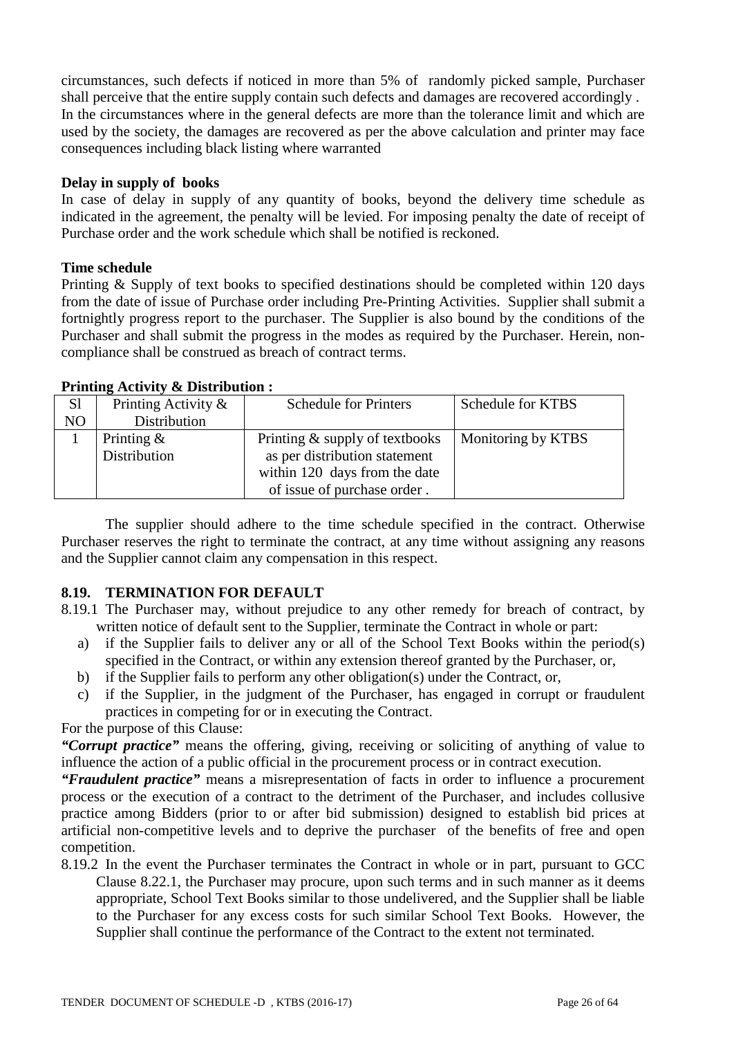circumstances, such defects if noticed in more than 5% of randomly picked sample, Purchaser shall perceive that the entire supply contain such defects and damages are recovered accordingly . In the circumstances where in the general defects are more than the tolerance limit and which are used by the society, the damages are recovered as per the above calculation and printer may face consequences including black listing where warranted

**Delay in supply of books**

In case of delay in supply of any quantity of books, beyond the delivery time schedule as indicated in the agreement, the penalty will be levied. For imposing penalty the date of receipt of Purchase order and the work schedule which shall be notified is reckoned.

**Time schedule**

Printing & Supply of text books to specified destinations should be completed within 120 days from the date of issue of Purchase order including Pre-Printing Activities. Supplier shall submit a fortnightly progress report to the purchaser. The Supplier is also bound by the conditions of the Purchaser and shall submit the progress in the modes as required by the Purchaser. Herein, non-compliance shall be construed as breach of contract terms.

**Printing Activity & Distribution :**

| Sl NO | Printing Activity & Distribution | Schedule for Printers | Schedule for KTBS |
|---|---|---|---|
| 1 | Printing & Distribution | Printing & supply of textbooks as per distribution statement within 120 days from the date of issue of purchase order . | Monitoring by KTBS |

The supplier should adhere to the time schedule specified in the contract. Otherwise Purchaser reserves the right to terminate the contract, at any time without assigning any reasons and the Supplier cannot claim any compensation in this respect.

## 8.19. TERMINATION FOR DEFAULT

8.19.1 The Purchaser may, without prejudice to any other remedy for breach of contract, by written notice of default sent to the Supplier, terminate the Contract in whole or part:

a) if the Supplier fails to deliver any or all of the School Text Books within the period(s) specified in the Contract, or within any extension thereof granted by the Purchaser, or,
b) if the Supplier fails to perform any other obligation(s) under the Contract, or,
c) if the Supplier, in the judgment of the Purchaser, has engaged in corrupt or fraudulent practices in competing for or in executing the Contract.

For the purpose of this Clause:

***"Corrupt practice"*** means the offering, giving, receiving or soliciting of anything of value to influence the action of a public official in the procurement process or in contract execution.

***"Fraudulent practice"*** means a misrepresentation of facts in order to influence a procurement process or the execution of a contract to the detriment of the Purchaser, and includes collusive practice among Bidders (prior to or after bid submission) designed to establish bid prices at artificial non-competitive levels and to deprive the purchaser of the benefits of free and open competition.

8.19.2 In the event the Purchaser terminates the Contract in whole or in part, pursuant to GCC Clause 8.22.1, the Purchaser may procure, upon such terms and in such manner as it deems appropriate, School Text Books similar to those undelivered, and the Supplier shall be liable to the Purchaser for any excess costs for such similar School Text Books. However, the Supplier shall continue the performance of the Contract to the extent not terminated.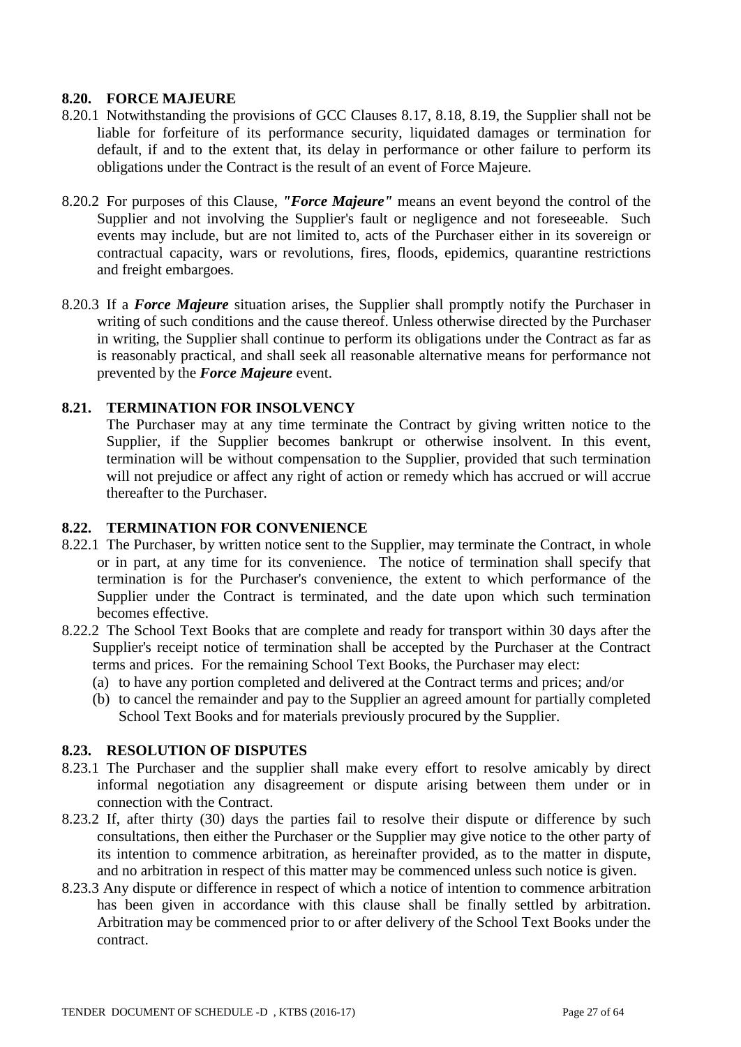### 8.20. FORCE MAJEURE

8.20.1 Notwithstanding the provisions of GCC Clauses 8.17, 8.18, 8.19, the Supplier shall not be liable for forfeiture of its performance security, liquidated damages or termination for default, if and to the extent that, its delay in performance or other failure to perform its obligations under the Contract is the result of an event of Force Majeure.

8.20.2 For purposes of this Clause, ***"Force Majeure"*** means an event beyond the control of the Supplier and not involving the Supplier's fault or negligence and not foreseeable. Such events may include, but are not limited to, acts of the Purchaser either in its sovereign or contractual capacity, wars or revolutions, fires, floods, epidemics, quarantine restrictions and freight embargoes.

8.20.3 If a ***Force Majeure*** situation arises, the Supplier shall promptly notify the Purchaser in writing of such conditions and the cause thereof. Unless otherwise directed by the Purchaser in writing, the Supplier shall continue to perform its obligations under the Contract as far as is reasonably practical, and shall seek all reasonable alternative means for performance not prevented by the ***Force Majeure*** event.

### 8.21. TERMINATION FOR INSOLVENCY

The Purchaser may at any time terminate the Contract by giving written notice to the Supplier, if the Supplier becomes bankrupt or otherwise insolvent. In this event, termination will be without compensation to the Supplier, provided that such termination will not prejudice or affect any right of action or remedy which has accrued or will accrue thereafter to the Purchaser.

### 8.22. TERMINATION FOR CONVENIENCE

8.22.1 The Purchaser, by written notice sent to the Supplier, may terminate the Contract, in whole or in part, at any time for its convenience. The notice of termination shall specify that termination is for the Purchaser's convenience, the extent to which performance of the Supplier under the Contract is terminated, and the date upon which such termination becomes effective.

8.22.2 The School Text Books that are complete and ready for transport within 30 days after the Supplier's receipt notice of termination shall be accepted by the Purchaser at the Contract terms and prices. For the remaining School Text Books, the Purchaser may elect:

(a) to have any portion completed and delivered at the Contract terms and prices; and/or

(b) to cancel the remainder and pay to the Supplier an agreed amount for partially completed School Text Books and for materials previously procured by the Supplier.

### 8.23. RESOLUTION OF DISPUTES

8.23.1 The Purchaser and the supplier shall make every effort to resolve amicably by direct informal negotiation any disagreement or dispute arising between them under or in connection with the Contract.

8.23.2 If, after thirty (30) days the parties fail to resolve their dispute or difference by such consultations, then either the Purchaser or the Supplier may give notice to the other party of its intention to commence arbitration, as hereinafter provided, as to the matter in dispute, and no arbitration in respect of this matter may be commenced unless such notice is given.

8.23.3 Any dispute or difference in respect of which a notice of intention to commence arbitration has been given in accordance with this clause shall be finally settled by arbitration. Arbitration may be commenced prior to or after delivery of the School Text Books under the contract.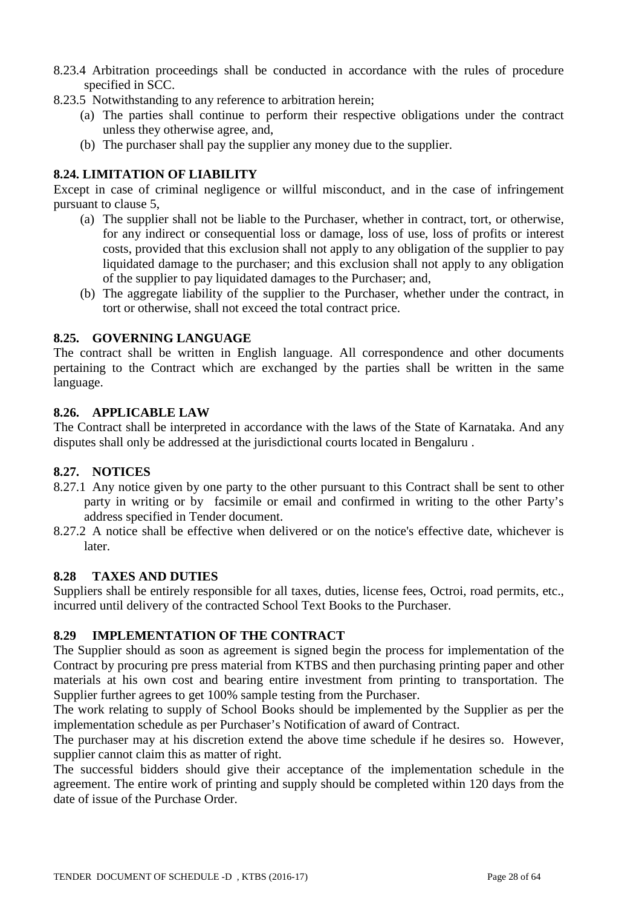8.23.4 Arbitration proceedings shall be conducted in accordance with the rules of procedure specified in SCC.

8.23.5 Notwithstanding to any reference to arbitration herein;

(a) The parties shall continue to perform their respective obligations under the contract unless they otherwise agree, and,

(b) The purchaser shall pay the supplier any money due to the supplier.

### 8.24. LIMITATION OF LIABILITY

Except in case of criminal negligence or willful misconduct, and in the case of infringement pursuant to clause 5,

(a) The supplier shall not be liable to the Purchaser, whether in contract, tort, or otherwise, for any indirect or consequential loss or damage, loss of use, loss of profits or interest costs, provided that this exclusion shall not apply to any obligation of the supplier to pay liquidated damage to the purchaser; and this exclusion shall not apply to any obligation of the supplier to pay liquidated damages to the Purchaser; and,

(b) The aggregate liability of the supplier to the Purchaser, whether under the contract, in tort or otherwise, shall not exceed the total contract price.

### 8.25. GOVERNING LANGUAGE

The contract shall be written in English language. All correspondence and other documents pertaining to the Contract which are exchanged by the parties shall be written in the same language.

### 8.26. APPLICABLE LAW

The Contract shall be interpreted in accordance with the laws of the State of Karnataka. And any disputes shall only be addressed at the jurisdictional courts located in Bengaluru .

### 8.27. NOTICES

8.27.1 Any notice given by one party to the other pursuant to this Contract shall be sent to other party in writing or by facsimile or email and confirmed in writing to the other Party's address specified in Tender document.

8.27.2 A notice shall be effective when delivered or on the notice's effective date, whichever is later.

### 8.28 TAXES AND DUTIES

Suppliers shall be entirely responsible for all taxes, duties, license fees, Octroi, road permits, etc., incurred until delivery of the contracted School Text Books to the Purchaser.

### 8.29 IMPLEMENTATION OF THE CONTRACT

The Supplier should as soon as agreement is signed begin the process for implementation of the Contract by procuring pre press material from KTBS and then purchasing printing paper and other materials at his own cost and bearing entire investment from printing to transportation. The Supplier further agrees to get 100% sample testing from the Purchaser.

The work relating to supply of School Books should be implemented by the Supplier as per the implementation schedule as per Purchaser's Notification of award of Contract.

The purchaser may at his discretion extend the above time schedule if he desires so. However, supplier cannot claim this as matter of right.

The successful bidders should give their acceptance of the implementation schedule in the agreement. The entire work of printing and supply should be completed within 120 days from the date of issue of the Purchase Order.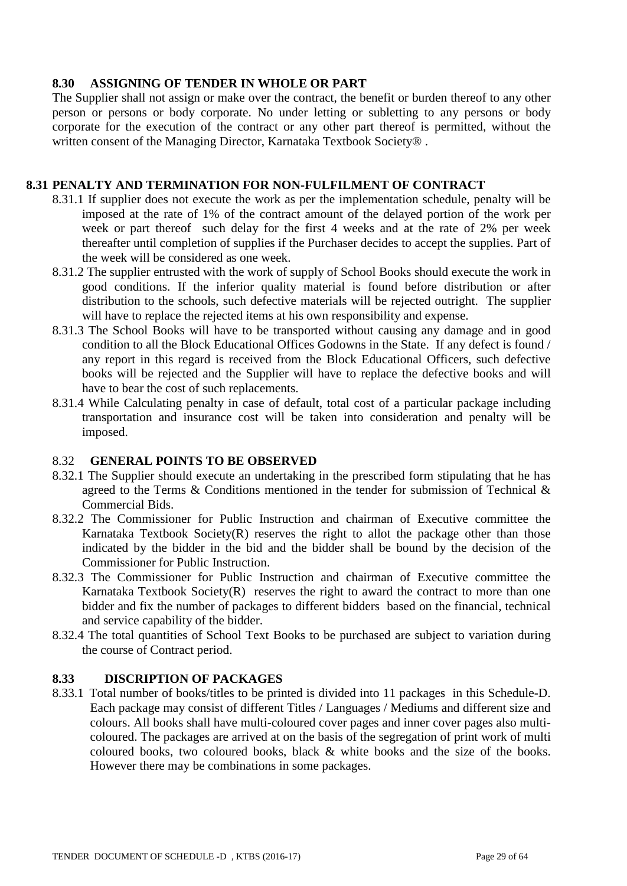## 8.30 ASSIGNING OF TENDER IN WHOLE OR PART

The Supplier shall not assign or make over the contract, the benefit or burden thereof to any other person or persons or body corporate. No under letting or subletting to any persons or body corporate for the execution of the contract or any other part thereof is permitted, without the written consent of the Managing Director, Karnataka Textbook Society® .

## 8.31 PENALTY AND TERMINATION FOR NON-FULFILMENT OF CONTRACT

8.31.1 If supplier does not execute the work as per the implementation schedule, penalty will be imposed at the rate of 1% of the contract amount of the delayed portion of the work per week or part thereof such delay for the first 4 weeks and at the rate of 2% per week thereafter until completion of supplies if the Purchaser decides to accept the supplies. Part of the week will be considered as one week.

8.31.2 The supplier entrusted with the work of supply of School Books should execute the work in good conditions. If the inferior quality material is found before distribution or after distribution to the schools, such defective materials will be rejected outright. The supplier will have to replace the rejected items at his own responsibility and expense.

8.31.3 The School Books will have to be transported without causing any damage and in good condition to all the Block Educational Offices Godowns in the State. If any defect is found / any report in this regard is received from the Block Educational Officers, such defective books will be rejected and the Supplier will have to replace the defective books and will have to bear the cost of such replacements.

8.31.4 While Calculating penalty in case of default, total cost of a particular package including transportation and insurance cost will be taken into consideration and penalty will be imposed.

## 8.32 GENERAL POINTS TO BE OBSERVED

8.32.1 The Supplier should execute an undertaking in the prescribed form stipulating that he has agreed to the Terms & Conditions mentioned in the tender for submission of Technical & Commercial Bids.

8.32.2 The Commissioner for Public Instruction and chairman of Executive committee the Karnataka Textbook Society(R) reserves the right to allot the package other than those indicated by the bidder in the bid and the bidder shall be bound by the decision of the Commissioner for Public Instruction.

8.32.3 The Commissioner for Public Instruction and chairman of Executive committee the Karnataka Textbook Society(R) reserves the right to award the contract to more than one bidder and fix the number of packages to different bidders based on the financial, technical and service capability of the bidder.

8.32.4 The total quantities of School Text Books to be purchased are subject to variation during the course of Contract period.

## 8.33 DISCRIPTION OF PACKAGES

8.33.1 Total number of books/titles to be printed is divided into 11 packages in this Schedule-D. Each package may consist of different Titles / Languages / Mediums and different size and colours. All books shall have multi-coloured cover pages and inner cover pages also multi-coloured. The packages are arrived at on the basis of the segregation of print work of multi coloured books, two coloured books, black & white books and the size of the books. However there may be combinations in some packages.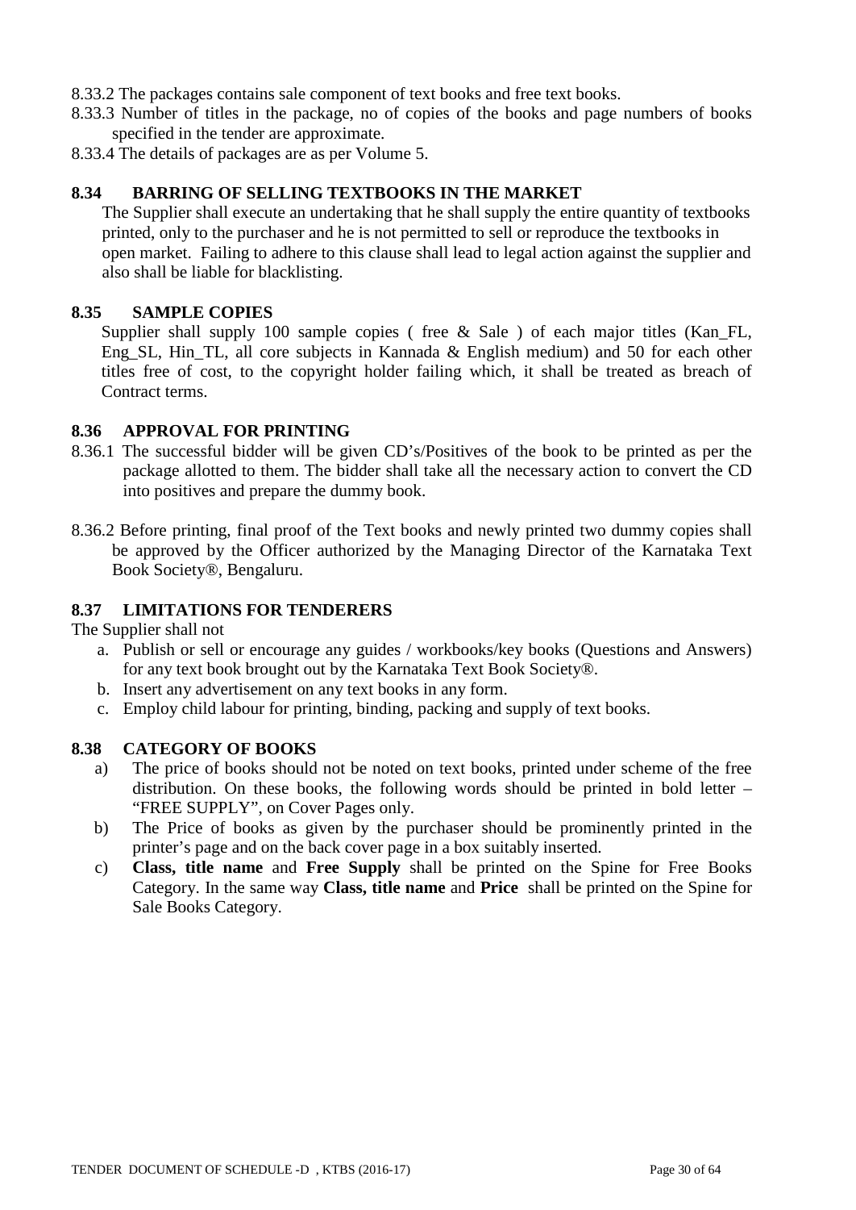8.33.2 The packages contains sale component of text books and free text books.

8.33.3 Number of titles in the package, no of copies of the books and page numbers of books specified in the tender are approximate.

8.33.4 The details of packages are as per Volume 5.

## 8.34 BARRING OF SELLING TEXTBOOKS IN THE MARKET

The Supplier shall execute an undertaking that he shall supply the entire quantity of textbooks printed, only to the purchaser and he is not permitted to sell or reproduce the textbooks in open market. Failing to adhere to this clause shall lead to legal action against the supplier and also shall be liable for blacklisting.

## 8.35 SAMPLE COPIES

Supplier shall supply 100 sample copies ( free & Sale ) of each major titles (Kan_FL, Eng_SL, Hin_TL, all core subjects in Kannada & English medium) and 50 for each other titles free of cost, to the copyright holder failing which, it shall be treated as breach of Contract terms.

## 8.36 APPROVAL FOR PRINTING

8.36.1 The successful bidder will be given CD's/Positives of the book to be printed as per the package allotted to them. The bidder shall take all the necessary action to convert the CD into positives and prepare the dummy book.

8.36.2 Before printing, final proof of the Text books and newly printed two dummy copies shall be approved by the Officer authorized by the Managing Director of the Karnataka Text Book Society®, Bengaluru.

## 8.37 LIMITATIONS FOR TENDERERS

The Supplier shall not

a. Publish or sell or encourage any guides / workbooks/key books (Questions and Answers) for any text book brought out by the Karnataka Text Book Society®.
b. Insert any advertisement on any text books in any form.
c. Employ child labour for printing, binding, packing and supply of text books.

## 8.38 CATEGORY OF BOOKS

a) The price of books should not be noted on text books, printed under scheme of the free distribution. On these books, the following words should be printed in bold letter – "FREE SUPPLY", on Cover Pages only.

b) The Price of books as given by the purchaser should be prominently printed in the printer's page and on the back cover page in a box suitably inserted.

c) **Class, title name** and **Free Supply** shall be printed on the Spine for Free Books Category. In the same way **Class, title name** and **Price** shall be printed on the Spine for Sale Books Category.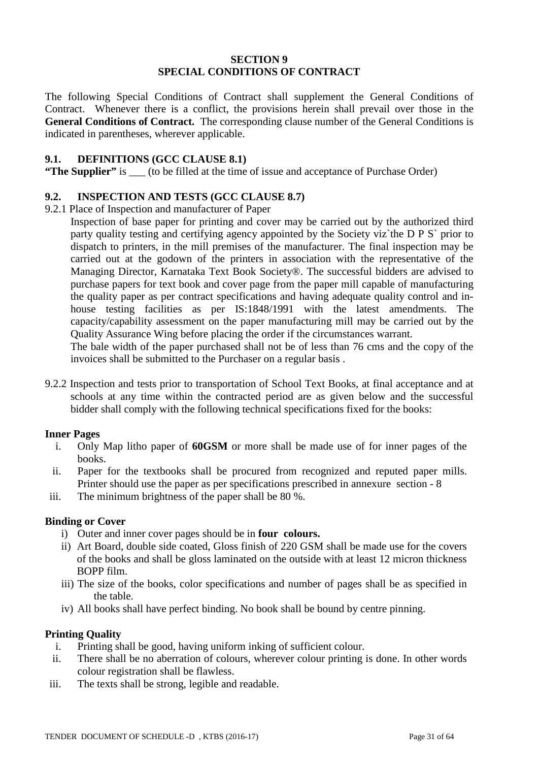## SECTION 9
## SPECIAL CONDITIONS OF CONTRACT

The following Special Conditions of Contract shall supplement the General Conditions of Contract. Whenever there is a conflict, the provisions herein shall prevail over those in the **General Conditions of Contract.** The corresponding clause number of the General Conditions is indicated in parentheses, wherever applicable.

### 9.1. DEFINITIONS (GCC CLAUSE 8.1)

**"The Supplier"** is ___ (to be filled at the time of issue and acceptance of Purchase Order)

### 9.2. INSPECTION AND TESTS (GCC CLAUSE 8.7)

9.2.1 Place of Inspection and manufacturer of Paper

Inspection of base paper for printing and cover may be carried out by the authorized third party quality testing and certifying agency appointed by the Society viz`the D P S` prior to dispatch to printers, in the mill premises of the manufacturer. The final inspection may be carried out at the godown of the printers in association with the representative of the Managing Director, Karnataka Text Book Society®. The successful bidders are advised to purchase papers for text book and cover page from the paper mill capable of manufacturing the quality paper as per contract specifications and having adequate quality control and in-house testing facilities as per IS:1848/1991 with the latest amendments. The capacity/capability assessment on the paper manufacturing mill may be carried out by the Quality Assurance Wing before placing the order if the circumstances warrant.

The bale width of the paper purchased shall not be of less than 76 cms and the copy of the invoices shall be submitted to the Purchaser on a regular basis .

9.2.2 Inspection and tests prior to transportation of School Text Books, at final acceptance and at schools at any time within the contracted period are as given below and the successful bidder shall comply with the following technical specifications fixed for the books:

**Inner Pages**

i. Only Map litho paper of **60GSM** or more shall be made use of for inner pages of the books.
ii. Paper for the textbooks shall be procured from recognized and reputed paper mills. Printer should use the paper as per specifications prescribed in annexure section - 8
iii. The minimum brightness of the paper shall be 80 %.

**Binding or Cover**

i) Outer and inner cover pages should be in **four colours.**
ii) Art Board, double side coated, Gloss finish of 220 GSM shall be made use for the covers of the books and shall be gloss laminated on the outside with at least 12 micron thickness BOPP film.
iii) The size of the books, color specifications and number of pages shall be as specified in the table.
iv) All books shall have perfect binding. No book shall be bound by centre pinning.

**Printing Quality**

i. Printing shall be good, having uniform inking of sufficient colour.
ii. There shall be no aberration of colours, wherever colour printing is done. In other words colour registration shall be flawless.
iii. The texts shall be strong, legible and readable.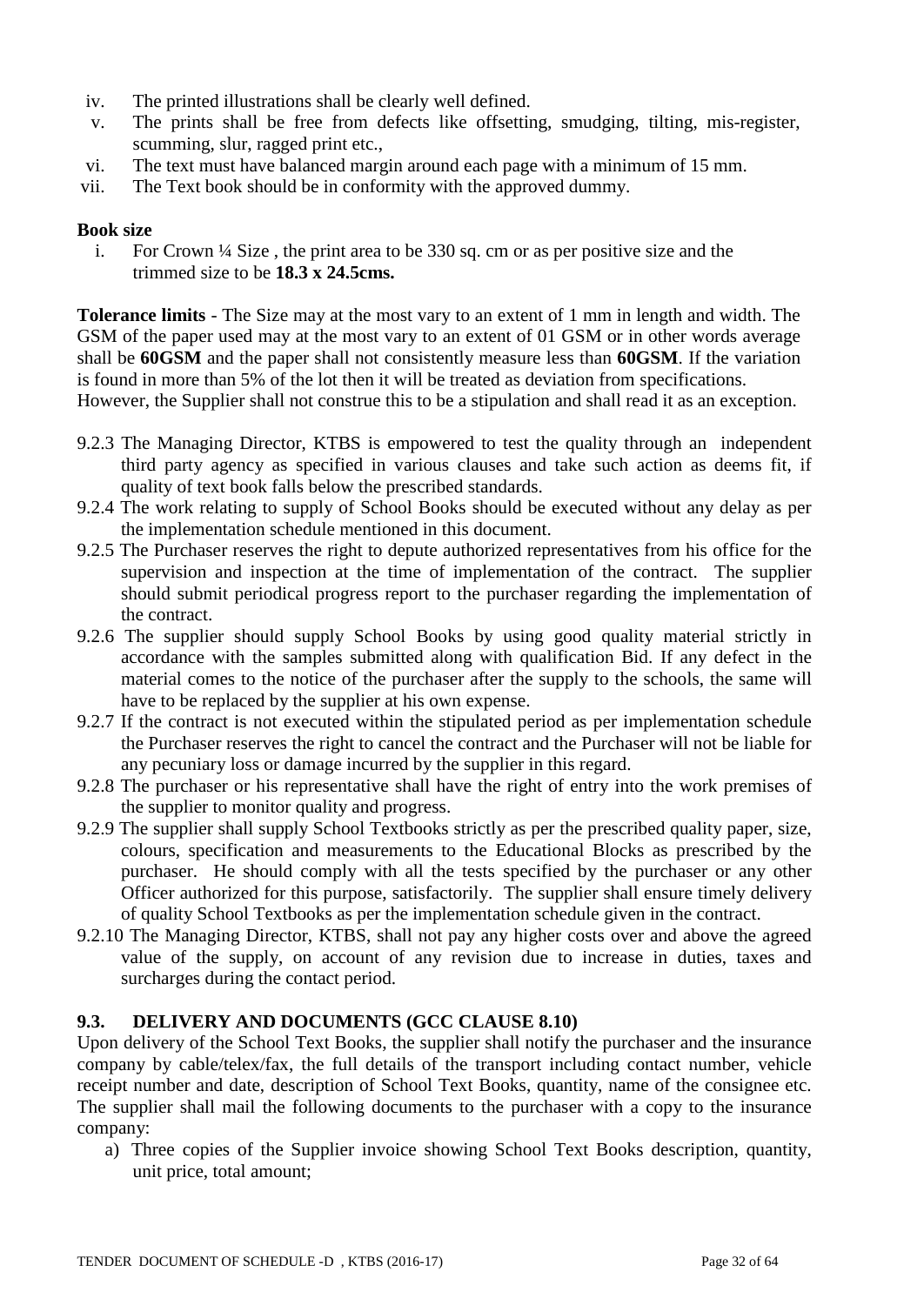iv. The printed illustrations shall be clearly well defined.
v. The prints shall be free from defects like offsetting, smudging, tilting, mis-register, scumming, slur, ragged print etc.,
vi. The text must have balanced margin around each page with a minimum of 15 mm.
vii. The Text book should be in conformity with the approved dummy.

**Book size**

i. For Crown ¼ Size , the print area to be 330 sq. cm or as per positive size and the trimmed size to be **18.3 x 24.5cms.**

**Tolerance limits** - The Size may at the most vary to an extent of 1 mm in length and width. The GSM of the paper used may at the most vary to an extent of 01 GSM or in other words average shall be **60GSM** and the paper shall not consistently measure less than **60GSM**. If the variation is found in more than 5% of the lot then it will be treated as deviation from specifications. However, the Supplier shall not construe this to be a stipulation and shall read it as an exception.

9.2.3 The Managing Director, KTBS is empowered to test the quality through an independent third party agency as specified in various clauses and take such action as deems fit, if quality of text book falls below the prescribed standards.

9.2.4 The work relating to supply of School Books should be executed without any delay as per the implementation schedule mentioned in this document.

9.2.5 The Purchaser reserves the right to depute authorized representatives from his office for the supervision and inspection at the time of implementation of the contract. The supplier should submit periodical progress report to the purchaser regarding the implementation of the contract.

9.2.6 The supplier should supply School Books by using good quality material strictly in accordance with the samples submitted along with qualification Bid. If any defect in the material comes to the notice of the purchaser after the supply to the schools, the same will have to be replaced by the supplier at his own expense.

9.2.7 If the contract is not executed within the stipulated period as per implementation schedule the Purchaser reserves the right to cancel the contract and the Purchaser will not be liable for any pecuniary loss or damage incurred by the supplier in this regard.

9.2.8 The purchaser or his representative shall have the right of entry into the work premises of the supplier to monitor quality and progress.

9.2.9 The supplier shall supply School Textbooks strictly as per the prescribed quality paper, size, colours, specification and measurements to the Educational Blocks as prescribed by the purchaser. He should comply with all the tests specified by the purchaser or any other Officer authorized for this purpose, satisfactorily. The supplier shall ensure timely delivery of quality School Textbooks as per the implementation schedule given in the contract.

9.2.10 The Managing Director, KTBS, shall not pay any higher costs over and above the agreed value of the supply, on account of any revision due to increase in duties, taxes and surcharges during the contact period.

### 9.3. DELIVERY AND DOCUMENTS (GCC CLAUSE 8.10)

Upon delivery of the School Text Books, the supplier shall notify the purchaser and the insurance company by cable/telex/fax, the full details of the transport including contact number, vehicle receipt number and date, description of School Text Books, quantity, name of the consignee etc. The supplier shall mail the following documents to the purchaser with a copy to the insurance company:

a) Three copies of the Supplier invoice showing School Text Books description, quantity, unit price, total amount;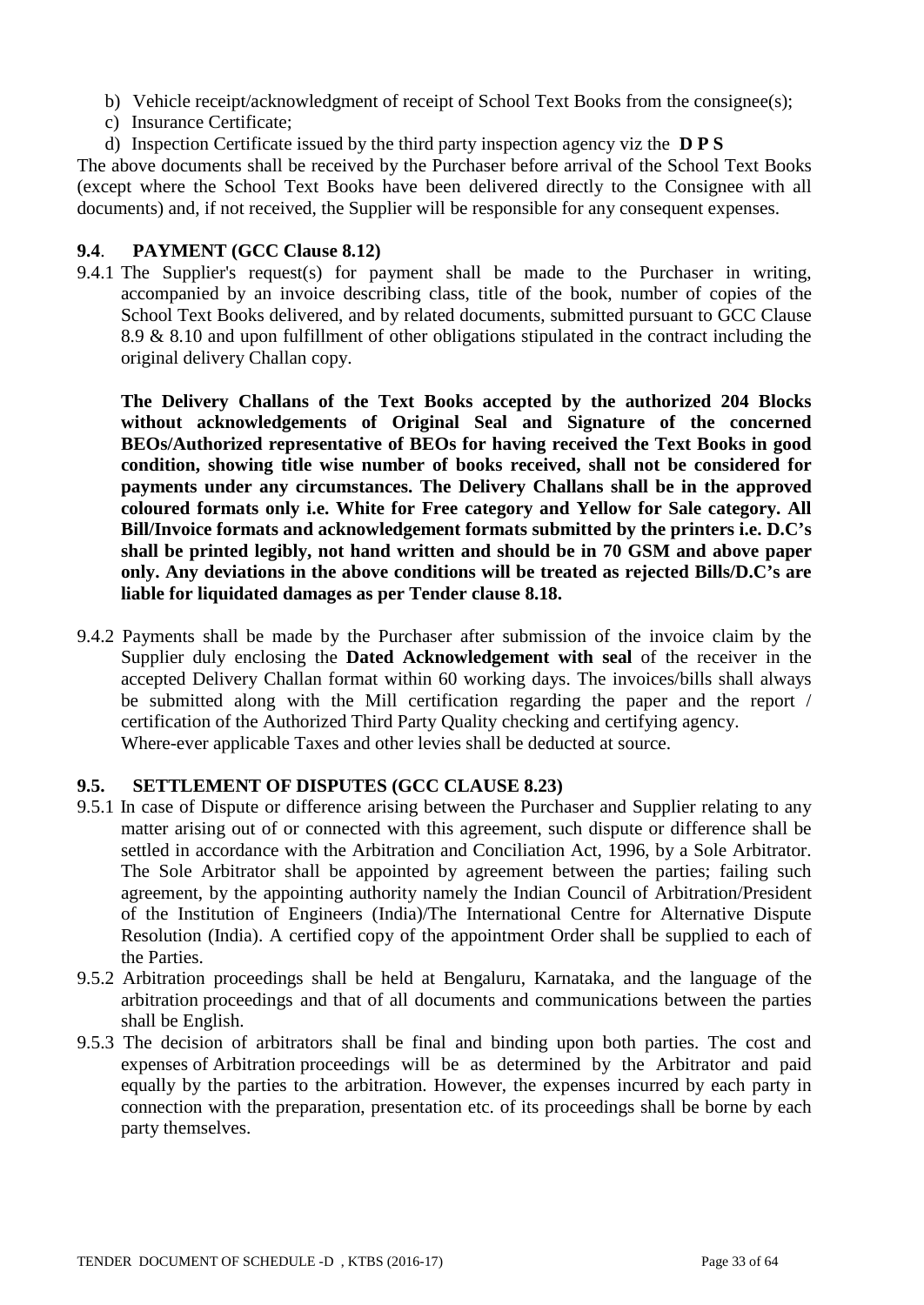b) Vehicle receipt/acknowledgment of receipt of School Text Books from the consignee(s);
c) Insurance Certificate;
d) Inspection Certificate issued by the third party inspection agency viz the **D P S**

The above documents shall be received by the Purchaser before arrival of the School Text Books (except where the School Text Books have been delivered directly to the Consignee with all documents) and, if not received, the Supplier will be responsible for any consequent expenses.

### 9.4. PAYMENT (GCC Clause 8.12)

9.4.1 The Supplier's request(s) for payment shall be made to the Purchaser in writing, accompanied by an invoice describing class, title of the book, number of copies of the School Text Books delivered, and by related documents, submitted pursuant to GCC Clause 8.9 & 8.10 and upon fulfillment of other obligations stipulated in the contract including the original delivery Challan copy.

**The Delivery Challans of the Text Books accepted by the authorized 204 Blocks without acknowledgements of Original Seal and Signature of the concerned BEOs/Authorized representative of BEOs for having received the Text Books in good condition, showing title wise number of books received, shall not be considered for payments under any circumstances. The Delivery Challans shall be in the approved coloured formats only i.e. White for Free category and Yellow for Sale category. All Bill/Invoice formats and acknowledgement formats submitted by the printers i.e. D.C's shall be printed legibly, not hand written and should be in 70 GSM and above paper only. Any deviations in the above conditions will be treated as rejected Bills/D.C's are liable for liquidated damages as per Tender clause 8.18.**

9.4.2 Payments shall be made by the Purchaser after submission of the invoice claim by the Supplier duly enclosing the **Dated Acknowledgement with seal** of the receiver in the accepted Delivery Challan format within 60 working days. The invoices/bills shall always be submitted along with the Mill certification regarding the paper and the report / certification of the Authorized Third Party Quality checking and certifying agency. Where-ever applicable Taxes and other levies shall be deducted at source.

### 9.5. SETTLEMENT OF DISPUTES (GCC CLAUSE 8.23)

9.5.1 In case of Dispute or difference arising between the Purchaser and Supplier relating to any matter arising out of or connected with this agreement, such dispute or difference shall be settled in accordance with the Arbitration and Conciliation Act, 1996, by a Sole Arbitrator. The Sole Arbitrator shall be appointed by agreement between the parties; failing such agreement, by the appointing authority namely the Indian Council of Arbitration/President of the Institution of Engineers (India)/The International Centre for Alternative Dispute Resolution (India). A certified copy of the appointment Order shall be supplied to each of the Parties.

9.5.2 Arbitration proceedings shall be held at Bengaluru, Karnataka, and the language of the arbitration proceedings and that of all documents and communications between the parties shall be English.

9.5.3 The decision of arbitrators shall be final and binding upon both parties. The cost and expenses of Arbitration proceedings will be as determined by the Arbitrator and paid equally by the parties to the arbitration. However, the expenses incurred by each party in connection with the preparation, presentation etc. of its proceedings shall be borne by each party themselves.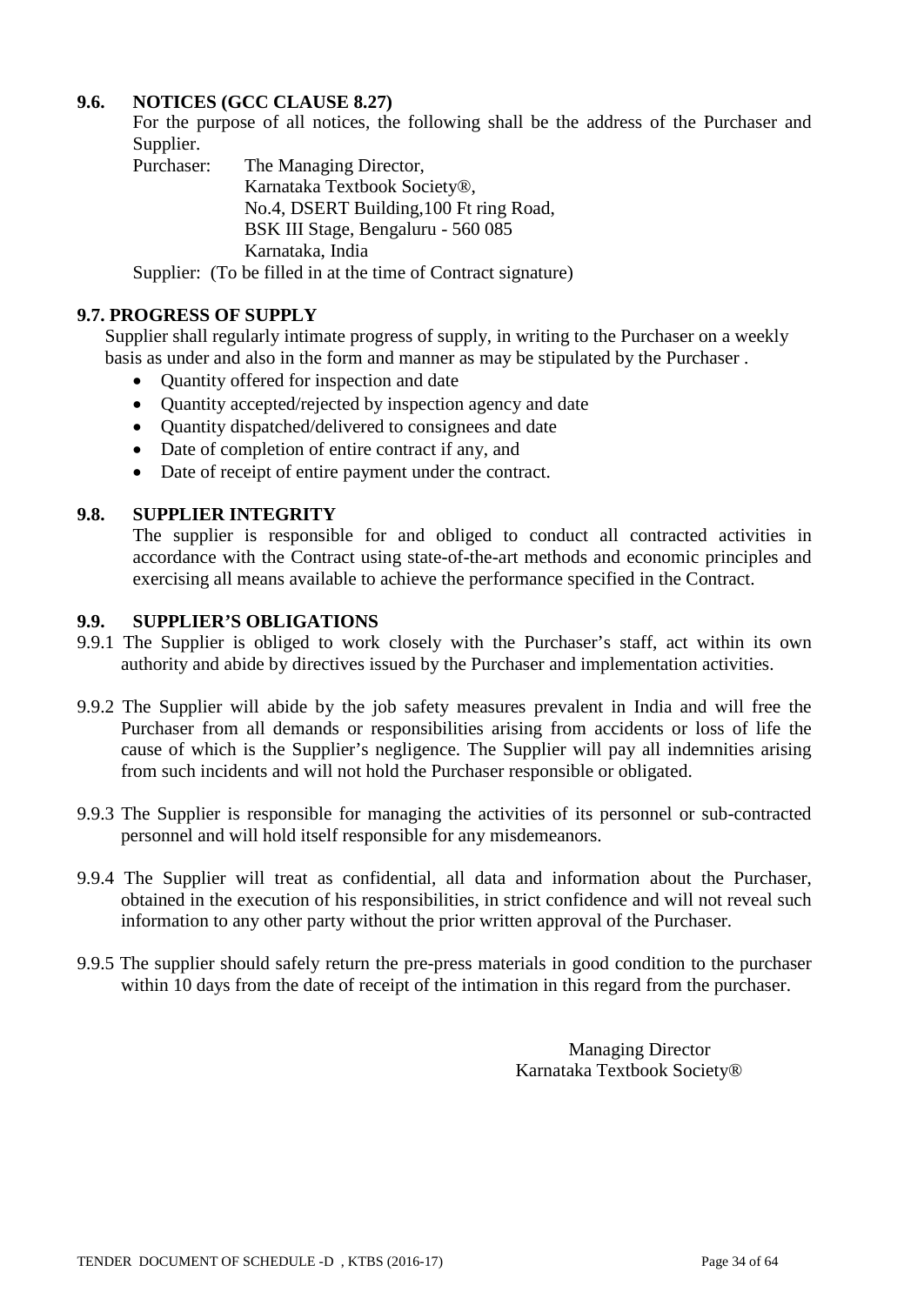### 9.6. NOTICES (GCC CLAUSE 8.27)

For the purpose of all notices, the following shall be the address of the Purchaser and Supplier.

Purchaser: The Managing Director,
Karnataka Textbook Society®,
No.4, DSERT Building,100 Ft ring Road,
BSK III Stage, Bengaluru - 560 085
Karnataka, India

Supplier: (To be filled in at the time of Contract signature)

### 9.7. PROGRESS OF SUPPLY

Supplier shall regularly intimate progress of supply, in writing to the Purchaser on a weekly basis as under and also in the form and manner as may be stipulated by the Purchaser .

- Quantity offered for inspection and date
- Quantity accepted/rejected by inspection agency and date
- Quantity dispatched/delivered to consignees and date
- Date of completion of entire contract if any, and
- Date of receipt of entire payment under the contract.

### 9.8. SUPPLIER INTEGRITY

The supplier is responsible for and obliged to conduct all contracted activities in accordance with the Contract using state-of-the-art methods and economic principles and exercising all means available to achieve the performance specified in the Contract.

### 9.9. SUPPLIER'S OBLIGATIONS

9.9.1 The Supplier is obliged to work closely with the Purchaser's staff, act within its own authority and abide by directives issued by the Purchaser and implementation activities.

9.9.2 The Supplier will abide by the job safety measures prevalent in India and will free the Purchaser from all demands or responsibilities arising from accidents or loss of life the cause of which is the Supplier's negligence. The Supplier will pay all indemnities arising from such incidents and will not hold the Purchaser responsible or obligated.

9.9.3 The Supplier is responsible for managing the activities of its personnel or sub-contracted personnel and will hold itself responsible for any misdemeanors.

9.9.4 The Supplier will treat as confidential, all data and information about the Purchaser, obtained in the execution of his responsibilities, in strict confidence and will not reveal such information to any other party without the prior written approval of the Purchaser.

9.9.5 The supplier should safely return the pre-press materials in good condition to the purchaser within 10 days from the date of receipt of the intimation in this regard from the purchaser.

Managing Director
Karnataka Textbook Society®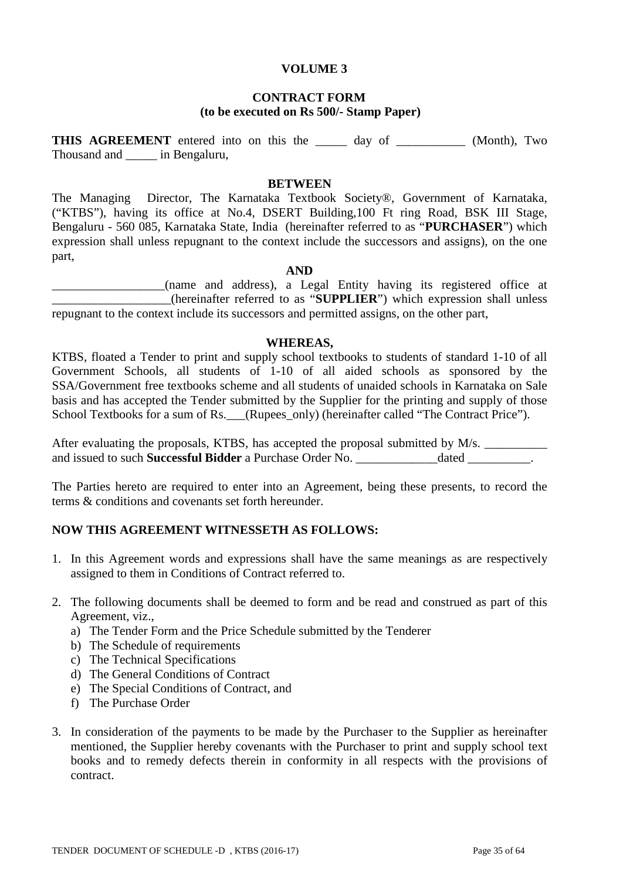# VOLUME 3

## CONTRACT FORM
**(to be executed on Rs 500/- Stamp Paper)**

**THIS AGREEMENT** entered into on this the _____ day of ___________ (Month), Two Thousand and _____ in Bengaluru,

**BETWEEN**

The Managing Director, The Karnataka Textbook Society®, Government of Karnataka, ("KTBS"), having its office at No.4, DSERT Building,100 Ft ring Road, BSK III Stage, Bengaluru - 560 085, Karnataka State, India (hereinafter referred to as "**PURCHASER**") which expression shall unless repugnant to the context include the successors and assigns), on the one part,

**AND**

__________________(name and address), a Legal Entity having its registered office at ___________________(hereinafter referred to as "**SUPPLIER**") which expression shall unless repugnant to the context include its successors and permitted assigns, on the other part,

**WHEREAS,**

KTBS, floated a Tender to print and supply school textbooks to students of standard 1-10 of all Government Schools, all students of 1-10 of all aided schools as sponsored by the SSA/Government free textbooks scheme and all students of unaided schools in Karnataka on Sale basis and has accepted the Tender submitted by the Supplier for the printing and supply of those School Textbooks for a sum of Rs.___(Rupees_only) (hereinafter called "The Contract Price").

After evaluating the proposals, KTBS, has accepted the proposal submitted by M/s. __________ and issued to such **Successful Bidder** a Purchase Order No. _____________dated __________.

The Parties hereto are required to enter into an Agreement, being these presents, to record the terms & conditions and covenants set forth hereunder.

**NOW THIS AGREEMENT WITNESSETH AS FOLLOWS:**

1. In this Agreement words and expressions shall have the same meanings as are respectively assigned to them in Conditions of Contract referred to.

2. The following documents shall be deemed to form and be read and construed as part of this Agreement, viz.,
   a) The Tender Form and the Price Schedule submitted by the Tenderer
   b) The Schedule of requirements
   c) The Technical Specifications
   d) The General Conditions of Contract
   e) The Special Conditions of Contract, and
   f) The Purchase Order

3. In consideration of the payments to be made by the Purchaser to the Supplier as hereinafter mentioned, the Supplier hereby covenants with the Purchaser to print and supply school text books and to remedy defects therein in conformity in all respects with the provisions of contract.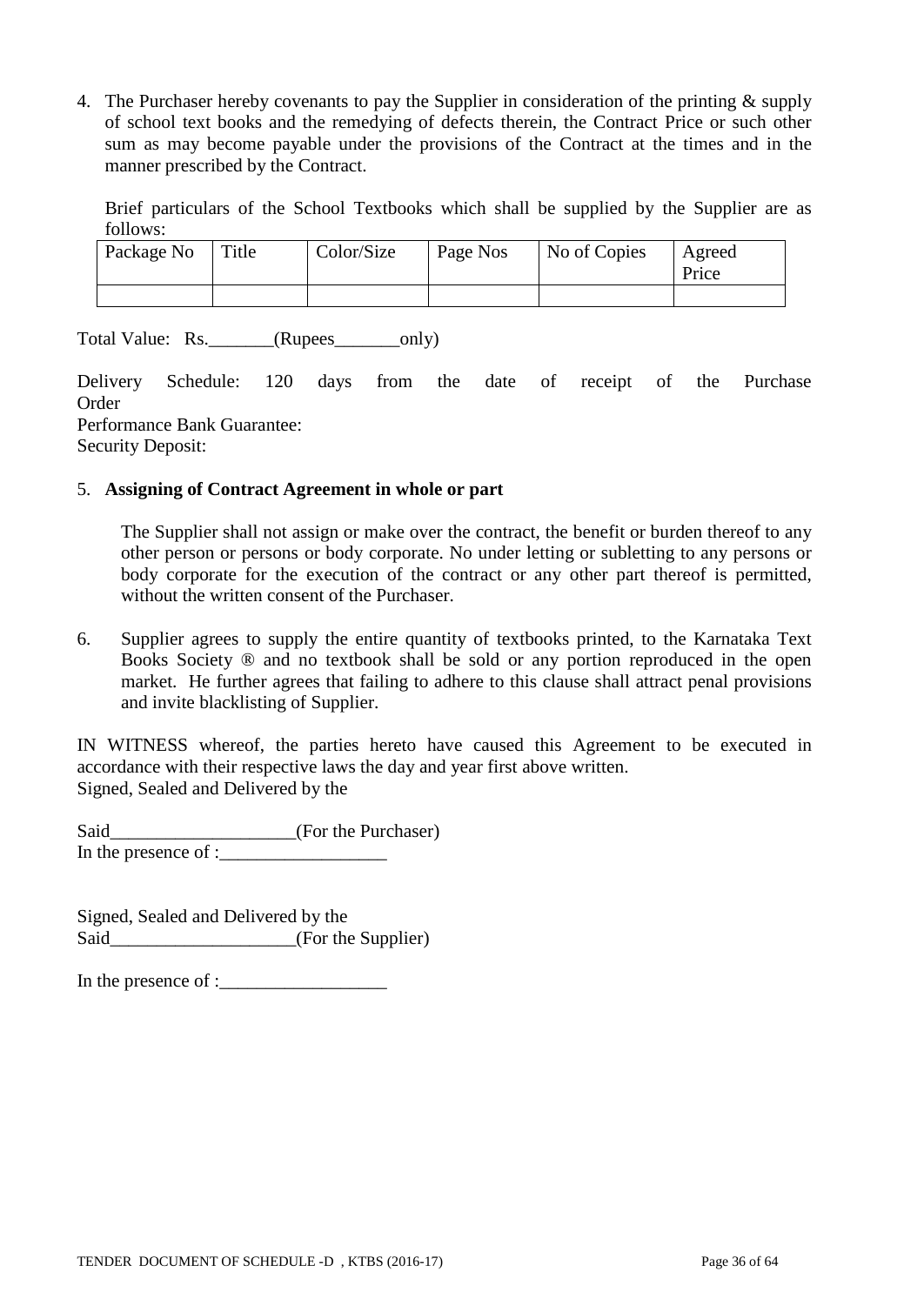4. The Purchaser hereby covenants to pay the Supplier in consideration of the printing & supply of school text books and the remedying of defects therein, the Contract Price or such other sum as may become payable under the provisions of the Contract at the times and in the manner prescribed by the Contract.

   Brief particulars of the School Textbooks which shall be supplied by the Supplier are as follows:

| Package No | Title | Color/Size | Page Nos | No of Copies | Agreed Price |
|---|---|---|---|---|---|
| | | | | | |

Total Value: Rs._______(Rupees_______only)

Delivery Schedule: 120 days from the date of receipt of the Purchase Order
Performance Bank Guarantee:
Security Deposit:

5. **Assigning of Contract Agreement in whole or part**

   The Supplier shall not assign or make over the contract, the benefit or burden thereof to any other person or persons or body corporate. No under letting or subletting to any persons or body corporate for the execution of the contract or any other part thereof is permitted, without the written consent of the Purchaser.

6. Supplier agrees to supply the entire quantity of textbooks printed, to the Karnataka Text Books Society ® and no textbook shall be sold or any portion reproduced in the open market. He further agrees that failing to adhere to this clause shall attract penal provisions and invite blacklisting of Supplier.

IN WITNESS whereof, the parties hereto have caused this Agreement to be executed in accordance with their respective laws the day and year first above written.
Signed, Sealed and Delivered by the

Said____________________(For the Purchaser)
In the presence of :__________________

Signed, Sealed and Delivered by the
Said____________________(For the Supplier)

In the presence of :__________________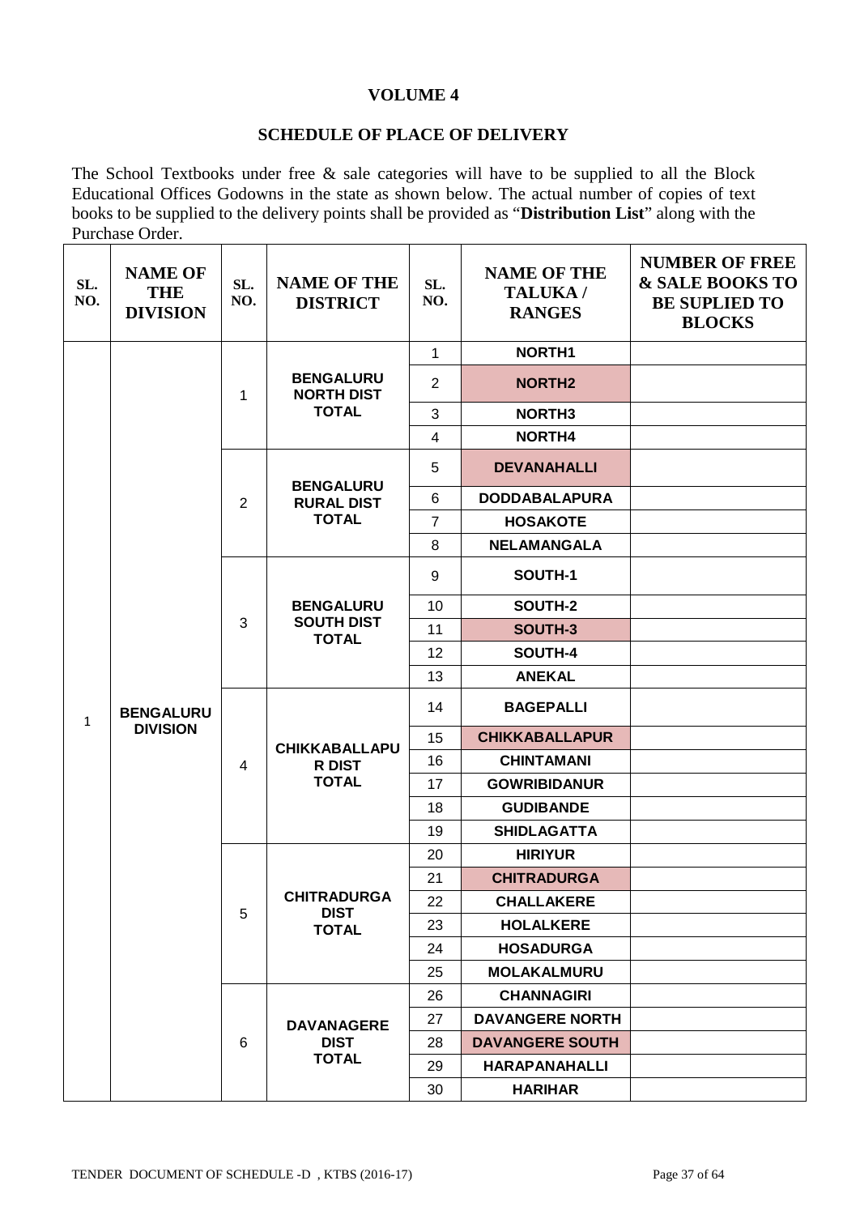# VOLUME 4

## SCHEDULE OF PLACE OF DELIVERY

The School Textbooks under free & sale categories will have to be supplied to all the Block Educational Offices Godowns in the state as shown below. The actual number of copies of text books to be supplied to the delivery points shall be provided as "**Distribution List**" along with the Purchase Order.

| SL. NO. | NAME OF THE DIVISION | SL. NO. | NAME OF THE DISTRICT | SL. NO. | NAME OF THE TALUKA / RANGES | NUMBER OF FREE & SALE BOOKS TO BE SUPLIED TO BLOCKS |
|---|---|---|---|---|---|---|
| 1 | BENGALURU DIVISION | 1 | BENGALURU NORTH DIST TOTAL | 1 | NORTH1 | |
| | | | | 2 | NORTH2 | |
| | | | | 3 | NORTH3 | |
| | | | | 4 | NORTH4 | |
| | | 2 | BENGALURU RURAL DIST TOTAL | 5 | DEVANAHALLI | |
| | | | | 6 | DODDABALAPURA | |
| | | | | 7 | HOSAKOTE | |
| | | | | 8 | NELAMANGALA | |
| | | 3 | BENGALURU SOUTH DIST TOTAL | 9 | SOUTH-1 | |
| | | | | 10 | SOUTH-2 | |
| | | | | 11 | SOUTH-3 | |
| | | | | 12 | SOUTH-4 | |
| | | | | 13 | ANEKAL | |
| | | 4 | CHIKKABALLAPUR DIST TOTAL | 14 | BAGEPALLI | |
| | | | | 15 | CHIKKABALLAPUR | |
| | | | | 16 | CHINTAMANI | |
| | | | | 17 | GOWRIBIDANUR | |
| | | | | 18 | GUDIBANDE | |
| | | | | 19 | SHIDLAGATTA | |
| | | 5 | CHITRADURGA DIST TOTAL | 20 | HIRIYUR | |
| | | | | 21 | CHITRADURGA | |
| | | | | 22 | CHALLAKERE | |
| | | | | 23 | HOLALKERE | |
| | | | | 24 | HOSADURGA | |
| | | | | 25 | MOLAKALMURU | |
| | | 6 | DAVANAGERE DIST TOTAL | 26 | CHANNAGIRI | |
| | | | | 27 | DAVANGERE NORTH | |
| | | | | 28 | DAVANGERE SOUTH | |
| | | | | 29 | HARAPANAHALLI | |
| | | | | 30 | HARIHAR | |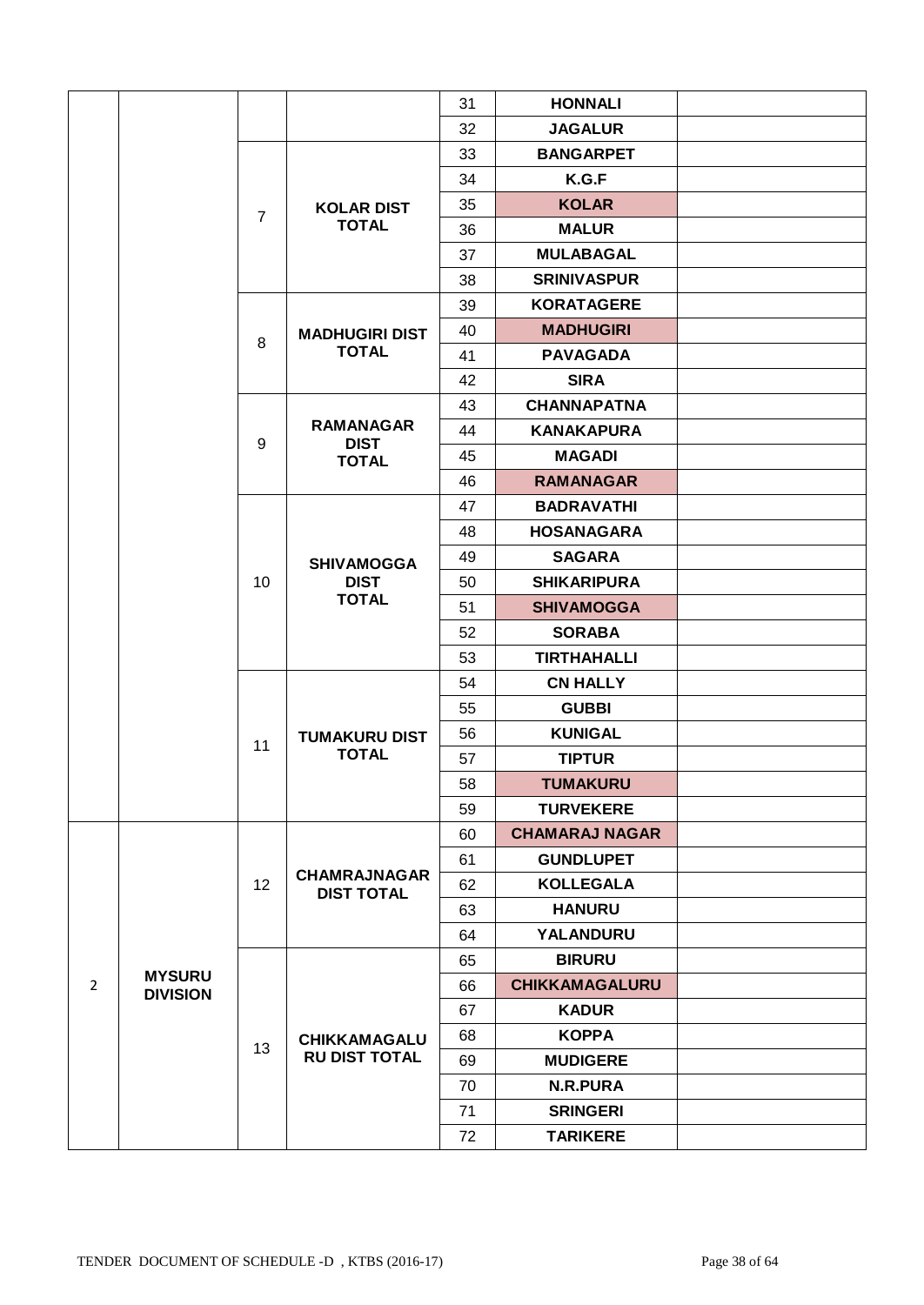|  |  |  |  | 31 | **HONNALI** |  |
|---|---|---|---|---|---|---|
|  |  |  |  | 32 | **JAGALUR** |  |
|  |  | 7 | **KOLAR DIST TOTAL** | 33 | **BANGARPET** |  |
|  |  |  |  | 34 | **K.G.F** |  |
|  |  |  |  | 35 | **KOLAR** |  |
|  |  |  |  | 36 | **MALUR** |  |
|  |  |  |  | 37 | **MULABAGAL** |  |
|  |  |  |  | 38 | **SRINIVASPUR** |  |
|  |  | 8 | **MADHUGIRI DIST TOTAL** | 39 | **KORATAGERE** |  |
|  |  |  |  | 40 | **MADHUGIRI** |  |
|  |  |  |  | 41 | **PAVAGADA** |  |
|  |  |  |  | 42 | **SIRA** |  |
|  |  | 9 | **RAMANAGAR DIST TOTAL** | 43 | **CHANNAPATNA** |  |
|  |  |  |  | 44 | **KANAKAPURA** |  |
|  |  |  |  | 45 | **MAGADI** |  |
|  |  |  |  | 46 | **RAMANAGAR** |  |
|  |  | 10 | **SHIVAMOGGA DIST TOTAL** | 47 | **BADRAVATHI** |  |
|  |  |  |  | 48 | **HOSANAGARA** |  |
|  |  |  |  | 49 | **SAGARA** |  |
|  |  |  |  | 50 | **SHIKARIPURA** |  |
|  |  |  |  | 51 | **SHIVAMOGGA** |  |
|  |  |  |  | 52 | **SORABA** |  |
|  |  |  |  | 53 | **TIRTHAHALLI** |  |
|  |  | 11 | **TUMAKURU DIST TOTAL** | 54 | **CN HALLY** |  |
|  |  |  |  | 55 | **GUBBI** |  |
|  |  |  |  | 56 | **KUNIGAL** |  |
|  |  |  |  | 57 | **TIPTUR** |  |
|  |  |  |  | 58 | **TUMAKURU** |  |
|  |  |  |  | 59 | **TURVEKERE** |  |
| 2 | **MYSURU DIVISION** | 12 | **CHAMRAJNAGAR DIST TOTAL** | 60 | **CHAMARAJ NAGAR** |  |
|  |  |  |  | 61 | **GUNDLUPET** |  |
|  |  |  |  | 62 | **KOLLEGALA** |  |
|  |  |  |  | 63 | **HANURU** |  |
|  |  |  |  | 64 | **YALANDURU** |  |
|  |  | 13 | **CHIKKAMAGALURU DIST TOTAL** | 65 | **BIRURU** |  |
|  |  |  |  | 66 | **CHIKKAMAGALURU** |  |
|  |  |  |  | 67 | **KADUR** |  |
|  |  |  |  | 68 | **KOPPA** |  |
|  |  |  |  | 69 | **MUDIGERE** |  |
|  |  |  |  | 70 | **N.R.PURA** |  |
|  |  |  |  | 71 | **SRINGERI** |  |
|  |  |  |  | 72 | **TARIKERE** |  |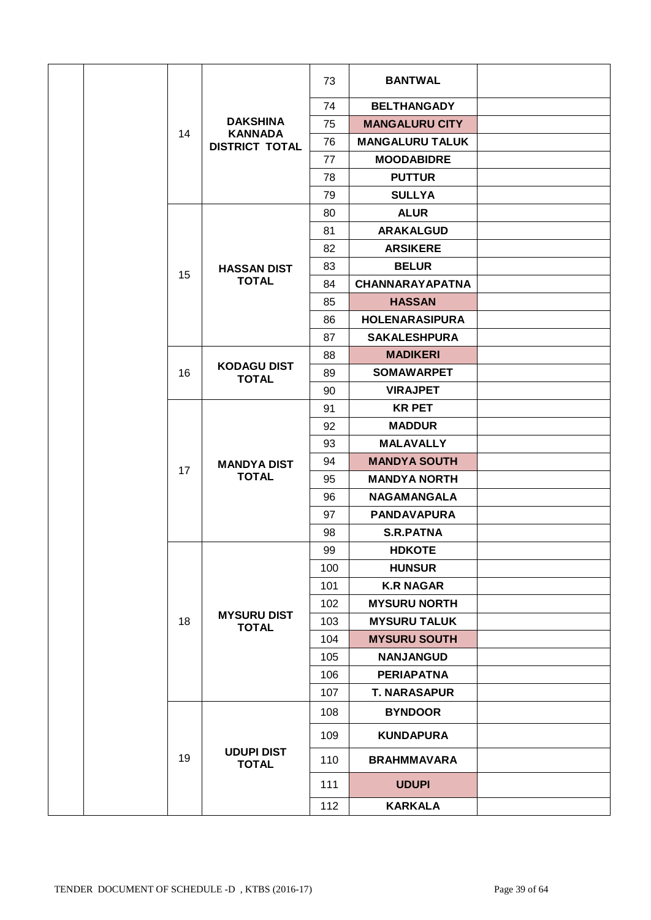| | | | | | | |
|---|---|---|---|---|---|---|
| | | 14 | **DAKSHINA KANNADA DISTRICT TOTAL** | 73 | **BANTWAL** | |
| | | | | 74 | **BELTHANGADY** | |
| | | | | 75 | **MANGALURU CITY** | |
| | | | | 76 | **MANGALURU TALUK** | |
| | | | | 77 | **MOODABIDRE** | |
| | | | | 78 | **PUTTUR** | |
| | | | | 79 | **SULLYA** | |
| | | 15 | **HASSAN DIST TOTAL** | 80 | **ALUR** | |
| | | | | 81 | **ARAKALGUD** | |
| | | | | 82 | **ARSIKERE** | |
| | | | | 83 | **BELUR** | |
| | | | | 84 | **CHANNARAYAPATNA** | |
| | | | | 85 | **HASSAN** | |
| | | | | 86 | **HOLENARASIPURA** | |
| | | | | 87 | **SAKALESHPURA** | |
| | | 16 | **KODAGU DIST TOTAL** | 88 | **MADIKERI** | |
| | | | | 89 | **SOMAWARPET** | |
| | | | | 90 | **VIRAJPET** | |
| | | 17 | **MANDYA DIST TOTAL** | 91 | **KR PET** | |
| | | | | 92 | **MADDUR** | |
| | | | | 93 | **MALAVALLY** | |
| | | | | 94 | **MANDYA SOUTH** | |
| | | | | 95 | **MANDYA NORTH** | |
| | | | | 96 | **NAGAMANGALA** | |
| | | | | 97 | **PANDAVAPURA** | |
| | | | | 98 | **S.R.PATNA** | |
| | | 18 | **MYSURU DIST TOTAL** | 99 | **HDKOTE** | |
| | | | | 100 | **HUNSUR** | |
| | | | | 101 | **K.R NAGAR** | |
| | | | | 102 | **MYSURU NORTH** | |
| | | | | 103 | **MYSURU TALUK** | |
| | | | | 104 | **MYSURU SOUTH** | |
| | | | | 105 | **NANJANGUD** | |
| | | | | 106 | **PERIAPATNA** | |
| | | | | 107 | **T. NARASAPUR** | |
| | | 19 | **UDUPI DIST TOTAL** | 108 | **BYNDOOR** | |
| | | | | 109 | **KUNDAPURA** | |
| | | | | 110 | **BRAHMMAVARA** | |
| | | | | 111 | **UDUPI** | |
| | | | | 112 | **KARKALA** | |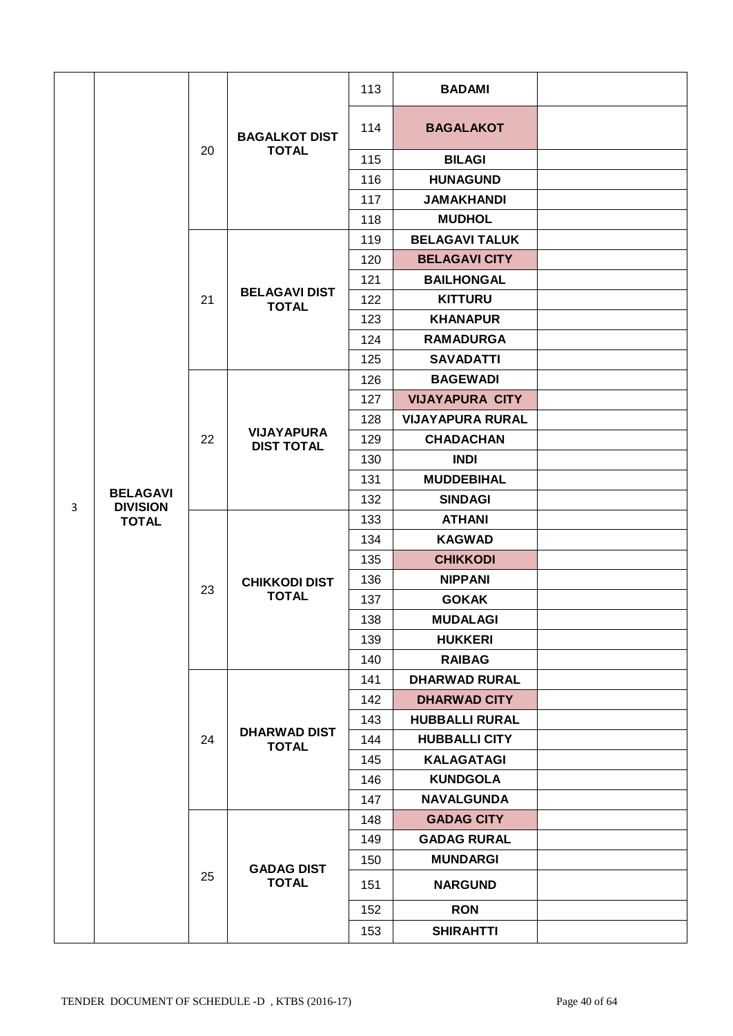| | | | | | | |
|---|---|---|---|---|---|---|
| 3 | BELAGAVI DIVISION TOTAL | 20 | BAGALKOT DIST TOTAL | 113 | BADAMI | |
| | | | | 114 | BAGALAKOT | |
| | | | | 115 | BILAGI | |
| | | | | 116 | HUNAGUND | |
| | | | | 117 | JAMAKHANDI | |
| | | | | 118 | MUDHOL | |
| | | 21 | BELAGAVI DIST TOTAL | 119 | BELAGAVI TALUK | |
| | | | | 120 | BELAGAVI CITY | |
| | | | | 121 | BAILHONGAL | |
| | | | | 122 | KITTURU | |
| | | | | 123 | KHANAPUR | |
| | | | | 124 | RAMADURGA | |
| | | | | 125 | SAVADATTI | |
| | | 22 | VIJAYAPURA DIST TOTAL | 126 | BAGEWADI | |
| | | | | 127 | VIJAYAPURA CITY | |
| | | | | 128 | VIJAYAPURA RURAL | |
| | | | | 129 | CHADACHAN | |
| | | | | 130 | INDI | |
| | | | | 131 | MUDDEBIHAL | |
| | | | | 132 | SINDAGI | |
| | | 23 | CHIKKODI DIST TOTAL | 133 | ATHANI | |
| | | | | 134 | KAGWAD | |
| | | | | 135 | CHIKKODI | |
| | | | | 136 | NIPPANI | |
| | | | | 137 | GOKAK | |
| | | | | 138 | MUDALAGI | |
| | | | | 139 | HUKKERI | |
| | | | | 140 | RAIBAG | |
| | | 24 | DHARWAD DIST TOTAL | 141 | DHARWAD RURAL | |
| | | | | 142 | DHARWAD CITY | |
| | | | | 143 | HUBBALLI RURAL | |
| | | | | 144 | HUBBALLI CITY | |
| | | | | 145 | KALAGATAGI | |
| | | | | 146 | KUNDGOLA | |
| | | | | 147 | NAVALGUNDA | |
| | | 25 | GADAG DIST TOTAL | 148 | GADAG CITY | |
| | | | | 149 | GADAG RURAL | |
| | | | | 150 | MUNDARGI | |
| | | | | 151 | NARGUND | |
| | | | | 152 | RON | |
| | | | | 153 | SHIRAHTTI | |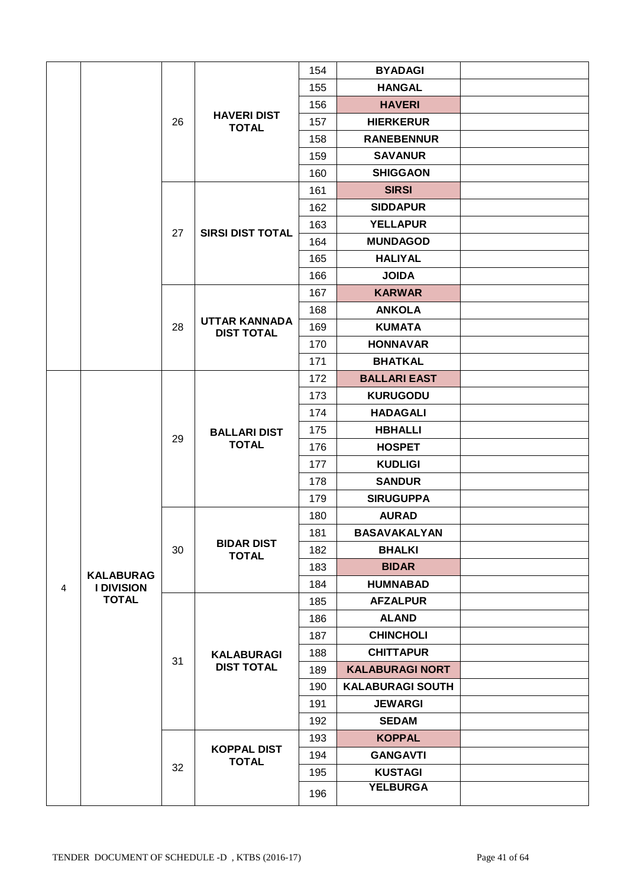| | | | | 154 | **BYADAGI** | |
|---|---|---|---|---|---|---|
| | | | | 155 | **HANGAL** | |
| | | | | 156 | **HAVERI** | |
| | | 26 | **HAVERI DIST TOTAL** | 157 | **HIERKERUR** | |
| | | | | 158 | **RANEBENNUR** | |
| | | | | 159 | **SAVANUR** | |
| | | | | 160 | **SHIGGAON** | |
| | | | | 161 | **SIRSI** | |
| | | | | 162 | **SIDDAPUR** | |
| | | 27 | **SIRSI DIST TOTAL** | 163 | **YELLAPUR** | |
| | | | | 164 | **MUNDAGOD** | |
| | | | | 165 | **HALIYAL** | |
| | | | | 166 | **JOIDA** | |
| | | | | 167 | **KARWAR** | |
| | | | | 168 | **ANKOLA** | |
| | | 28 | **UTTAR KANNADA DIST TOTAL** | 169 | **KUMATA** | |
| | | | | 170 | **HONNAVAR** | |
| | | | | 171 | **BHATKAL** | |
| 4 | **KALABURAGI DIVISION TOTAL** | 29 | **BALLARI DIST TOTAL** | 172 | **BALLARI EAST** | |
| | | | | 173 | **KURUGODU** | |
| | | | | 174 | **HADAGALI** | |
| | | | | 175 | **HBHALLI** | |
| | | | | 176 | **HOSPET** | |
| | | | | 177 | **KUDLIGI** | |
| | | | | 178 | **SANDUR** | |
| | | | | 179 | **SIRUGUPPA** | |
| | | 30 | **BIDAR DIST TOTAL** | 180 | **AURAD** | |
| | | | | 181 | **BASAVAKALYAN** | |
| | | | | 182 | **BHALKI** | |
| | | | | 183 | **BIDAR** | |
| | | | | 184 | **HUMNABAD** | |
| | | 31 | **KALABURAGI DIST TOTAL** | 185 | **AFZALPUR** | |
| | | | | 186 | **ALAND** | |
| | | | | 187 | **CHINCHOLI** | |
| | | | | 188 | **CHITTAPUR** | |
| | | | | 189 | **KALABURAGI NORT** | |
| | | | | 190 | **KALABURAGI SOUTH** | |
| | | | | 191 | **JEWARGI** | |
| | | | | 192 | **SEDAM** | |
| | | 32 | **KOPPAL DIST TOTAL** | 193 | **KOPPAL** | |
| | | | | 194 | **GANGAVTI** | |
| | | | | 195 | **KUSTAGI** | |
| | | | | 196 | **YELBURGA** | |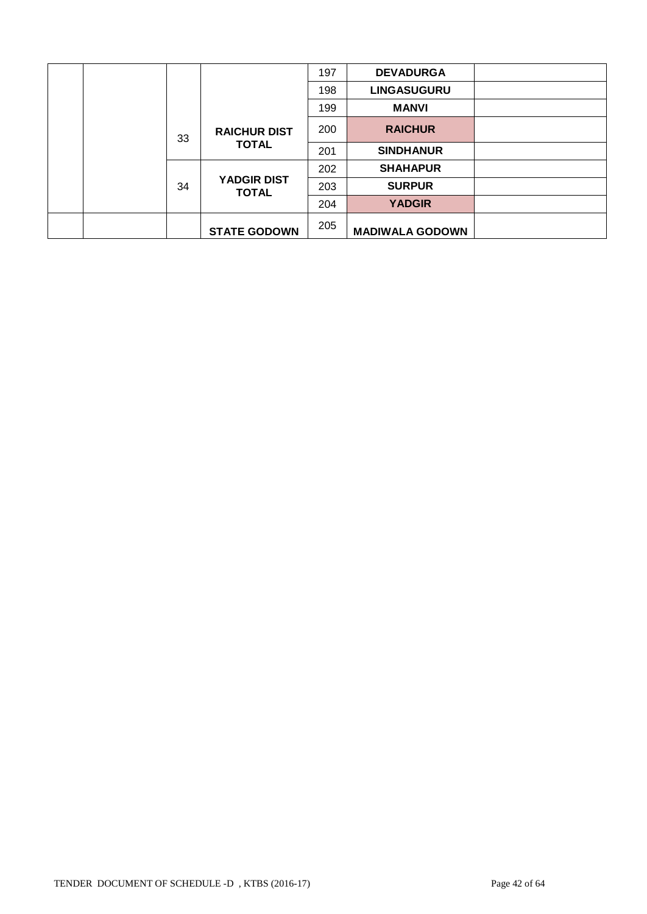| | | | | | | |
|---|---|---|---|---|---|---|
| | | | | 197 | **DEVADURGA** | |
| | | | | 198 | **LINGASUGURU** | |
| | | | | 199 | **MANVI** | |
| | | 33 | **RAICHUR DIST TOTAL** | 200 | **RAICHUR** | |
| | | | | 201 | **SINDHANUR** | |
| | | | | 202 | **SHAHAPUR** | |
| | | 34 | **YADGIR DIST TOTAL** | 203 | **SURPUR** | |
| | | | | 204 | **YADGIR** | |
| | | | **STATE GODOWN** | 205 | **MADIWALA GODOWN** | |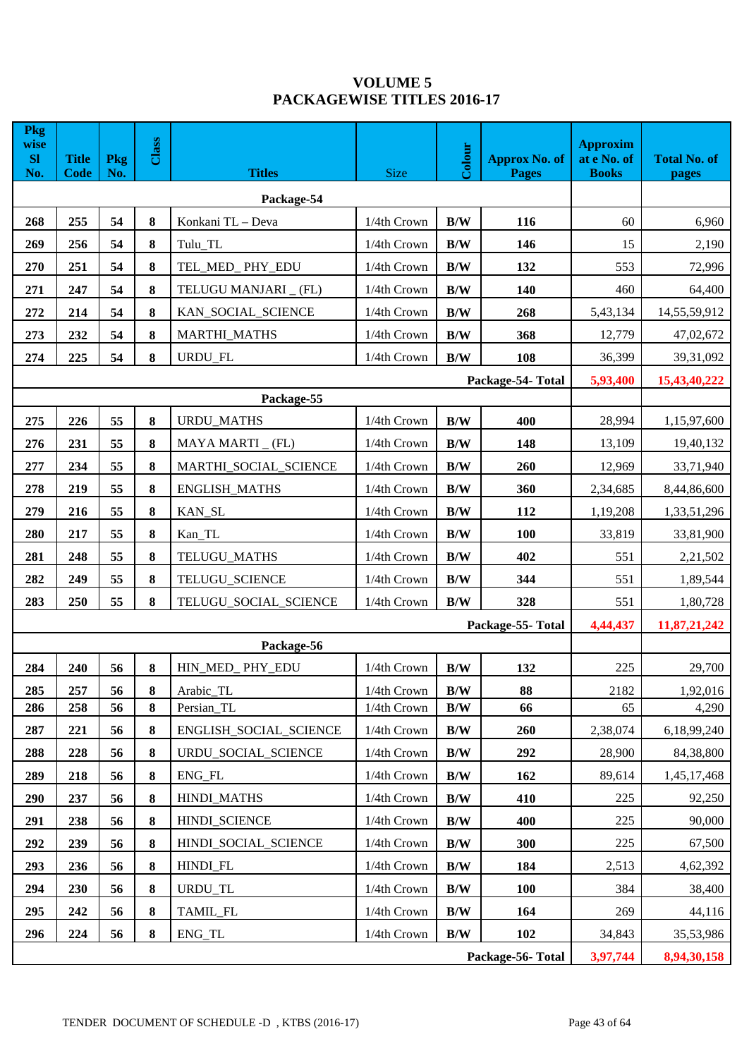# VOLUME 5
# PACKAGEWISE TITLES 2016-17

| Pkg wise Sl No. | Title Code | Pkg No. | Class | Titles | Size | Colour | Approx No. of Pages | Approxim at e No. of Books | Total No. of pages |
|---|---|---|---|---|---|---|---|---|---|
| | | | | **Package-54** | | | | | |
| 268 | 255 | 54 | 8 | Konkani TL – Deva | 1/4th Crown | B/W | 116 | 60 | 6,960 |
| 269 | 256 | 54 | 8 | Tulu_TL | 1/4th Crown | B/W | 146 | 15 | 2,190 |
| 270 | 251 | 54 | 8 | TEL_MED_ PHY_EDU | 1/4th Crown | B/W | 132 | 553 | 72,996 |
| 271 | 247 | 54 | 8 | TELUGU MANJARI _ (FL) | 1/4th Crown | B/W | 140 | 460 | 64,400 |
| 272 | 214 | 54 | 8 | KAN_SOCIAL_SCIENCE | 1/4th Crown | B/W | 268 | 5,43,134 | 14,55,59,912 |
| 273 | 232 | 54 | 8 | MARTHI_MATHS | 1/4th Crown | B/W | 368 | 12,779 | 47,02,672 |
| 274 | 225 | 54 | 8 | URDU_FL | 1/4th Crown | B/W | 108 | 36,399 | 39,31,092 |
| | | | | | | | **Package-54- Total** | **5,93,400** | **15,43,40,222** |
| | | | | **Package-55** | | | | | |
| 275 | 226 | 55 | 8 | URDU_MATHS | 1/4th Crown | B/W | 400 | 28,994 | 1,15,97,600 |
| 276 | 231 | 55 | 8 | MAYA MARTI _ (FL) | 1/4th Crown | B/W | 148 | 13,109 | 19,40,132 |
| 277 | 234 | 55 | 8 | MARTHI_SOCIAL_SCIENCE | 1/4th Crown | B/W | 260 | 12,969 | 33,71,940 |
| 278 | 219 | 55 | 8 | ENGLISH_MATHS | 1/4th Crown | B/W | 360 | 2,34,685 | 8,44,86,600 |
| 279 | 216 | 55 | 8 | KAN_SL | 1/4th Crown | B/W | 112 | 1,19,208 | 1,33,51,296 |
| 280 | 217 | 55 | 8 | Kan_TL | 1/4th Crown | B/W | 100 | 33,819 | 33,81,900 |
| 281 | 248 | 55 | 8 | TELUGU_MATHS | 1/4th Crown | B/W | 402 | 551 | 2,21,502 |
| 282 | 249 | 55 | 8 | TELUGU_SCIENCE | 1/4th Crown | B/W | 344 | 551 | 1,89,544 |
| 283 | 250 | 55 | 8 | TELUGU_SOCIAL_SCIENCE | 1/4th Crown | B/W | 328 | 551 | 1,80,728 |
| | | | | | | | **Package-55- Total** | **4,44,437** | **11,87,21,242** |
| | | | | **Package-56** | | | | | |
| 284 | 240 | 56 | 8 | HIN_MED_ PHY_EDU | 1/4th Crown | B/W | 132 | 225 | 29,700 |
| 285 | 257 | 56 | 8 | Arabic_TL | 1/4th Crown | B/W | 88 | 2182 | 1,92,016 |
| 286 | 258 | 56 | 8 | Persian_TL | 1/4th Crown | B/W | 66 | 65 | 4,290 |
| 287 | 221 | 56 | 8 | ENGLISH_SOCIAL_SCIENCE | 1/4th Crown | B/W | 260 | 2,38,074 | 6,18,99,240 |
| 288 | 228 | 56 | 8 | URDU_SOCIAL_SCIENCE | 1/4th Crown | B/W | 292 | 28,900 | 84,38,800 |
| 289 | 218 | 56 | 8 | ENG_FL | 1/4th Crown | B/W | 162 | 89,614 | 1,45,17,468 |
| 290 | 237 | 56 | 8 | HINDI_MATHS | 1/4th Crown | B/W | 410 | 225 | 92,250 |
| 291 | 238 | 56 | 8 | HINDI_SCIENCE | 1/4th Crown | B/W | 400 | 225 | 90,000 |
| 292 | 239 | 56 | 8 | HINDI_SOCIAL_SCIENCE | 1/4th Crown | B/W | 300 | 225 | 67,500 |
| 293 | 236 | 56 | 8 | HINDI_FL | 1/4th Crown | B/W | 184 | 2,513 | 4,62,392 |
| 294 | 230 | 56 | 8 | URDU_TL | 1/4th Crown | B/W | 100 | 384 | 38,400 |
| 295 | 242 | 56 | 8 | TAMIL_FL | 1/4th Crown | B/W | 164 | 269 | 44,116 |
| 296 | 224 | 56 | 8 | ENG_TL | 1/4th Crown | B/W | 102 | 34,843 | 35,53,986 |
| | | | | | | | **Package-56- Total** | **3,97,744** | **8,94,30,158** |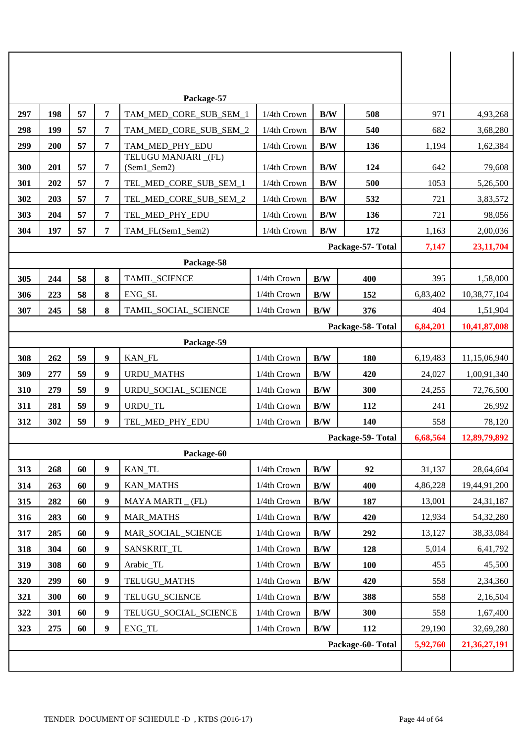| | | | | | | | | | |
|---|---|---|---|---|---|---|---|---|---|
| | | | | **Package-57** | | | | | |
| **297** | **198** | **57** | **7** | TAM_MED_CORE_SUB_SEM_1 | 1/4th Crown | **B/W** | **508** | 971 | 4,93,268 |
| **298** | **199** | **57** | **7** | TAM_MED_CORE_SUB_SEM_2 | 1/4th Crown | **B/W** | **540** | 682 | 3,68,280 |
| **299** | **200** | **57** | **7** | TAM_MED_PHY_EDU | 1/4th Crown | **B/W** | **136** | 1,194 | 1,62,384 |
| **300** | **201** | **57** | **7** | TELUGU MANJARI _(FL) (Sem1_Sem2) | 1/4th Crown | **B/W** | **124** | 642 | 79,608 |
| **301** | **202** | **57** | **7** | TEL_MED_CORE_SUB_SEM_1 | 1/4th Crown | **B/W** | **500** | 1053 | 5,26,500 |
| **302** | **203** | **57** | **7** | TEL_MED_CORE_SUB_SEM_2 | 1/4th Crown | **B/W** | **532** | 721 | 3,83,572 |
| **303** | **204** | **57** | **7** | TEL_MED_PHY_EDU | 1/4th Crown | **B/W** | **136** | 721 | 98,056 |
| **304** | **197** | **57** | **7** | TAM_FL(Sem1_Sem2) | 1/4th Crown | **B/W** | **172** | 1,163 | 2,00,036 |
| | | | | | | | **Package-57- Total** | **7,147** | **23,11,704** |
| | | | | **Package-58** | | | | | |
| **305** | **244** | **58** | **8** | TAMIL_SCIENCE | 1/4th Crown | **B/W** | **400** | 395 | 1,58,000 |
| **306** | **223** | **58** | **8** | ENG_SL | 1/4th Crown | **B/W** | **152** | 6,83,402 | 10,38,77,104 |
| **307** | **245** | **58** | **8** | TAMIL_SOCIAL_SCIENCE | 1/4th Crown | **B/W** | **376** | 404 | 1,51,904 |
| | | | | | | | **Package-58- Total** | **6,84,201** | **10,41,87,008** |
| | | | | **Package-59** | | | | | |
| **308** | **262** | **59** | **9** | KAN_FL | 1/4th Crown | **B/W** | **180** | 6,19,483 | 11,15,06,940 |
| **309** | **277** | **59** | **9** | URDU_MATHS | 1/4th Crown | **B/W** | **420** | 24,027 | 1,00,91,340 |
| **310** | **279** | **59** | **9** | URDU_SOCIAL_SCIENCE | 1/4th Crown | **B/W** | **300** | 24,255 | 72,76,500 |
| **311** | **281** | **59** | **9** | URDU_TL | 1/4th Crown | **B/W** | **112** | 241 | 26,992 |
| **312** | **302** | **59** | **9** | TEL_MED_PHY_EDU | 1/4th Crown | **B/W** | **140** | 558 | 78,120 |
| | | | | | | | **Package-59- Total** | **6,68,564** | **12,89,79,892** |
| | | | | **Package-60** | | | | | |
| **313** | **268** | **60** | **9** | KAN_TL | 1/4th Crown | **B/W** | **92** | 31,137 | 28,64,604 |
| **314** | **263** | **60** | **9** | KAN_MATHS | 1/4th Crown | **B/W** | **400** | 4,86,228 | 19,44,91,200 |
| **315** | **282** | **60** | **9** | MAYA MARTI _ (FL) | 1/4th Crown | **B/W** | **187** | 13,001 | 24,31,187 |
| **316** | **283** | **60** | **9** | MAR_MATHS | 1/4th Crown | **B/W** | **420** | 12,934 | 54,32,280 |
| **317** | **285** | **60** | **9** | MAR_SOCIAL_SCIENCE | 1/4th Crown | **B/W** | **292** | 13,127 | 38,33,084 |
| **318** | **304** | **60** | **9** | SANSKRIT_TL | 1/4th Crown | **B/W** | **128** | 5,014 | 6,41,792 |
| **319** | **308** | **60** | **9** | Arabic_TL | 1/4th Crown | **B/W** | **100** | 455 | 45,500 |
| **320** | **299** | **60** | **9** | TELUGU_MATHS | 1/4th Crown | **B/W** | **420** | 558 | 2,34,360 |
| **321** | **300** | **60** | **9** | TELUGU_SCIENCE | 1/4th Crown | **B/W** | **388** | 558 | 2,16,504 |
| **322** | **301** | **60** | **9** | TELUGU_SOCIAL_SCIENCE | 1/4th Crown | **B/W** | **300** | 558 | 1,67,400 |
| **323** | **275** | **60** | **9** | ENG_TL | 1/4th Crown | **B/W** | **112** | 29,190 | 32,69,280 |
| | | | | | | | **Package-60- Total** | **5,92,760** | **21,36,27,191** |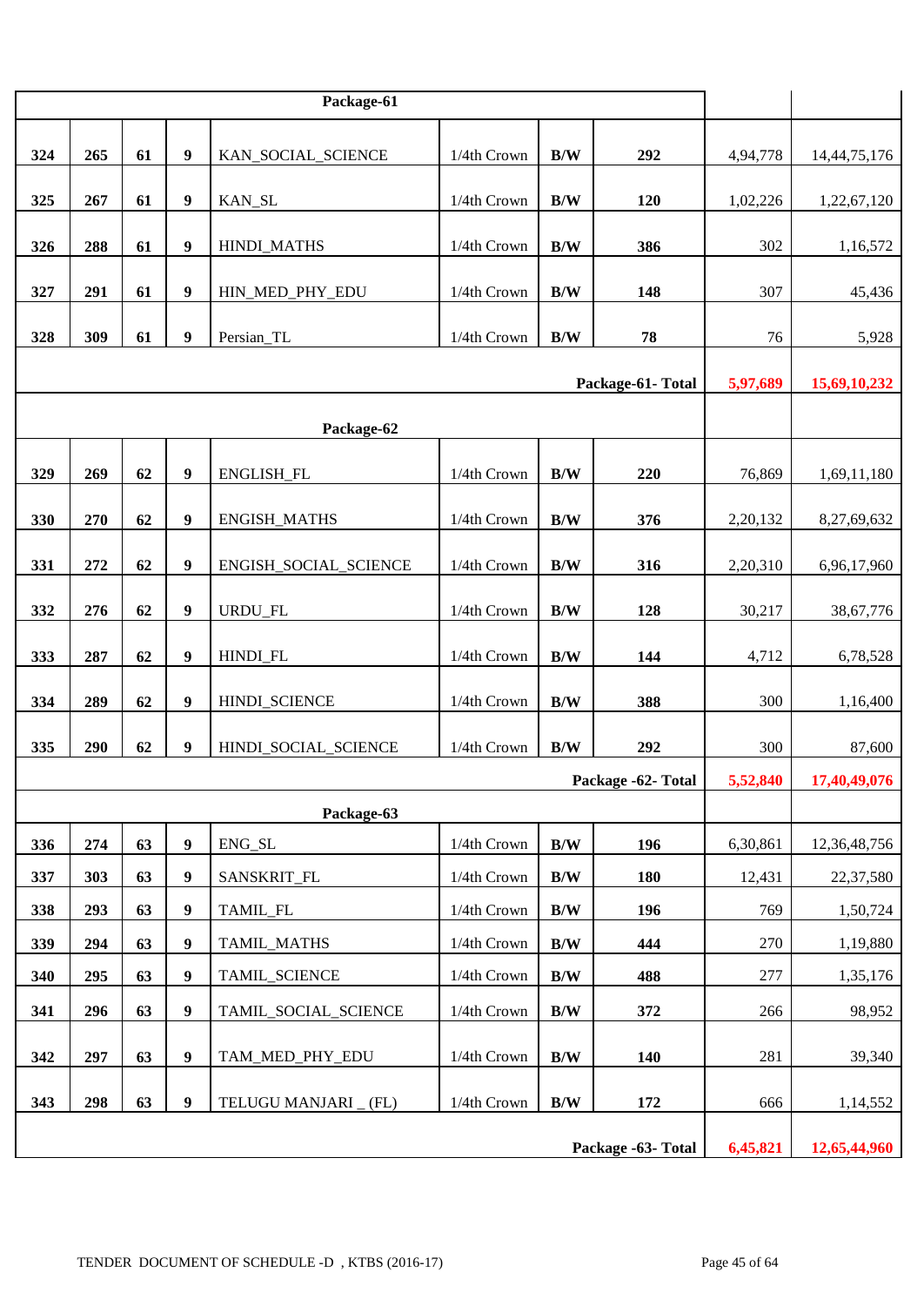| | | | | Package-61 | | | | | |
|---|---|---|---|---|---|---|---|---|---|
| 324 | 265 | 61 | 9 | KAN_SOCIAL_SCIENCE | 1/4th Crown | B/W | 292 | 4,94,778 | 14,44,75,176 |
| 325 | 267 | 61 | 9 | KAN_SL | 1/4th Crown | B/W | 120 | 1,02,226 | 1,22,67,120 |
| 326 | 288 | 61 | 9 | HINDI_MATHS | 1/4th Crown | B/W | 386 | 302 | 1,16,572 |
| 327 | 291 | 61 | 9 | HIN_MED_PHY_EDU | 1/4th Crown | B/W | 148 | 307 | 45,436 |
| 328 | 309 | 61 | 9 | Persian_TL | 1/4th Crown | B/W | 78 | 76 | 5,928 |
| | | | | | | | **Package-61- Total** | **5,97,689** | **15,69,10,232** |
| | | | | **Package-62** | | | | | |
| 329 | 269 | 62 | 9 | ENGLISH_FL | 1/4th Crown | B/W | 220 | 76,869 | 1,69,11,180 |
| 330 | 270 | 62 | 9 | ENGISH_MATHS | 1/4th Crown | B/W | 376 | 2,20,132 | 8,27,69,632 |
| 331 | 272 | 62 | 9 | ENGISH_SOCIAL_SCIENCE | 1/4th Crown | B/W | 316 | 2,20,310 | 6,96,17,960 |
| 332 | 276 | 62 | 9 | URDU_FL | 1/4th Crown | B/W | 128 | 30,217 | 38,67,776 |
| 333 | 287 | 62 | 9 | HINDI_FL | 1/4th Crown | B/W | 144 | 4,712 | 6,78,528 |
| 334 | 289 | 62 | 9 | HINDI_SCIENCE | 1/4th Crown | B/W | 388 | 300 | 1,16,400 |
| 335 | 290 | 62 | 9 | HINDI_SOCIAL_SCIENCE | 1/4th Crown | B/W | 292 | 300 | 87,600 |
| | | | | | | | **Package -62- Total** | **5,52,840** | **17,40,49,076** |
| | | | | **Package-63** | | | | | |
| 336 | 274 | 63 | 9 | ENG_SL | 1/4th Crown | B/W | 196 | 6,30,861 | 12,36,48,756 |
| 337 | 303 | 63 | 9 | SANSKRIT_FL | 1/4th Crown | B/W | 180 | 12,431 | 22,37,580 |
| 338 | 293 | 63 | 9 | TAMIL_FL | 1/4th Crown | B/W | 196 | 769 | 1,50,724 |
| 339 | 294 | 63 | 9 | TAMIL_MATHS | 1/4th Crown | B/W | 444 | 270 | 1,19,880 |
| 340 | 295 | 63 | 9 | TAMIL_SCIENCE | 1/4th Crown | B/W | 488 | 277 | 1,35,176 |
| 341 | 296 | 63 | 9 | TAMIL_SOCIAL_SCIENCE | 1/4th Crown | B/W | 372 | 266 | 98,952 |
| 342 | 297 | 63 | 9 | TAM_MED_PHY_EDU | 1/4th Crown | B/W | 140 | 281 | 39,340 |
| 343 | 298 | 63 | 9 | TELUGU MANJARI _ (FL) | 1/4th Crown | B/W | 172 | 666 | 1,14,552 |
| | | | | | | | **Package -63- Total** | **6,45,821** | **12,65,44,960** |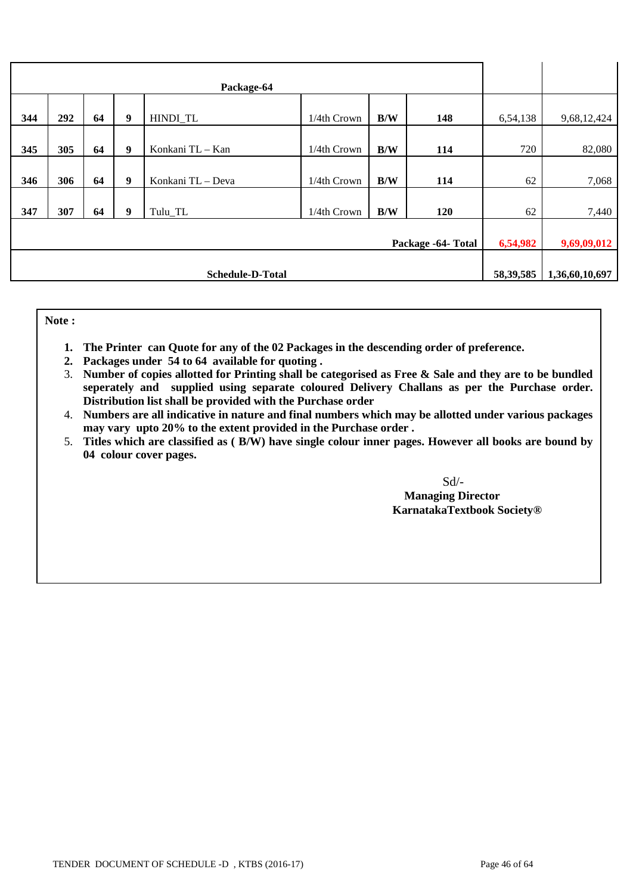| | | | | | | | | | |
|---|---|---|---|---|---|---|---|---|---|
| **Package-64** | | | | | | | | | |
| **344** | **292** | **64** | **9** | HINDI_TL | 1/4th Crown | **B/W** | **148** | 6,54,138 | 9,68,12,424 |
| **345** | **305** | **64** | **9** | Konkani TL – Kan | 1/4th Crown | **B/W** | **114** | 720 | 82,080 |
| **346** | **306** | **64** | **9** | Konkani TL – Deva | 1/4th Crown | **B/W** | **114** | 62 | 7,068 |
| **347** | **307** | **64** | **9** | Tulu_TL | 1/4th Crown | **B/W** | **120** | 62 | 7,440 |
| | | | | | | | **Package -64- Total** | **6,54,982** | **9,69,09,012** |
| | | | | **Schedule-D-Total** | | | | **58,39,585** | **1,36,60,10,697** |

**Note :**

1. **The Printer can Quote for any of the 02 Packages in the descending order of preference.**
2. **Packages under 54 to 64 available for quoting .**
3. **Number of copies allotted for Printing shall be categorised as Free & Sale and they are to be bundled seperately and supplied using separate coloured Delivery Challans as per the Purchase order. Distribution list shall be provided with the Purchase order**
4. **Numbers are all indicative in nature and final numbers which may be allotted under various packages may vary upto 20% to the extent provided in the Purchase order .**
5. **Titles which are classified as ( B/W) have single colour inner pages. However all books are bound by 04 colour cover pages.**

Sd/-
**Managing Director**
**KarnatakaTextbook Society®**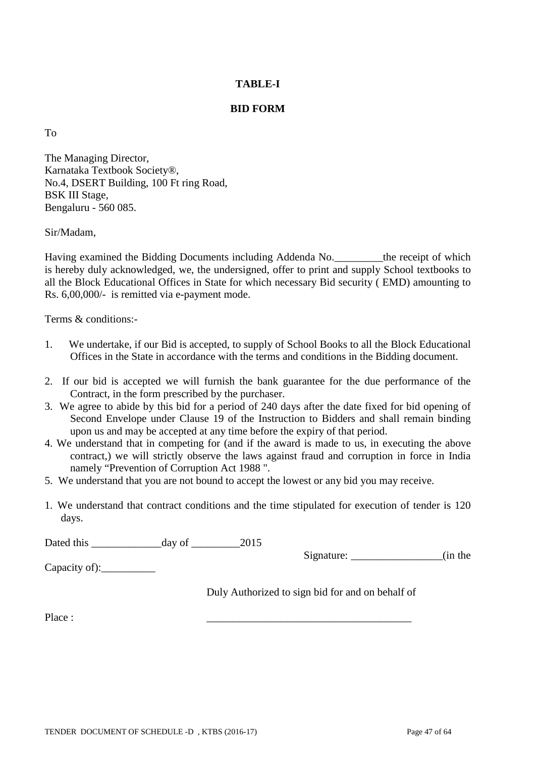**TABLE-I**

**BID FORM**

To

The Managing Director,
Karnataka Textbook Society®,
No.4, DSERT Building, 100 Ft ring Road,
BSK III Stage,
Bengaluru - 560 085.

Sir/Madam,

Having examined the Bidding Documents including Addenda No._________the receipt of which is hereby duly acknowledged, we, the undersigned, offer to print and supply School textbooks to all the Block Educational Offices in State for which necessary Bid security ( EMD) amounting to Rs. 6,00,000/- is remitted via e-payment mode.

Terms & conditions:-

1. We undertake, if our Bid is accepted, to supply of School Books to all the Block Educational Offices in the State in accordance with the terms and conditions in the Bidding document.
2. If our bid is accepted we will furnish the bank guarantee for the due performance of the Contract, in the form prescribed by the purchaser.
3. We agree to abide by this bid for a period of 240 days after the date fixed for bid opening of Second Envelope under Clause 19 of the Instruction to Bidders and shall remain binding upon us and may be accepted at any time before the expiry of that period.
4. We understand that in competing for (and if the award is made to us, in executing the above contract,) we will strictly observe the laws against fraud and corruption in force in India namely "Prevention of Corruption Act 1988 ".
5. We understand that you are not bound to accept the lowest or any bid you may receive.

1. We understand that contract conditions and the time stipulated for execution of tender is 120 days.

Dated this _____________day of _________2015

Signature: _________________(in the Capacity of):__________

Duly Authorized to sign bid for and on behalf of

Place : ______________________________________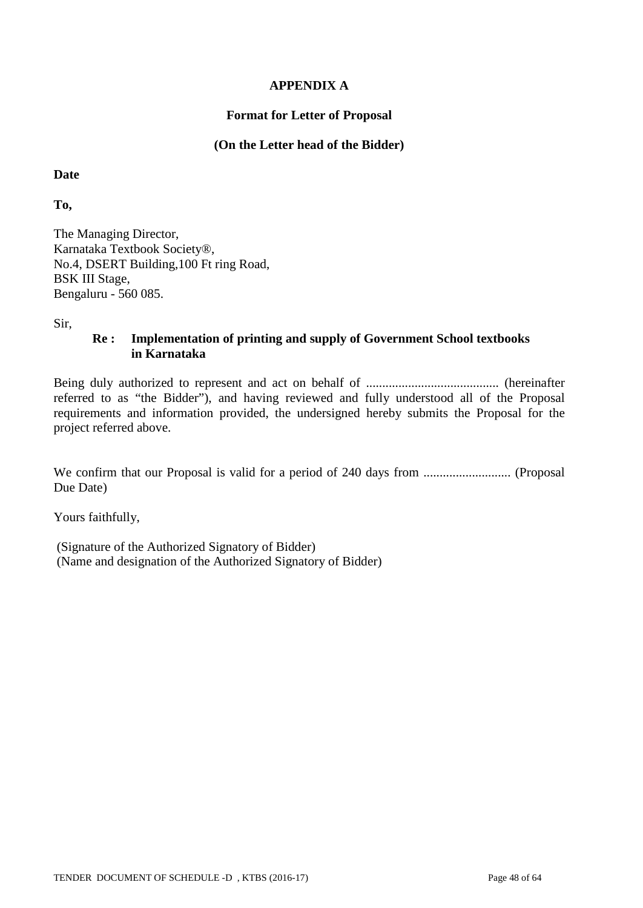## APPENDIX A

### Format for Letter of Proposal

### (On the Letter head of the Bidder)

**Date**

**To,**

The Managing Director,
Karnataka Textbook Society®,
No.4, DSERT Building,100 Ft ring Road,
BSK III Stage,
Bengaluru - 560 085.

Sir,

**Re : Implementation of printing and supply of Government School textbooks in Karnataka**

Being duly authorized to represent and act on behalf of ......................................... (hereinafter referred to as "the Bidder"), and having reviewed and fully understood all of the Proposal requirements and information provided, the undersigned hereby submits the Proposal for the project referred above.

We confirm that our Proposal is valid for a period of 240 days from ........................... (Proposal Due Date)

Yours faithfully,

(Signature of the Authorized Signatory of Bidder)
(Name and designation of the Authorized Signatory of Bidder)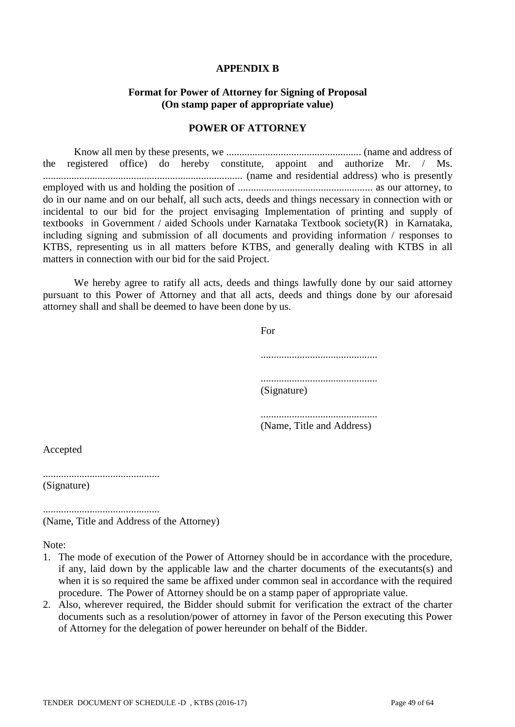# APPENDIX B

## Format for Power of Attorney for Signing of Proposal
**(On stamp paper of appropriate value)**

## POWER OF ATTORNEY

Know all men by these presents, we .................................................... (name and address of the registered office) do hereby constitute, appoint and authorize Mr. / Ms. ............................................................................ (name and residential address) who is presently employed with us and holding the position of .................................................... as our attorney, to do in our name and on our behalf, all such acts, deeds and things necessary in connection with or incidental to our bid for the project envisaging Implementation of printing and supply of textbooks in Government / aided Schools under Karnataka Textbook society(R) in Karnataka, including signing and submission of all documents and providing information / responses to KTBS, representing us in all matters before KTBS, and generally dealing with KTBS in all matters in connection with our bid for the said Project.

We hereby agree to ratify all acts, deeds and things lawfully done by our said attorney pursuant to this Power of Attorney and that all acts, deeds and things done by our aforesaid attorney shall and shall be deemed to have been done by us.

For

............................................

............................................
(Signature)

............................................
(Name, Title and Address)

Accepted

............................................
(Signature)

............................................
(Name, Title and Address of the Attorney)

Note:

1. The mode of execution of the Power of Attorney should be in accordance with the procedure, if any, laid down by the applicable law and the charter documents of the executants(s) and when it is so required the same be affixed under common seal in accordance with the required procedure. The Power of Attorney should be on a stamp paper of appropriate value.
2. Also, wherever required, the Bidder should submit for verification the extract of the charter documents such as a resolution/power of attorney in favor of the Person executing this Power of Attorney for the delegation of power hereunder on behalf of the Bidder.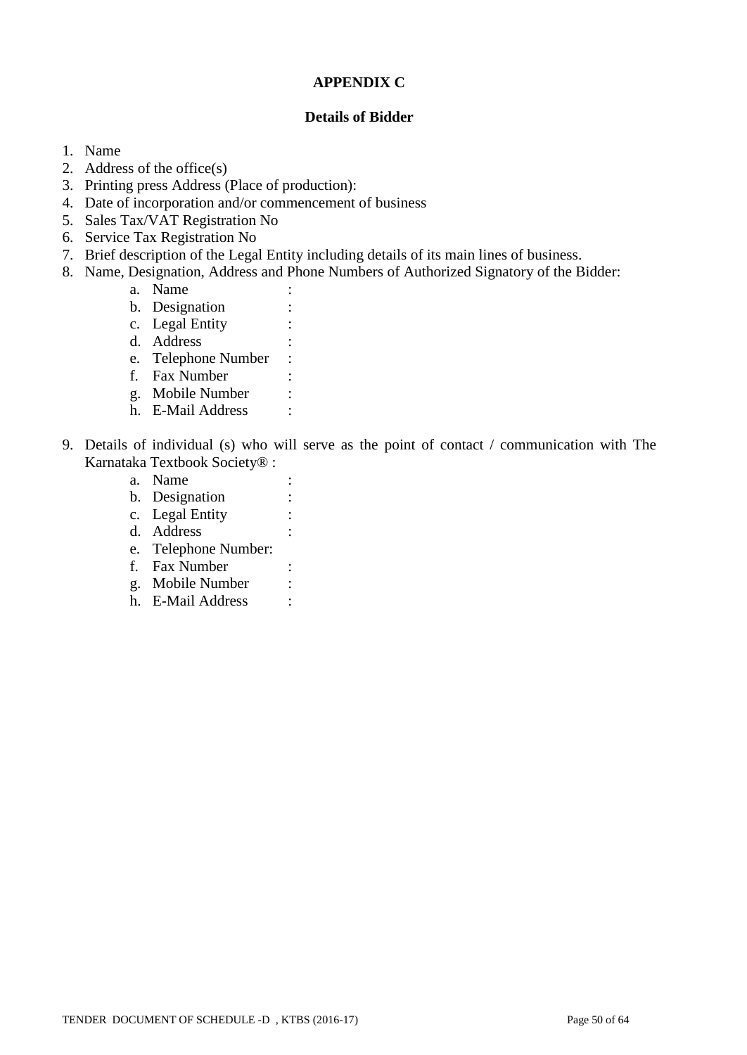**APPENDIX C**

**Details of Bidder**

1. Name
2. Address of the office(s)
3. Printing press Address (Place of production):
4. Date of incorporation and/or commencement of business
5. Sales Tax/VAT Registration No
6. Service Tax Registration No
7. Brief description of the Legal Entity including details of its main lines of business.
8. Name, Designation, Address and Phone Numbers of Authorized Signatory of the Bidder:
    a. Name :
    b. Designation :
    c. Legal Entity :
    d. Address :
    e. Telephone Number :
    f. Fax Number :
    g. Mobile Number :
    h. E-Mail Address :
9. Details of individual (s) who will serve as the point of contact / communication with The Karnataka Textbook Society® :
    a. Name :
    b. Designation :
    c. Legal Entity :
    d. Address :
    e. Telephone Number:
    f. Fax Number :
    g. Mobile Number :
    h. E-Mail Address :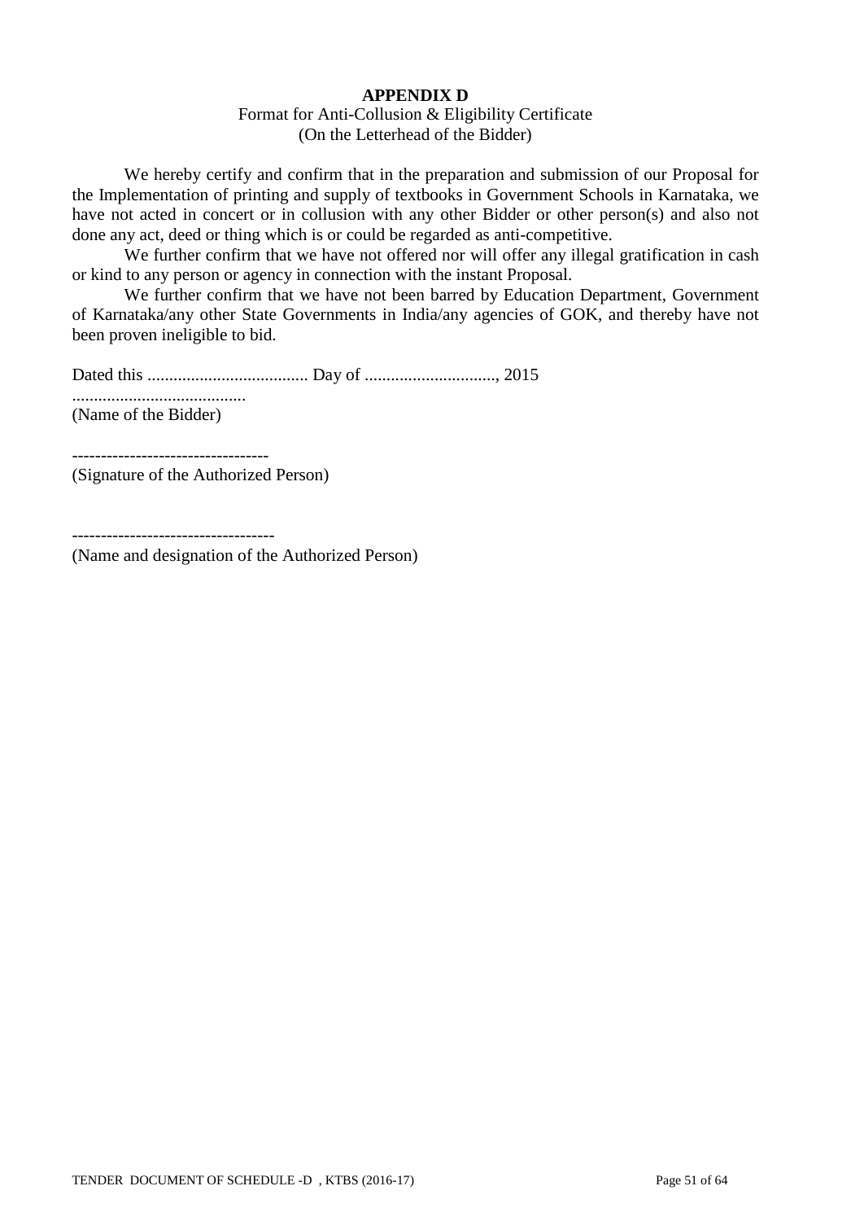**APPENDIX D**

Format for Anti-Collusion & Eligibility Certificate
(On the Letterhead of the Bidder)

We hereby certify and confirm that in the preparation and submission of our Proposal for the Implementation of printing and supply of textbooks in Government Schools in Karnataka, we have not acted in concert or in collusion with any other Bidder or other person(s) and also not done any act, deed or thing which is or could be regarded as anti-competitive.

We further confirm that we have not offered nor will offer any illegal gratification in cash or kind to any person or agency in connection with the instant Proposal.

We further confirm that we have not been barred by Education Department, Government of Karnataka/any other State Governments in India/any agencies of GOK, and thereby have not been proven ineligible to bid.

Dated this ..................................... Day of .............................., 2015

........................................
(Name of the Bidder)

----------------------------------
(Signature of the Authorized Person)

----------------------------------
(Name and designation of the Authorized Person)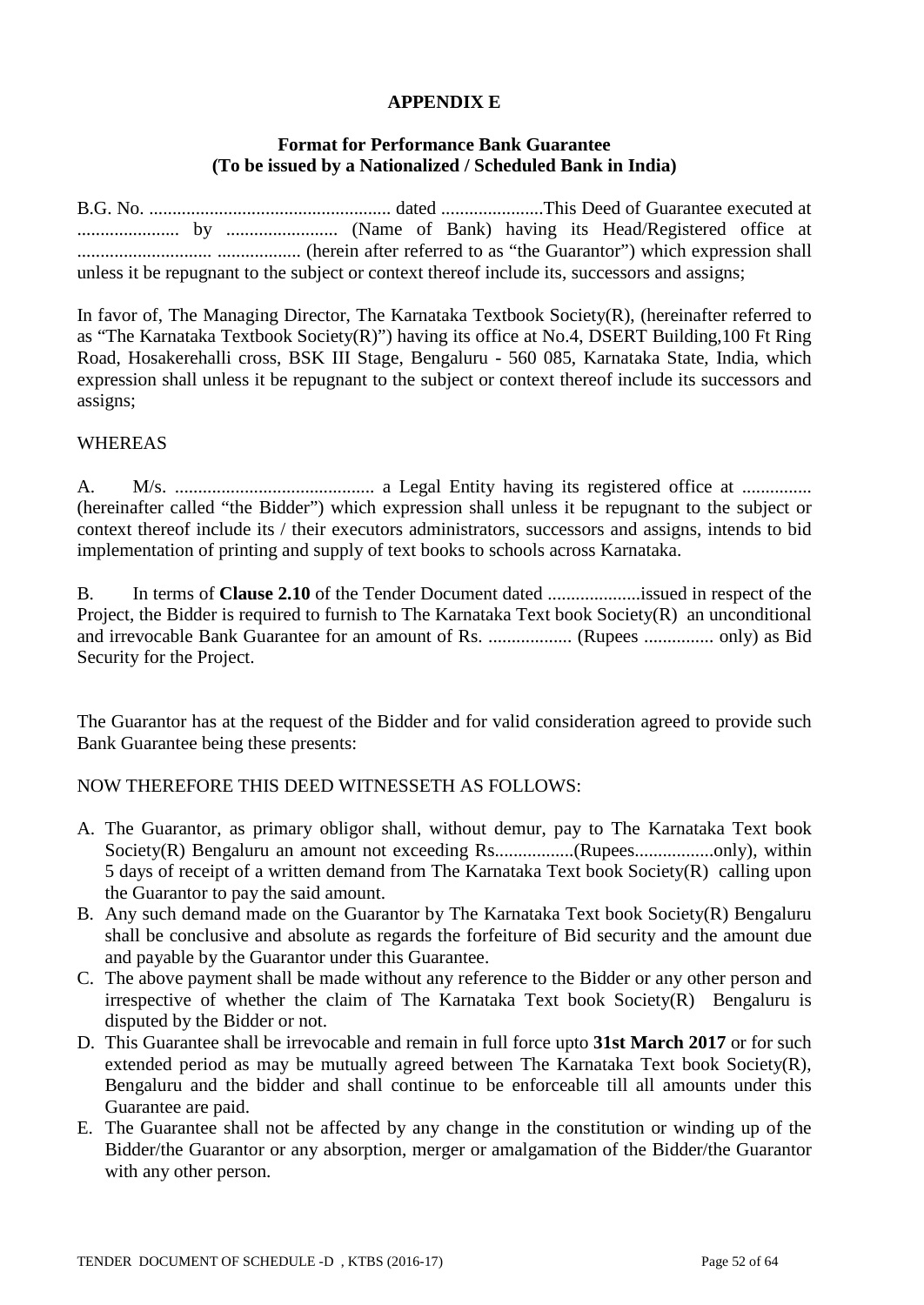**APPENDIX E**

**Format for Performance Bank Guarantee**
**(To be issued by a Nationalized / Scheduled Bank in India)**

B.G. No. .................................................... dated ......................This Deed of Guarantee executed at ...................... by ........................ (Name of Bank) having its Head/Registered office at ............................. .................. (herein after referred to as "the Guarantor") which expression shall unless it be repugnant to the subject or context thereof include its, successors and assigns;

In favor of, The Managing Director, The Karnataka Textbook Society(R), (hereinafter referred to as "The Karnataka Textbook Society(R)") having its office at No.4, DSERT Building,100 Ft Ring Road, Hosakerehalli cross, BSK III Stage, Bengaluru - 560 085, Karnataka State, India, which expression shall unless it be repugnant to the subject or context thereof include its successors and assigns;

WHEREAS

A. M/s. ........................................... a Legal Entity having its registered office at ............... (hereinafter called "the Bidder") which expression shall unless it be repugnant to the subject or context thereof include its / their executors administrators, successors and assigns, intends to bid implementation of printing and supply of text books to schools across Karnataka.

B. In terms of **Clause 2.10** of the Tender Document dated ....................issued in respect of the Project, the Bidder is required to furnish to The Karnataka Text book Society(R) an unconditional and irrevocable Bank Guarantee for an amount of Rs. .................. (Rupees ............... only) as Bid Security for the Project.

The Guarantor has at the request of the Bidder and for valid consideration agreed to provide such Bank Guarantee being these presents:

NOW THEREFORE THIS DEED WITNESSETH AS FOLLOWS:

A. The Guarantor, as primary obligor shall, without demur, pay to The Karnataka Text book Society(R) Bengaluru an amount not exceeding Rs.................(Rupees.................only), within 5 days of receipt of a written demand from The Karnataka Text book Society(R) calling upon the Guarantor to pay the said amount.
B. Any such demand made on the Guarantor by The Karnataka Text book Society(R) Bengaluru shall be conclusive and absolute as regards the forfeiture of Bid security and the amount due and payable by the Guarantor under this Guarantee.
C. The above payment shall be made without any reference to the Bidder or any other person and irrespective of whether the claim of The Karnataka Text book Society(R) Bengaluru is disputed by the Bidder or not.
D. This Guarantee shall be irrevocable and remain in full force upto **31st March 2017** or for such extended period as may be mutually agreed between The Karnataka Text book Society(R), Bengaluru and the bidder and shall continue to be enforceable till all amounts under this Guarantee are paid.
E. The Guarantee shall not be affected by any change in the constitution or winding up of the Bidder/the Guarantor or any absorption, merger or amalgamation of the Bidder/the Guarantor with any other person.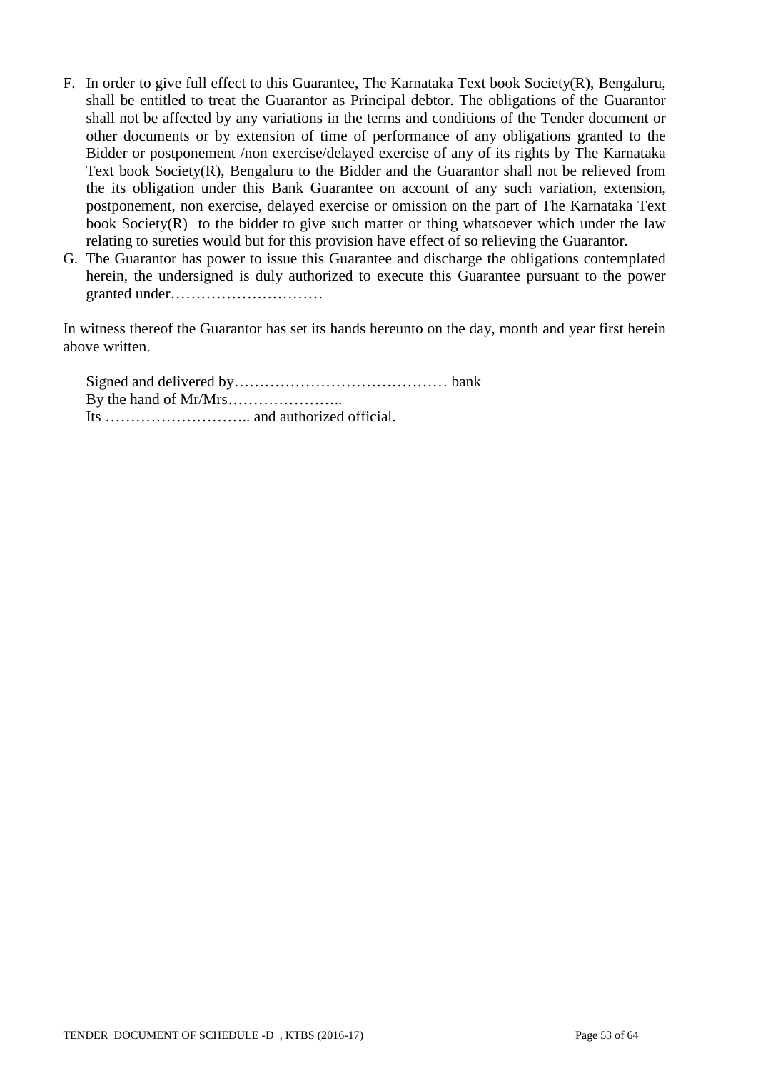F. In order to give full effect to this Guarantee, The Karnataka Text book Society(R), Bengaluru, shall be entitled to treat the Guarantor as Principal debtor. The obligations of the Guarantor shall not be affected by any variations in the terms and conditions of the Tender document or other documents or by extension of time of performance of any obligations granted to the Bidder or postponement /non exercise/delayed exercise of any of its rights by The Karnataka Text book Society(R), Bengaluru to the Bidder and the Guarantor shall not be relieved from the its obligation under this Bank Guarantee on account of any such variation, extension, postponement, non exercise, delayed exercise or omission on the part of The Karnataka Text book Society(R) to the bidder to give such matter or thing whatsoever which under the law relating to sureties would but for this provision have effect of so relieving the Guarantor.
G. The Guarantor has power to issue this Guarantee and discharge the obligations contemplated herein, the undersigned is duly authorized to execute this Guarantee pursuant to the power granted under…………………………

In witness thereof the Guarantor has set its hands hereunto on the day, month and year first herein above written.

Signed and delivered by…………………………………… bank
By the hand of Mr/Mrs…………………..
Its ……………………….. and authorized official.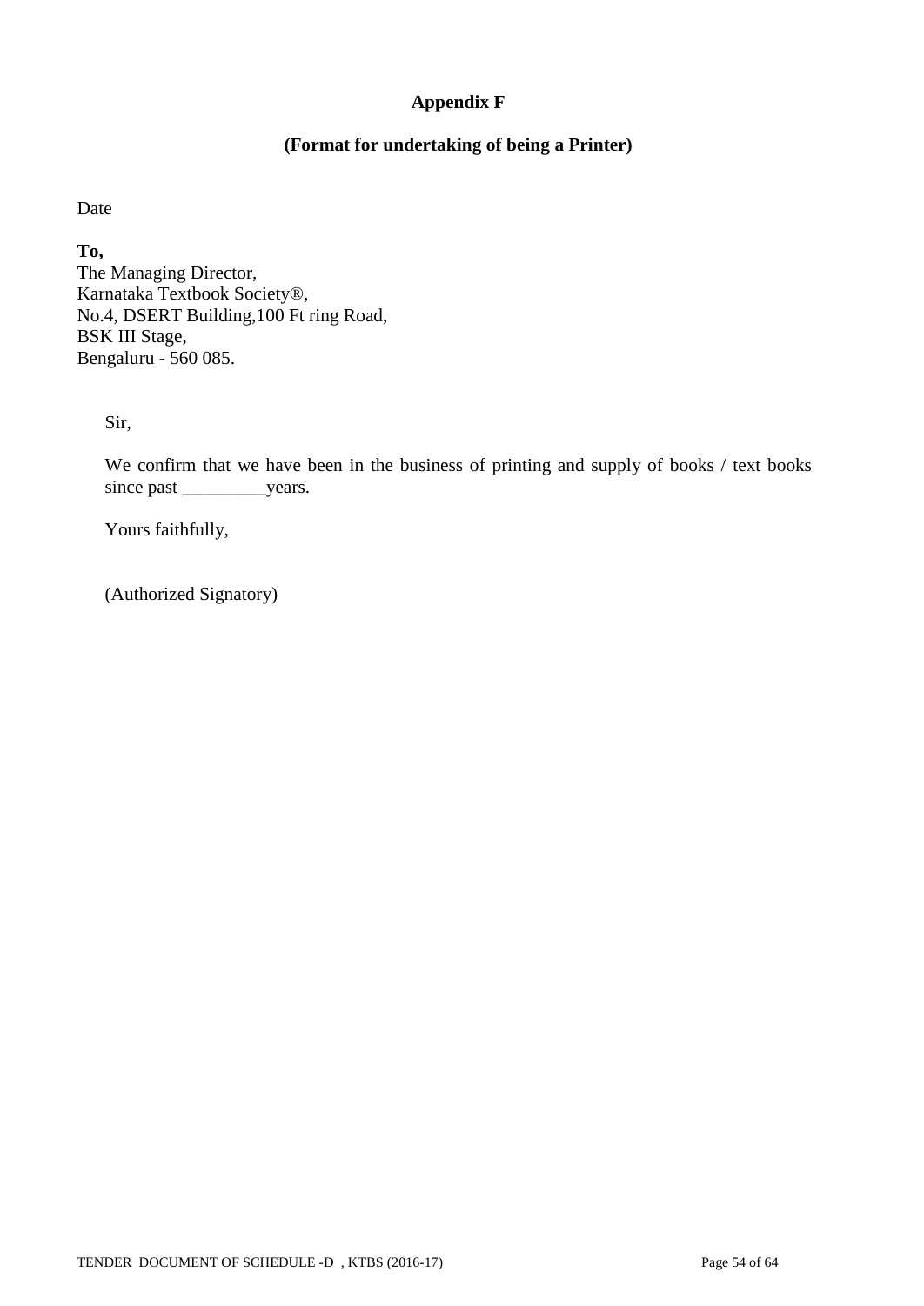**Appendix F**

**(Format for undertaking of being a Printer)**

Date

**To,**
The Managing Director,
Karnataka Textbook Society®,
No.4, DSERT Building,100 Ft ring Road,
BSK III Stage,
Bengaluru - 560 085.

Sir,

We confirm that we have been in the business of printing and supply of books / text books since past _________years.

Yours faithfully,

(Authorized Signatory)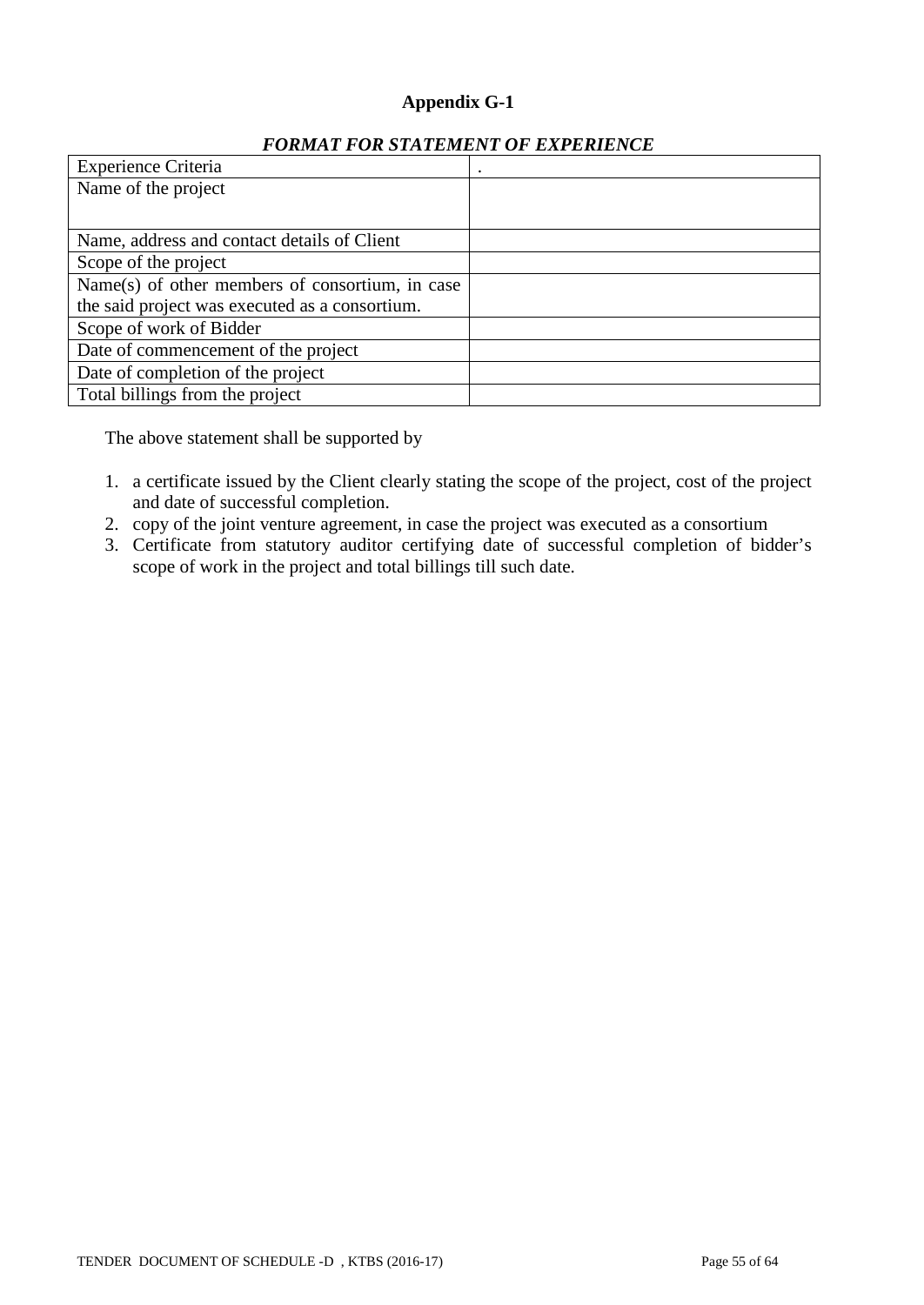**Appendix G-1**

***FORMAT FOR STATEMENT OF EXPERIENCE***

| Experience Criteria | . |
|---|---|
| Name of the project | |
| Name, address and contact details of Client | |
| Scope of the project | |
| Name(s) of other members of consortium, in case the said project was executed as a consortium. | |
| Scope of work of Bidder | |
| Date of commencement of the project | |
| Date of completion of the project | |
| Total billings from the project | |

The above statement shall be supported by

1. a certificate issued by the Client clearly stating the scope of the project, cost of the project and date of successful completion.
2. copy of the joint venture agreement, in case the project was executed as a consortium
3. Certificate from statutory auditor certifying date of successful completion of bidder's scope of work in the project and total billings till such date.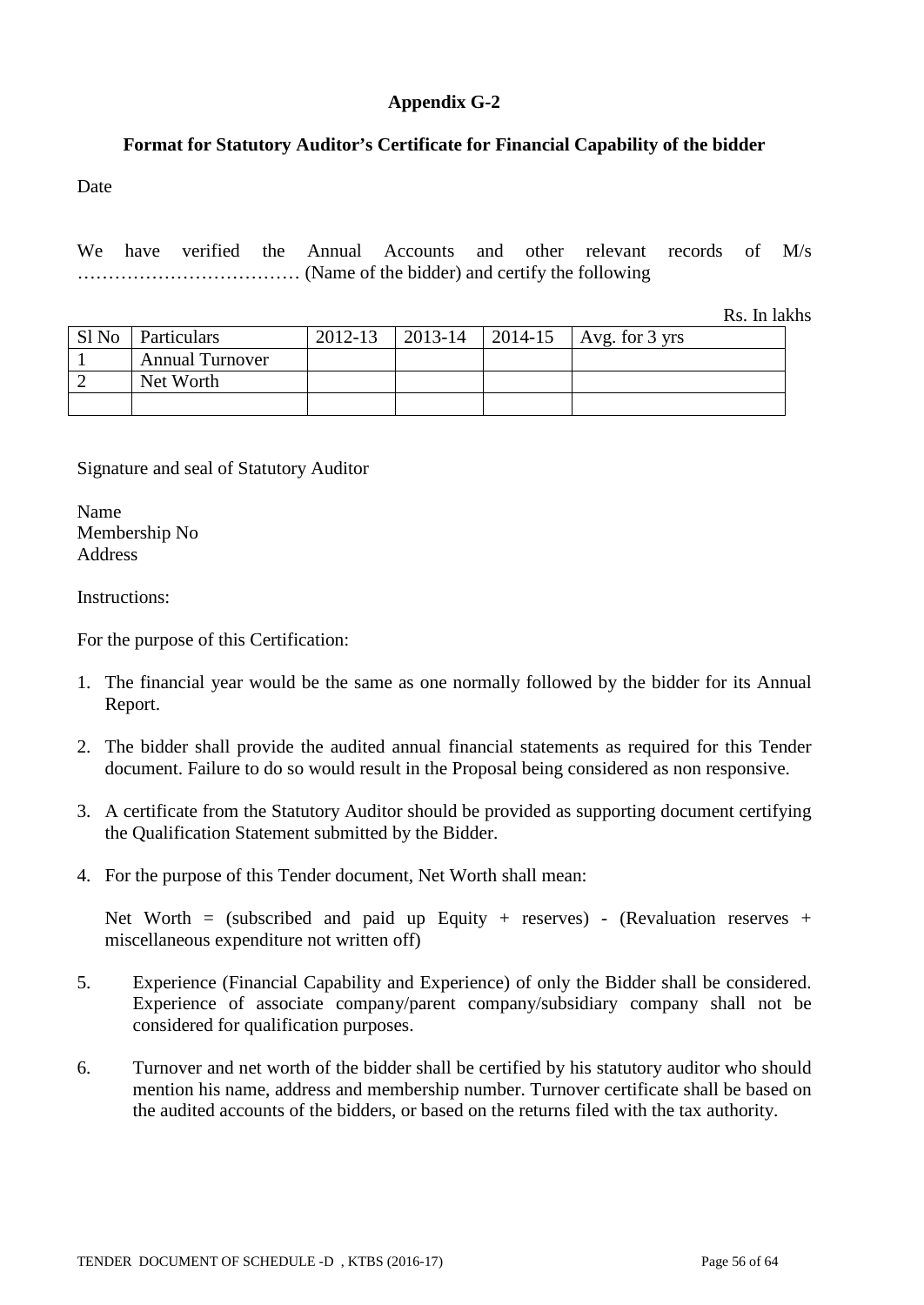## Appendix G-2

### Format for Statutory Auditor's Certificate for Financial Capability of the bidder

Date

We have verified the Annual Accounts and other relevant records of M/s ……………………………… (Name of the bidder) and certify the following

Rs. In lakhs

| Sl No | Particulars | 2012-13 | 2013-14 | 2014-15 | Avg. for 3 yrs |
|---|---|---|---|---|---|
| 1 | Annual Turnover | | | | |
| 2 | Net Worth | | | | |
| | | | | | |

Signature and seal of Statutory Auditor

Name
Membership No
Address

Instructions:

For the purpose of this Certification:

1. The financial year would be the same as one normally followed by the bidder for its Annual Report.

2. The bidder shall provide the audited annual financial statements as required for this Tender document. Failure to do so would result in the Proposal being considered as non responsive.

3. A certificate from the Statutory Auditor should be provided as supporting document certifying the Qualification Statement submitted by the Bidder.

4. For the purpose of this Tender document, Net Worth shall mean:

   Net Worth = (subscribed and paid up Equity + reserves) - (Revaluation reserves + miscellaneous expenditure not written off)

5. Experience (Financial Capability and Experience) of only the Bidder shall be considered. Experience of associate company/parent company/subsidiary company shall not be considered for qualification purposes.

6. Turnover and net worth of the bidder shall be certified by his statutory auditor who should mention his name, address and membership number. Turnover certificate shall be based on the audited accounts of the bidders, or based on the returns filed with the tax authority.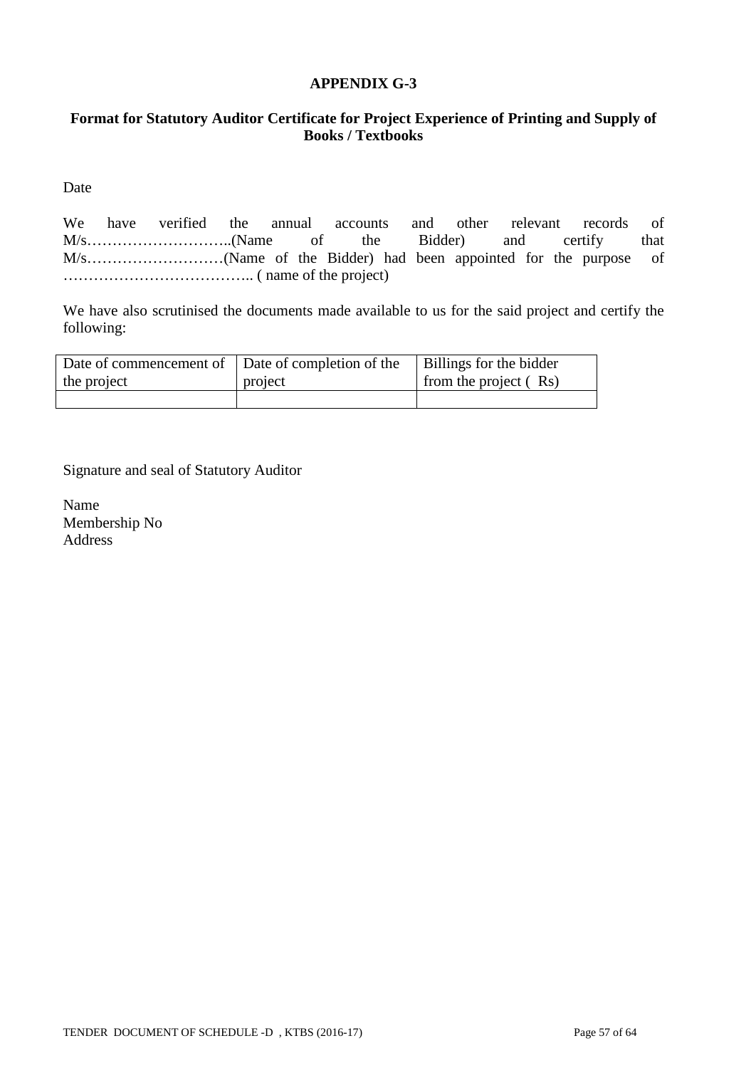**APPENDIX G-3**

**Format for Statutory Auditor Certificate for Project Experience of Printing and Supply of Books / Textbooks**

Date

We have verified the annual accounts and other relevant records of M/s………………………..(Name of the Bidder) and certify that M/s………………………(Name of the Bidder) had been appointed for the purpose of ……………………………….. ( name of the project)

We have also scrutinised the documents made available to us for the said project and certify the following:

| Date of commencement of the project | Date of completion of the project | Billings for the bidder from the project ( Rs) |
|---|---|---|
| | | |

Signature and seal of Statutory Auditor

Name
Membership No
Address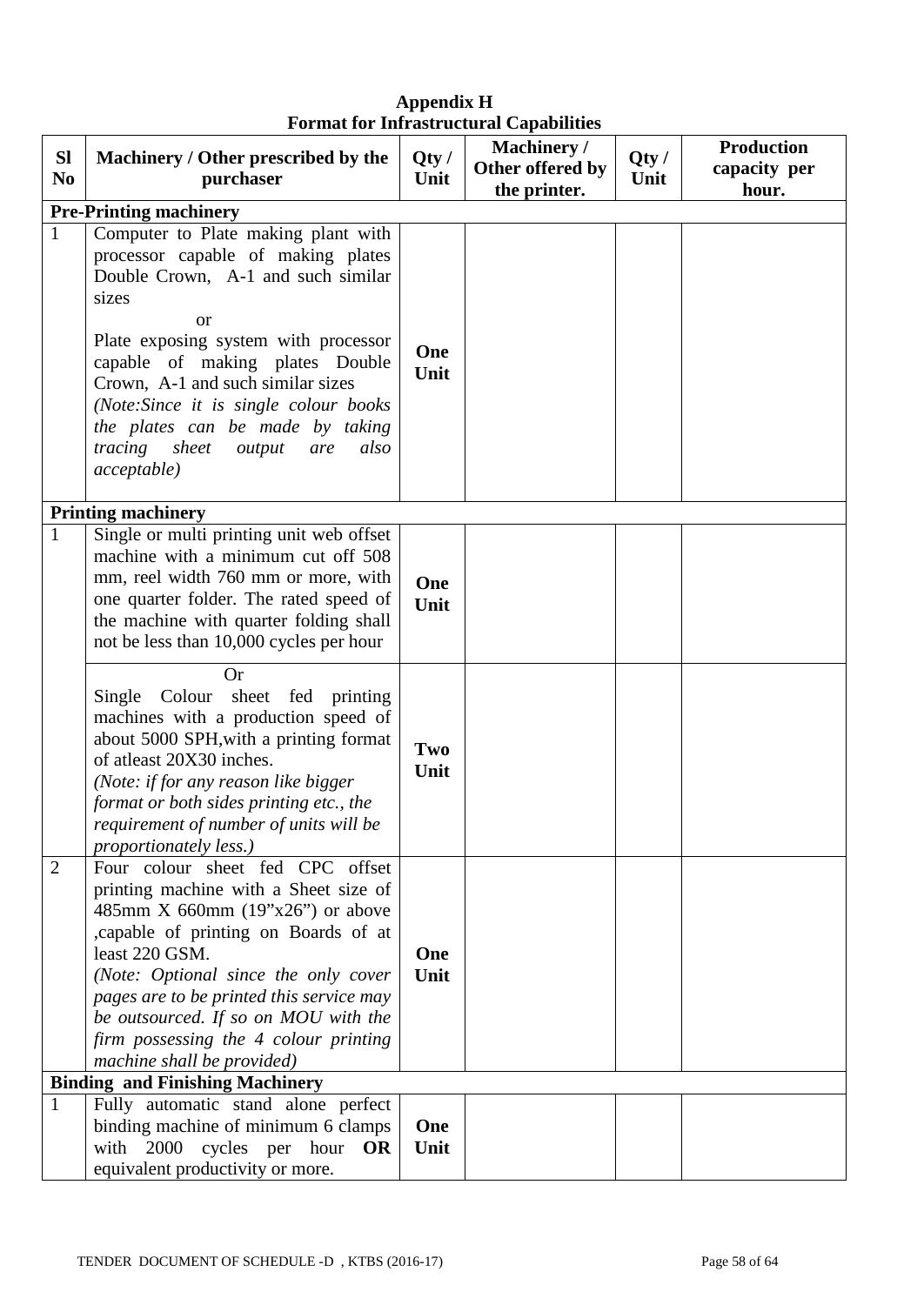**Appendix H**
**Format for Infrastructural Capabilities**

| Sl No | Machinery / Other prescribed by the purchaser | Qty / Unit | Machinery / Other offered by the printer. | Qty / Unit | Production capacity per hour. |
|---|---|---|---|---|---|
| **Pre-Printing machinery** | | | | | |
| 1 | Computer to Plate making plant with processor capable of making plates Double Crown, A-1 and such similar sizes<br>or<br>Plate exposing system with processor capable of making plates Double Crown, A-1 and such similar sizes<br>*(Note:Since it is single colour books the plates can be made by taking tracing sheet output are also acceptable)* | **One Unit** | | | |
| **Printing machinery** | | | | | |
| 1 | Single or multi printing unit web offset machine with a minimum cut off 508 mm, reel width 760 mm or more, with one quarter folder. The rated speed of the machine with quarter folding shall not be less than 10,000 cycles per hour | **One Unit** | | | |
| | Or<br>Single Colour sheet fed printing machines with a production speed of about 5000 SPH,with a printing format of atleast 20X30 inches.<br>*(Note: if for any reason like bigger format or both sides printing etc., the requirement of number of units will be proportionately less.)* | **Two Unit** | | | |
| 2 | Four colour sheet fed CPC offset printing machine with a Sheet size of 485mm X 660mm (19"x26") or above ,capable of printing on Boards of at least 220 GSM.<br>*(Note: Optional since the only cover pages are to be printed this service may be outsourced. If so on MOU with the firm possessing the 4 colour printing machine shall be provided)* | **One Unit** | | | |
| **Binding and Finishing Machinery** | | | | | |
| 1 | Fully automatic stand alone perfect binding machine of minimum 6 clamps with 2000 cycles per hour **OR** equivalent productivity or more. | **One Unit** | | | |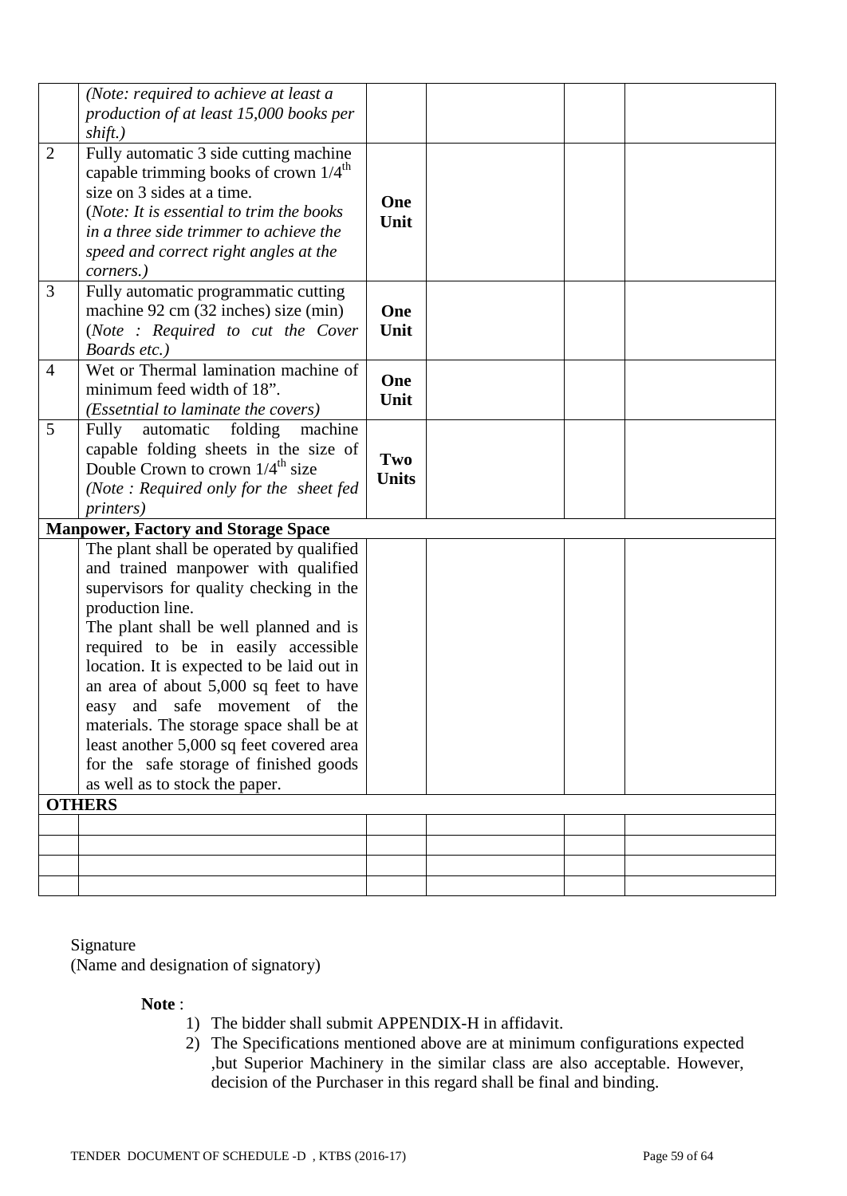| | | | | | |
|---|---|---|---|---|---|
| | *(Note: required to achieve at least a production of at least 15,000 books per shift.)* | | | | |
| 2 | Fully automatic 3 side cutting machine capable trimming books of crown 1/4$^{th}$ size on 3 sides at a time. (*Note: It is essential to trim the books in a three side trimmer to achieve the speed and correct right angles at the corners.)* | **One Unit** | | | |
| 3 | Fully automatic programmatic cutting machine 92 cm (32 inches) size (min) (*Note : Required to cut the Cover Boards etc.)* | **One Unit** | | | |
| 4 | Wet or Thermal lamination machine of minimum feed width of 18". *(Essetntial to laminate the covers)* | **One Unit** | | | |
| 5 | Fully automatic folding machine capable folding sheets in the size of Double Crown to crown 1/4$^{th}$ size *(Note : Required only for the sheet fed printers)* | **Two Units** | | | |
| **Manpower, Factory and Storage Space** | | | | | |
| | The plant shall be operated by qualified and trained manpower with qualified supervisors for quality checking in the production line. The plant shall be well planned and is required to be in easily accessible location. It is expected to be laid out in an area of about 5,000 sq feet to have easy and safe movement of the materials. The storage space shall be at least another 5,000 sq feet covered area for the safe storage of finished goods as well as to stock the paper. | | | | |
| **OTHERS** | | | | | |
| | | | | | |
| | | | | | |
| | | | | | |
| | | | | | |

Signature
(Name and designation of signatory)

**Note** :

1) The bidder shall submit APPENDIX-H in affidavit.
2) The Specifications mentioned above are at minimum configurations expected ,but Superior Machinery in the similar class are also acceptable. However, decision of the Purchaser in this regard shall be final and binding.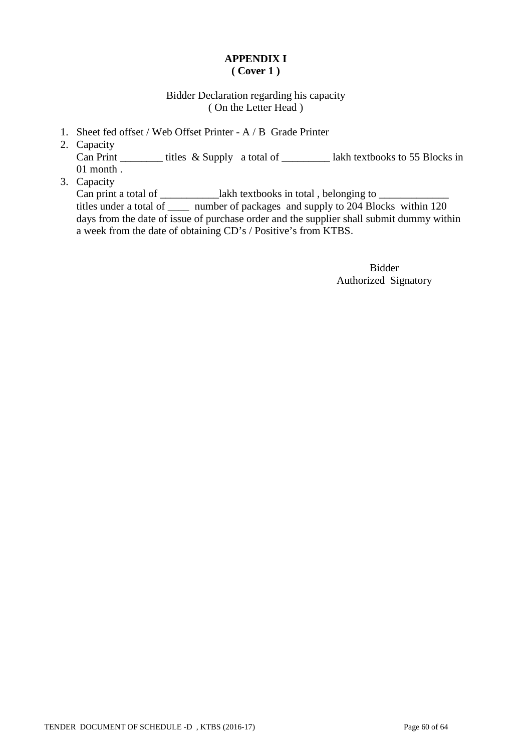**APPENDIX I**
**( Cover 1 )**

Bidder Declaration regarding his capacity
( On the Letter Head )

1. Sheet fed offset / Web Offset Printer - A / B Grade Printer
2. Capacity
   Can Print ________ titles & Supply a total of _________ lakh textbooks to 55 Blocks in 01 month .
3. Capacity
   Can print a total of ___________lakh textbooks in total , belonging to _____________ titles under a total of ____ number of packages and supply to 204 Blocks within 120 days from the date of issue of purchase order and the supplier shall submit dummy within a week from the date of obtaining CD's / Positive's from KTBS.

Bidder
Authorized Signatory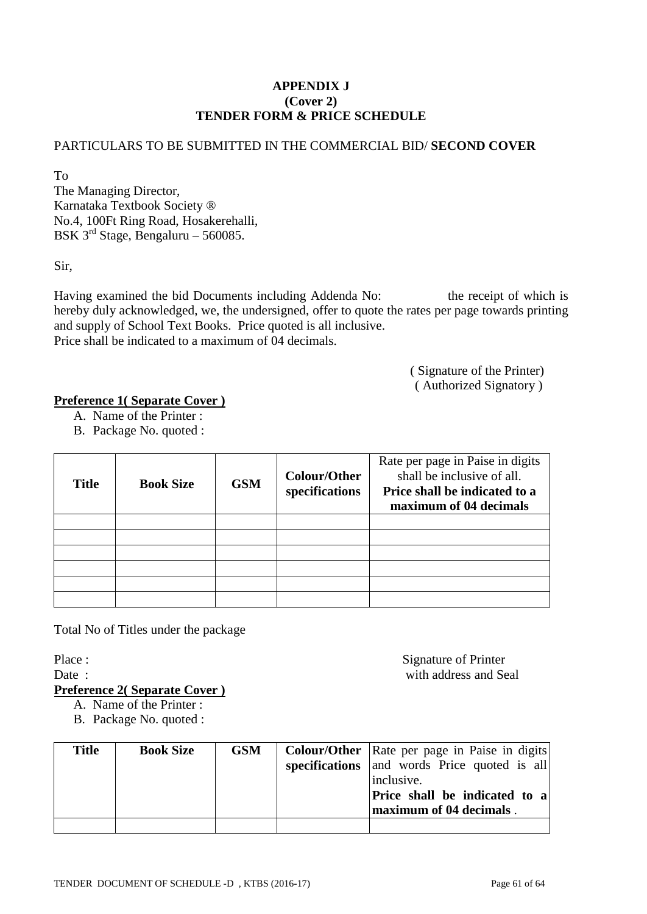**APPENDIX J**
**(Cover 2)**
**TENDER FORM & PRICE SCHEDULE**

PARTICULARS TO BE SUBMITTED IN THE COMMERCIAL BID/ **SECOND COVER**

To
The Managing Director,
Karnataka Textbook Society ®
No.4, 100Ft Ring Road, Hosakerehalli,
BSK 3rd Stage, Bengaluru – 560085.

Sir,

Having examined the bid Documents including Addenda No: the receipt of which is hereby duly acknowledged, we, the undersigned, offer to quote the rates per page towards printing and supply of School Text Books. Price quoted is all inclusive.
Price shall be indicated to a maximum of 04 decimals.

( Signature of the Printer)
( Authorized Signatory )

**Preference 1( Separate Cover )**

A. Name of the Printer :
B. Package No. quoted :

| **Title** | **Book Size** | **GSM** | **Colour/Other specifications** | Rate per page in Paise in digits shall be inclusive of all. **Price shall be indicated to a maximum of 04 decimals** |
|---|---|---|---|---|
| | | | | |
| | | | | |
| | | | | |
| | | | | |
| | | | | |
| | | | | |

Total No of Titles under the package

Place :
Date :

Signature of Printer
with address and Seal

**Preference 2( Separate Cover )**

A. Name of the Printer :
B. Package No. quoted :

| **Title** | **Book Size** | **GSM** | **Colour/Other specifications** | Rate per page in Paise in digits and words Price quoted is all inclusive. **Price shall be indicated to a maximum of 04 decimals** . |
|---|---|---|---|---|
| | | | | |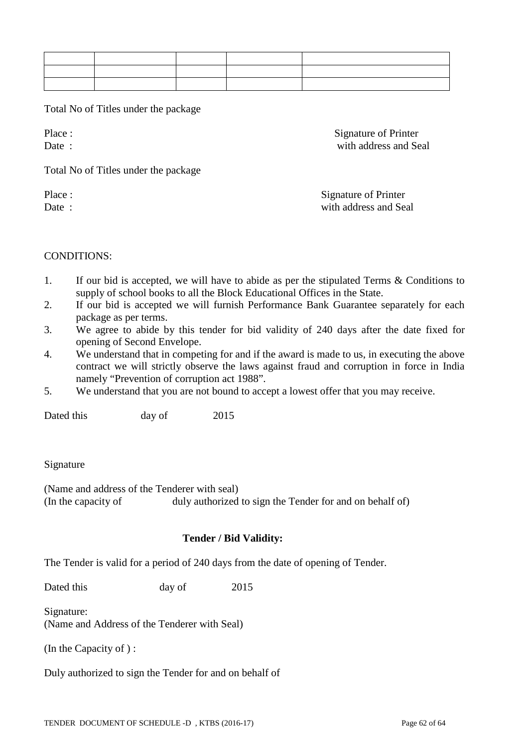| | | | | |
|---|---|---|---|---|
| | | | | |
| | | | | |

Total No of Titles under the package

Place : Signature of Printer
Date : with address and Seal

Total No of Titles under the package

Place : Signature of Printer
Date : with address and Seal

CONDITIONS:

1. If our bid is accepted, we will have to abide as per the stipulated Terms & Conditions to supply of school books to all the Block Educational Offices in the State.
2. If our bid is accepted we will furnish Performance Bank Guarantee separately for each package as per terms.
3. We agree to abide by this tender for bid validity of 240 days after the date fixed for opening of Second Envelope.
4. We understand that in competing for and if the award is made to us, in executing the above contract we will strictly observe the laws against fraud and corruption in force in India namely "Prevention of corruption act 1988".
5. We understand that you are not bound to accept a lowest offer that you may receive.

Dated this day of 2015

Signature

(Name and address of the Tenderer with seal)
(In the capacity of duly authorized to sign the Tender for and on behalf of)

**Tender / Bid Validity:**

The Tender is valid for a period of 240 days from the date of opening of Tender.

Dated this day of 2015

Signature:
(Name and Address of the Tenderer with Seal)

(In the Capacity of ) :

Duly authorized to sign the Tender for and on behalf of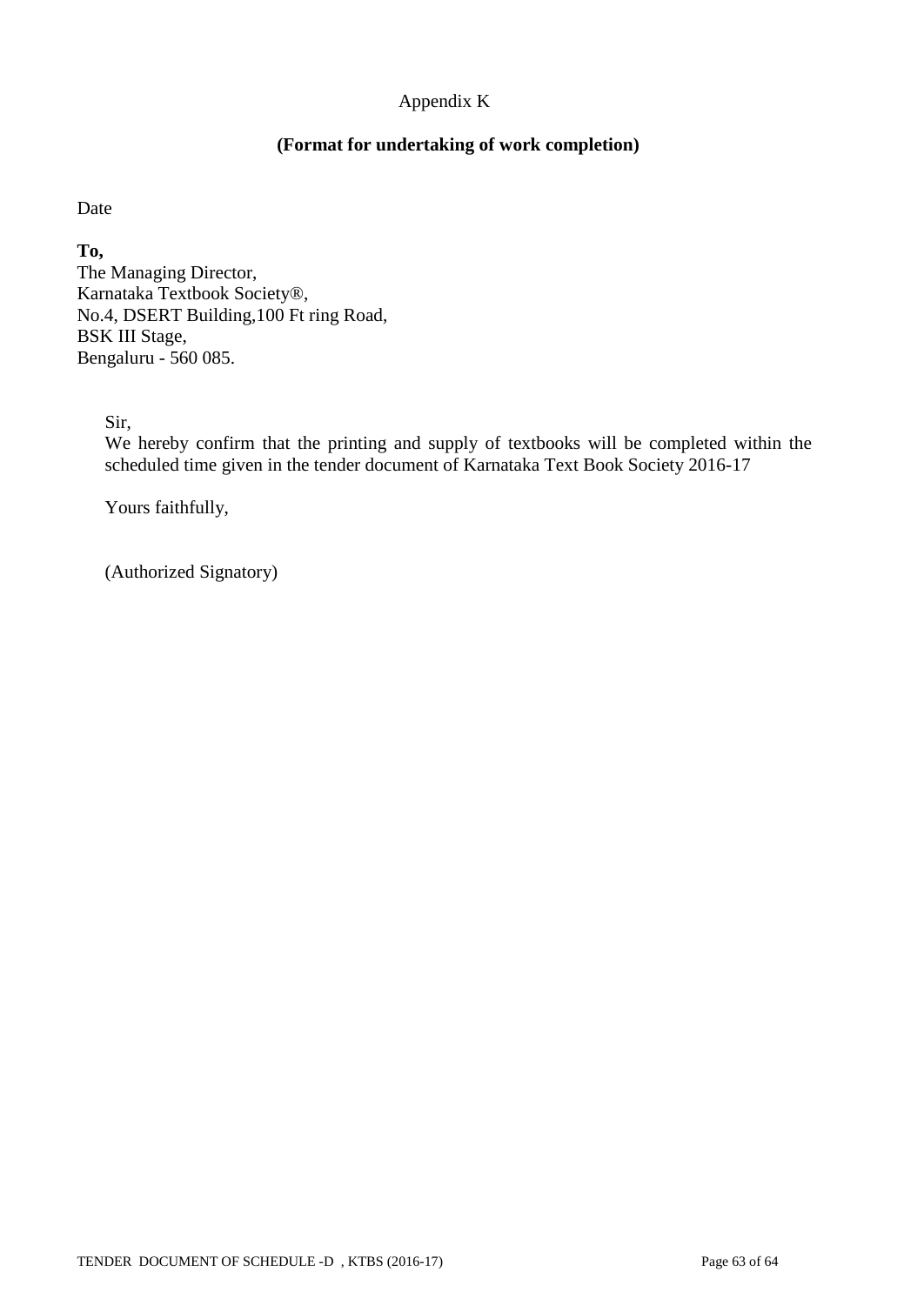Appendix K

**(Format for undertaking of work completion)**

Date

**To,**
The Managing Director,
Karnataka Textbook Society®,
No.4, DSERT Building,100 Ft ring Road,
BSK III Stage,
Bengaluru - 560 085.

Sir,

We hereby confirm that the printing and supply of textbooks will be completed within the scheduled time given in the tender document of Karnataka Text Book Society 2016-17

Yours faithfully,

(Authorized Signatory)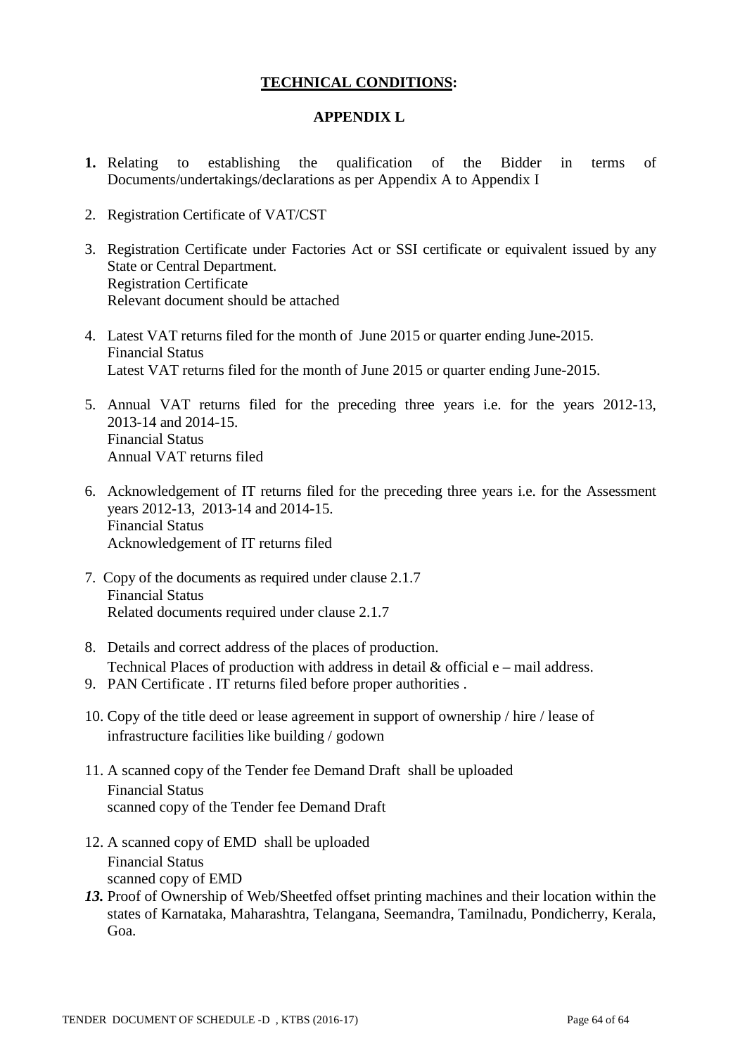## TECHNICAL CONDITIONS:

### APPENDIX L

1. Relating to establishing the qualification of the Bidder in terms of Documents/undertakings/declarations as per Appendix A to Appendix I

2. Registration Certificate of VAT/CST

3. Registration Certificate under Factories Act or SSI certificate or equivalent issued by any State or Central Department.
   Registration Certificate
   Relevant document should be attached

4. Latest VAT returns filed for the month of June 2015 or quarter ending June-2015.
   Financial Status
   Latest VAT returns filed for the month of June 2015 or quarter ending June-2015.

5. Annual VAT returns filed for the preceding three years i.e. for the years 2012-13, 2013-14 and 2014-15.
   Financial Status
   Annual VAT returns filed

6. Acknowledgement of IT returns filed for the preceding three years i.e. for the Assessment years 2012-13, 2013-14 and 2014-15.
   Financial Status
   Acknowledgement of IT returns filed

7. Copy of the documents as required under clause 2.1.7
   Financial Status
   Related documents required under clause 2.1.7

8. Details and correct address of the places of production.
   Technical Places of production with address in detail & official e – mail address.
9. PAN Certificate . IT returns filed before proper authorities .

10. Copy of the title deed or lease agreement in support of ownership / hire / lease of infrastructure facilities like building / godown

11. A scanned copy of the Tender fee Demand Draft shall be uploaded
    Financial Status
    scanned copy of the Tender fee Demand Draft

12. A scanned copy of EMD shall be uploaded
    Financial Status
    scanned copy of EMD
13. Proof of Ownership of Web/Sheetfed offset printing machines and their location within the states of Karnataka, Maharashtra, Telangana, Seemandra, Tamilnadu, Pondicherry, Kerala, Goa.